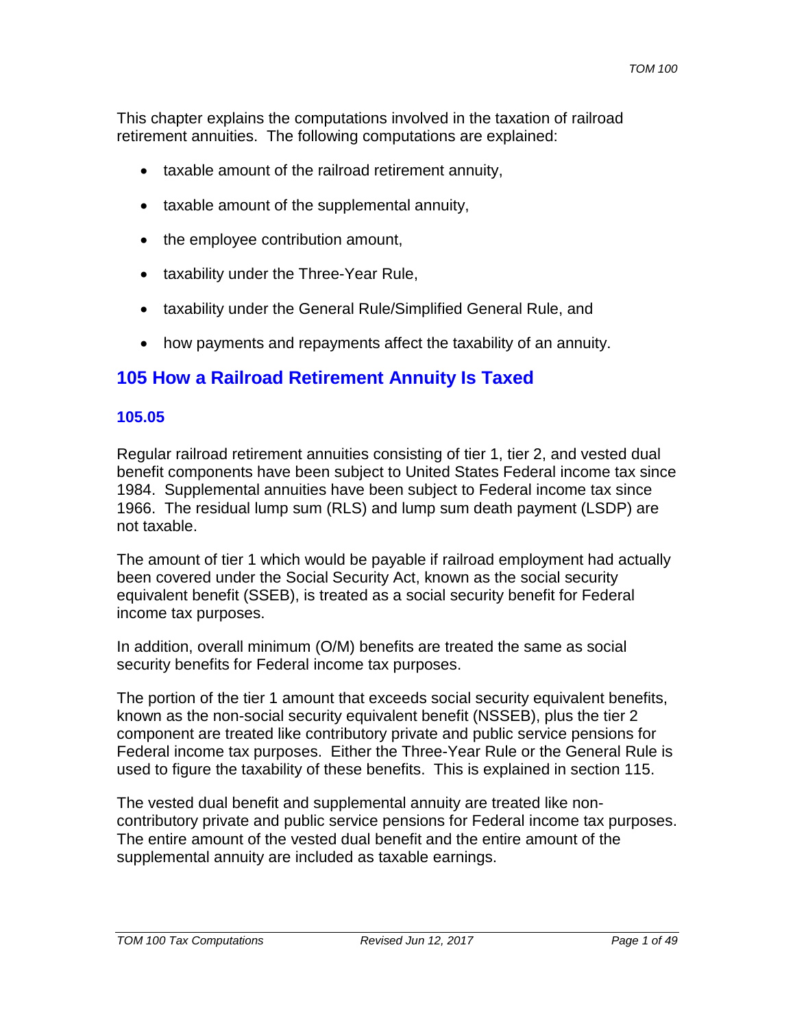This chapter explains the computations involved in the taxation of railroad retirement annuities. The following computations are explained:

- taxable amount of the railroad retirement annuity,
- taxable amount of the supplemental annuity,
- the employee contribution amount,
- taxability under the Three-Year Rule,
- taxability under the General Rule/Simplified General Rule, and
- how payments and repayments affect the taxability of an annuity.

## 105 How a Railroad Retirement Annuity Is Taxed

### 105.05

Regular railroad retirement annuities consisting of tier 1, tier 2, and vested dual benefit components have been subject to United States Federal income tax since 1984. Supplemental annuities have been subject to Federal income tax since 1966. The residual lump sum (RLS) and lump sum death payment (LSDP) are not taxable.

The amount of tier 1 which would be payable if railroad employment had actually been covered under the Social Security Act, known as the social security equivalent benefit (SSEB), is treated as a social security benefit for Federal income tax purposes.

In addition, overall minimum (O/M) benefits are treated the same as social security benefits for Federal income tax purposes.

The portion of the tier 1 amount that exceeds social security equivalent benefits, known as the non-social security equivalent benefit (NSSEB), plus the tier 2 component are treated like contributory private and public service pensions for Federal income tax purposes. Either the Three-Year Rule or the General Rule is used to figure the taxability of these benefits. This is explained in section 115.

The vested dual benefit and supplemental annuity are treated like non-contributory private and public service pensions for Federal income tax purposes. The entire amount of the vested dual benefit and the entire amount of the supplemental annuity are included as taxable earnings.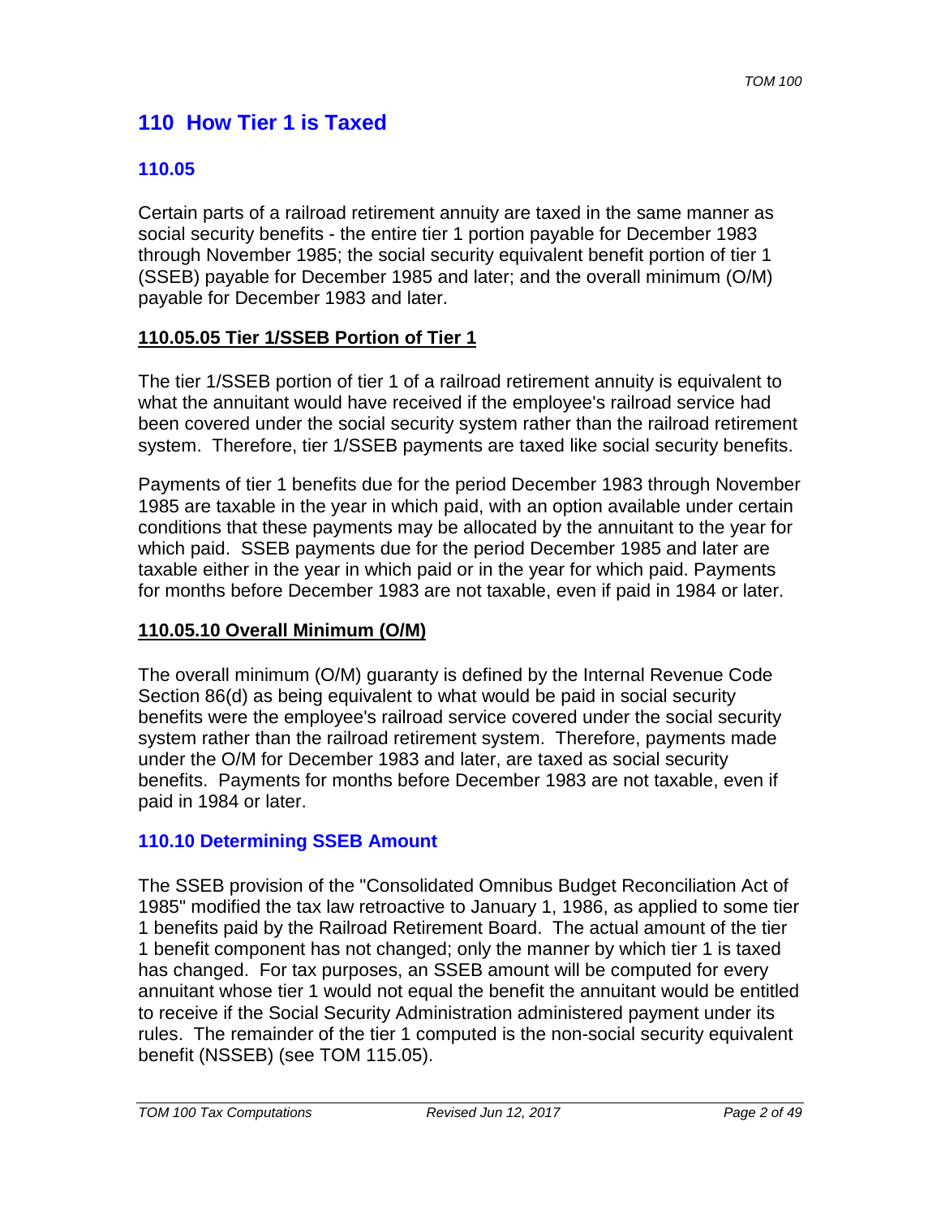# 110 How Tier 1 is Taxed

## 110.05

Certain parts of a railroad retirement annuity are taxed in the same manner as social security benefits - the entire tier 1 portion payable for December 1983 through November 1985; the social security equivalent benefit portion of tier 1 (SSEB) payable for December 1985 and later; and the overall minimum (O/M) payable for December 1983 and later.

### 110.05.05 Tier 1/SSEB Portion of Tier 1

The tier 1/SSEB portion of tier 1 of a railroad retirement annuity is equivalent to what the annuitant would have received if the employee's railroad service had been covered under the social security system rather than the railroad retirement system. Therefore, tier 1/SSEB payments are taxed like social security benefits.

Payments of tier 1 benefits due for the period December 1983 through November 1985 are taxable in the year in which paid, with an option available under certain conditions that these payments may be allocated by the annuitant to the year for which paid. SSEB payments due for the period December 1985 and later are taxable either in the year in which paid or in the year for which paid. Payments for months before December 1983 are not taxable, even if paid in 1984 or later.

### 110.05.10 Overall Minimum (O/M)

The overall minimum (O/M) guaranty is defined by the Internal Revenue Code Section 86(d) as being equivalent to what would be paid in social security benefits were the employee's railroad service covered under the social security system rather than the railroad retirement system. Therefore, payments made under the O/M for December 1983 and later, are taxed as social security benefits. Payments for months before December 1983 are not taxable, even if paid in 1984 or later.

## 110.10 Determining SSEB Amount

The SSEB provision of the "Consolidated Omnibus Budget Reconciliation Act of 1985" modified the tax law retroactive to January 1, 1986, as applied to some tier 1 benefits paid by the Railroad Retirement Board. The actual amount of the tier 1 benefit component has not changed; only the manner by which tier 1 is taxed has changed. For tax purposes, an SSEB amount will be computed for every annuitant whose tier 1 would not equal the benefit the annuitant would be entitled to receive if the Social Security Administration administered payment under its rules. The remainder of the tier 1 computed is the non-social security equivalent benefit (NSSEB) (see TOM 115.05).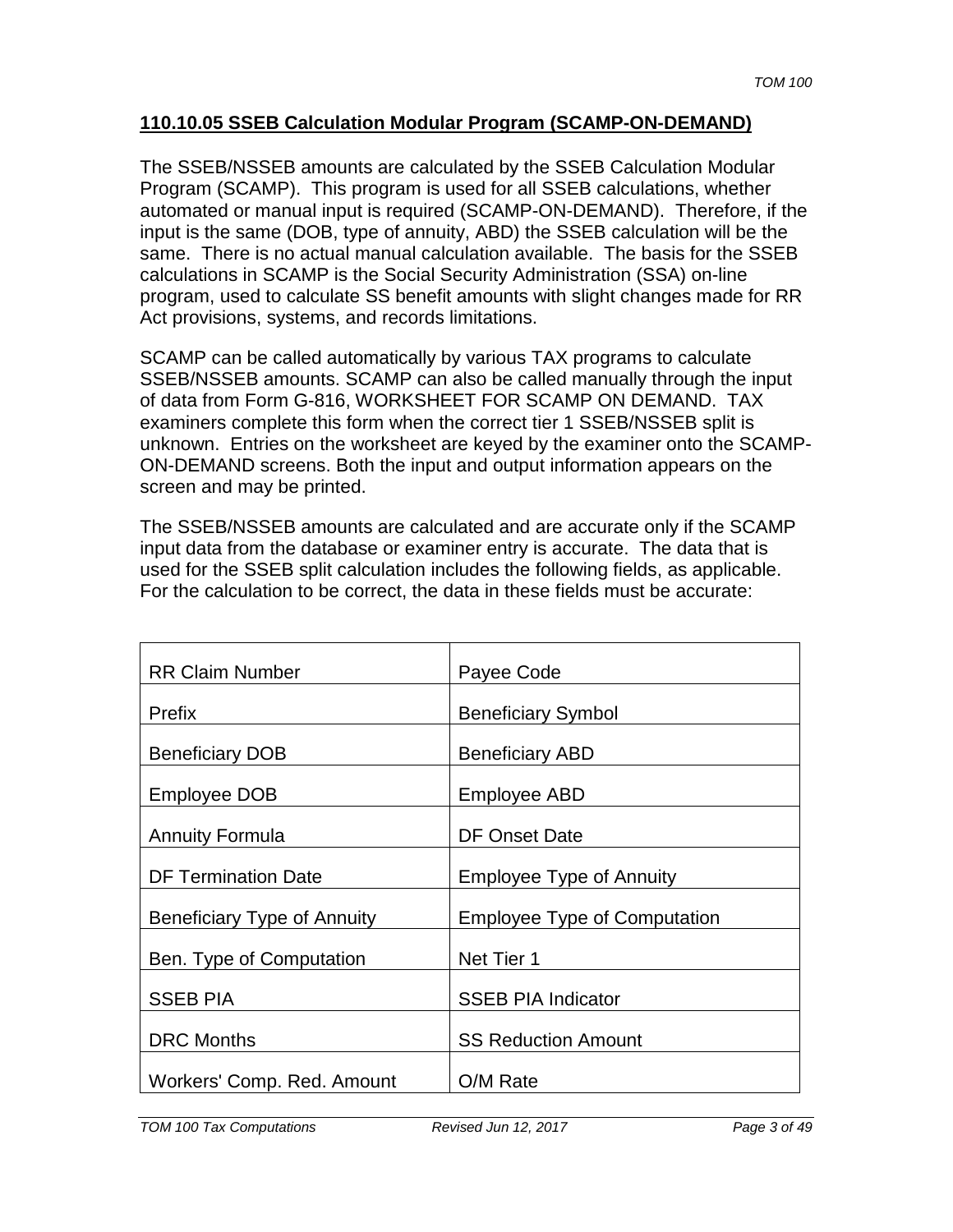## 110.10.05 SSEB Calculation Modular Program (SCAMP-ON-DEMAND)

The SSEB/NSSEB amounts are calculated by the SSEB Calculation Modular Program (SCAMP). This program is used for all SSEB calculations, whether automated or manual input is required (SCAMP-ON-DEMAND). Therefore, if the input is the same (DOB, type of annuity, ABD) the SSEB calculation will be the same. There is no actual manual calculation available. The basis for the SSEB calculations in SCAMP is the Social Security Administration (SSA) on-line program, used to calculate SS benefit amounts with slight changes made for RR Act provisions, systems, and records limitations.

SCAMP can be called automatically by various TAX programs to calculate SSEB/NSSEB amounts. SCAMP can also be called manually through the input of data from Form G-816, WORKSHEET FOR SCAMP ON DEMAND. TAX examiners complete this form when the correct tier 1 SSEB/NSSEB split is unknown. Entries on the worksheet are keyed by the examiner onto the SCAMP-ON-DEMAND screens. Both the input and output information appears on the screen and may be printed.

The SSEB/NSSEB amounts are calculated and are accurate only if the SCAMP input data from the database or examiner entry is accurate. The data that is used for the SSEB split calculation includes the following fields, as applicable. For the calculation to be correct, the data in these fields must be accurate:

| | |
|---|---|
| RR Claim Number | Payee Code |
| Prefix | Beneficiary Symbol |
| Beneficiary DOB | Beneficiary ABD |
| Employee DOB | Employee ABD |
| Annuity Formula | DF Onset Date |
| DF Termination Date | Employee Type of Annuity |
| Beneficiary Type of Annuity | Employee Type of Computation |
| Ben. Type of Computation | Net Tier 1 |
| SSEB PIA | SSEB PIA Indicator |
| DRC Months | SS Reduction Amount |
| Workers' Comp. Red. Amount | O/M Rate |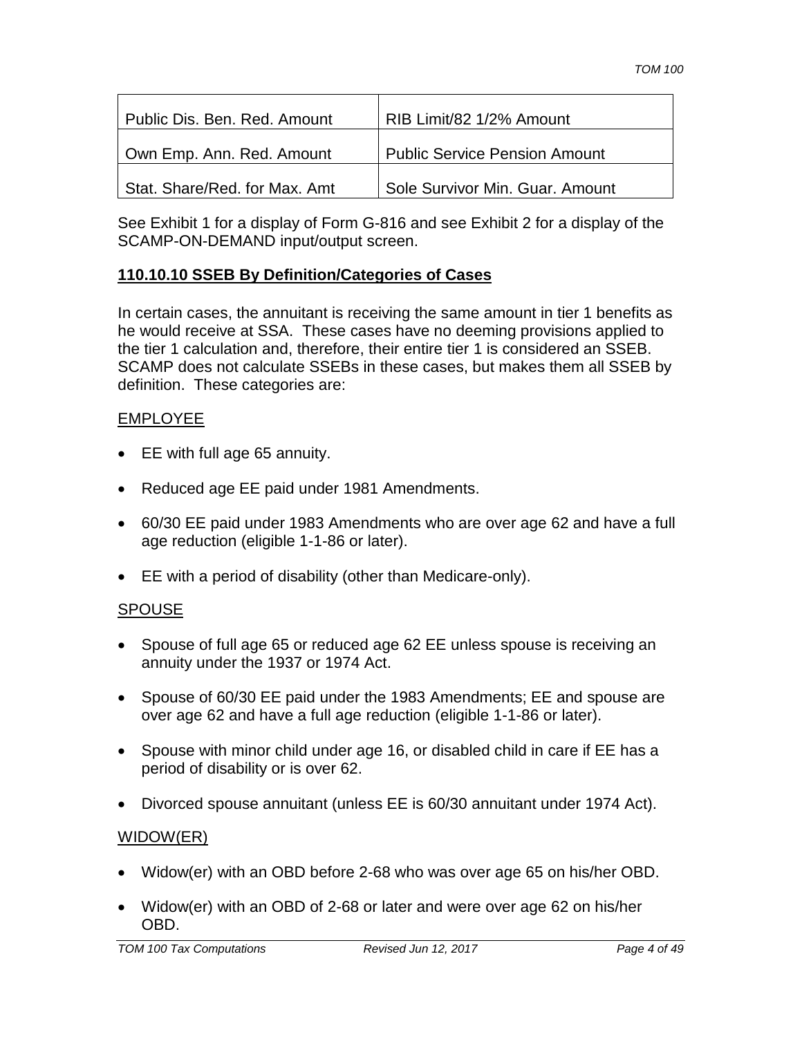| Public Dis. Ben. Red. Amount | RIB Limit/82 1/2% Amount |
|---|---|
| Own Emp. Ann. Red. Amount | Public Service Pension Amount |
| Stat. Share/Red. for Max. Amt | Sole Survivor Min. Guar. Amount |

See Exhibit 1 for a display of Form G-816 and see Exhibit 2 for a display of the SCAMP-ON-DEMAND input/output screen.

## 110.10.10 SSEB By Definition/Categories of Cases

In certain cases, the annuitant is receiving the same amount in tier 1 benefits as he would receive at SSA. These cases have no deeming provisions applied to the tier 1 calculation and, therefore, their entire tier 1 is considered an SSEB. SCAMP does not calculate SSEBs in these cases, but makes them all SSEB by definition. These categories are:

EMPLOYEE

- EE with full age 65 annuity.
- Reduced age EE paid under 1981 Amendments.
- 60/30 EE paid under 1983 Amendments who are over age 62 and have a full age reduction (eligible 1-1-86 or later).
- EE with a period of disability (other than Medicare-only).

SPOUSE

- Spouse of full age 65 or reduced age 62 EE unless spouse is receiving an annuity under the 1937 or 1974 Act.
- Spouse of 60/30 EE paid under the 1983 Amendments; EE and spouse are over age 62 and have a full age reduction (eligible 1-1-86 or later).
- Spouse with minor child under age 16, or disabled child in care if EE has a period of disability or is over 62.
- Divorced spouse annuitant (unless EE is 60/30 annuitant under 1974 Act).

WIDOW(ER)

- Widow(er) with an OBD before 2-68 who was over age 65 on his/her OBD.
- Widow(er) with an OBD of 2-68 or later and were over age 62 on his/her OBD.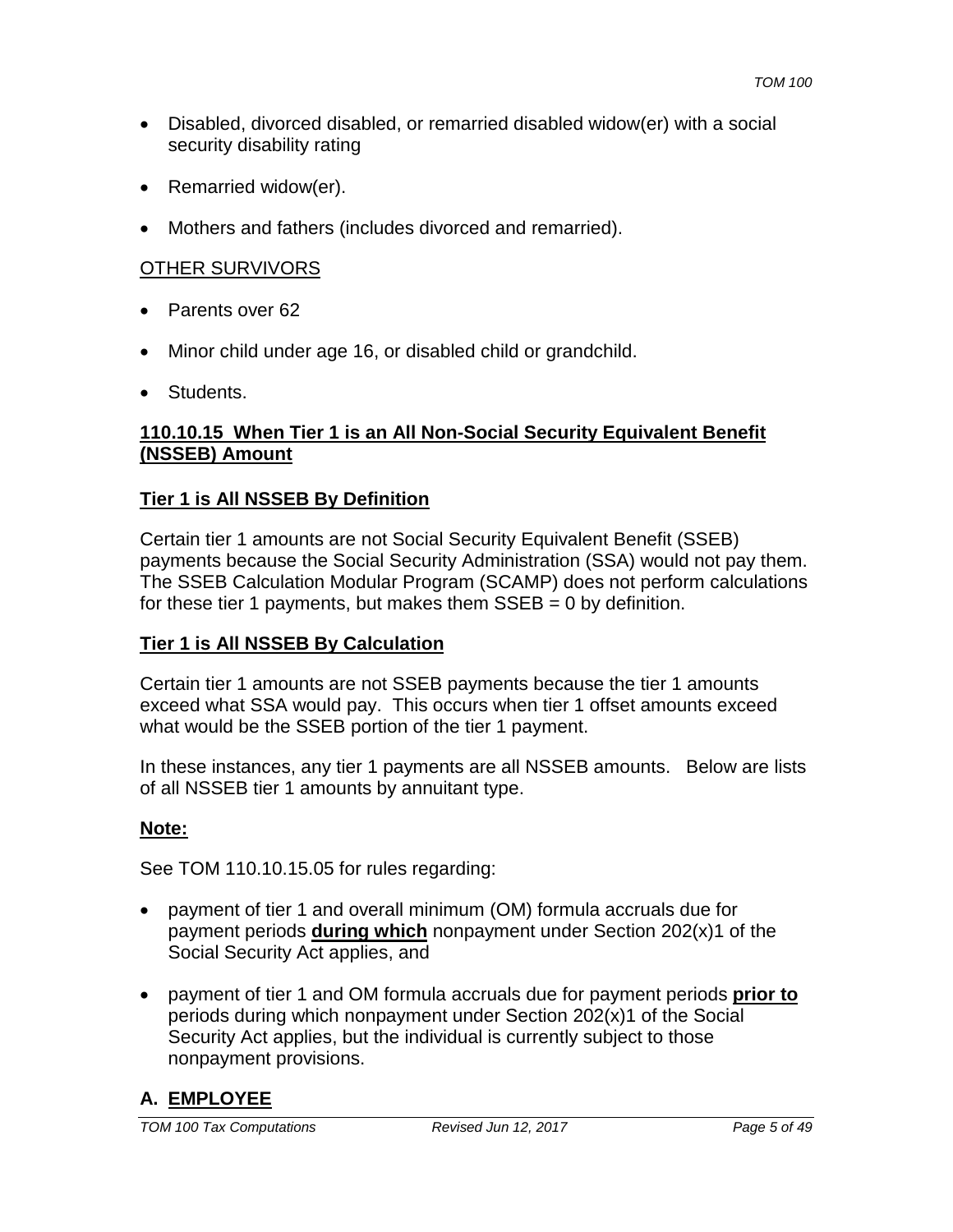- Disabled, divorced disabled, or remarried disabled widow(er) with a social security disability rating
- Remarried widow(er).
- Mothers and fathers (includes divorced and remarried).

OTHER SURVIVORS

- Parents over 62
- Minor child under age 16, or disabled child or grandchild.
- Students.

### 110.10.15 When Tier 1 is an All Non-Social Security Equivalent Benefit (NSSEB) Amount

**Tier 1 is All NSSEB By Definition**

Certain tier 1 amounts are not Social Security Equivalent Benefit (SSEB) payments because the Social Security Administration (SSA) would not pay them. The SSEB Calculation Modular Program (SCAMP) does not perform calculations for these tier 1 payments, but makes them SSEB = 0 by definition.

**Tier 1 is All NSSEB By Calculation**

Certain tier 1 amounts are not SSEB payments because the tier 1 amounts exceed what SSA would pay. This occurs when tier 1 offset amounts exceed what would be the SSEB portion of the tier 1 payment.

In these instances, any tier 1 payments are all NSSEB amounts. Below are lists of all NSSEB tier 1 amounts by annuitant type.

**Note:**

See TOM 110.10.15.05 for rules regarding:

- payment of tier 1 and overall minimum (OM) formula accruals due for payment periods **during which** nonpayment under Section 202(x)1 of the Social Security Act applies, and
- payment of tier 1 and OM formula accruals due for payment periods **prior to** periods during which nonpayment under Section 202(x)1 of the Social Security Act applies, but the individual is currently subject to those nonpayment provisions.

#### A. EMPLOYEE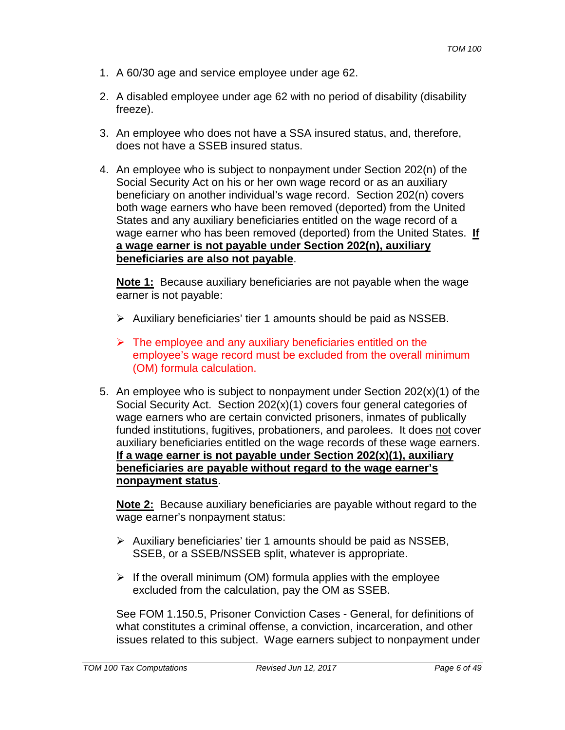1. A 60/30 age and service employee under age 62.

2. A disabled employee under age 62 with no period of disability (disability freeze).

3. An employee who does not have a SSA insured status, and, therefore, does not have a SSEB insured status.

4. An employee who is subject to nonpayment under Section 202(n) of the Social Security Act on his or her own wage record or as an auxiliary beneficiary on another individual's wage record. Section 202(n) covers both wage earners who have been removed (deported) from the United States and any auxiliary beneficiaries entitled on the wage record of a wage earner who has been removed (deported) from the United States. **If a wage earner is not payable under Section 202(n), auxiliary beneficiaries are also not payable**.

   **Note 1:** Because auxiliary beneficiaries are not payable when the wage earner is not payable:

   - Auxiliary beneficiaries' tier 1 amounts should be paid as NSSEB.
   - The employee and any auxiliary beneficiaries entitled on the employee's wage record must be excluded from the overall minimum (OM) formula calculation.

5. An employee who is subject to nonpayment under Section 202(x)(1) of the Social Security Act. Section 202(x)(1) covers four general categories of wage earners who are certain convicted prisoners, inmates of publically funded institutions, fugitives, probationers, and parolees. It does not cover auxiliary beneficiaries entitled on the wage records of these wage earners. **If a wage earner is not payable under Section 202(x)(1), auxiliary beneficiaries are payable without regard to the wage earner's nonpayment status**.

   **Note 2:** Because auxiliary beneficiaries are payable without regard to the wage earner's nonpayment status:

   - Auxiliary beneficiaries' tier 1 amounts should be paid as NSSEB, SSEB, or a SSEB/NSSEB split, whatever is appropriate.
   - If the overall minimum (OM) formula applies with the employee excluded from the calculation, pay the OM as SSEB.

   See FOM 1.150.5, Prisoner Conviction Cases - General, for definitions of what constitutes a criminal offense, a conviction, incarceration, and other issues related to this subject. Wage earners subject to nonpayment under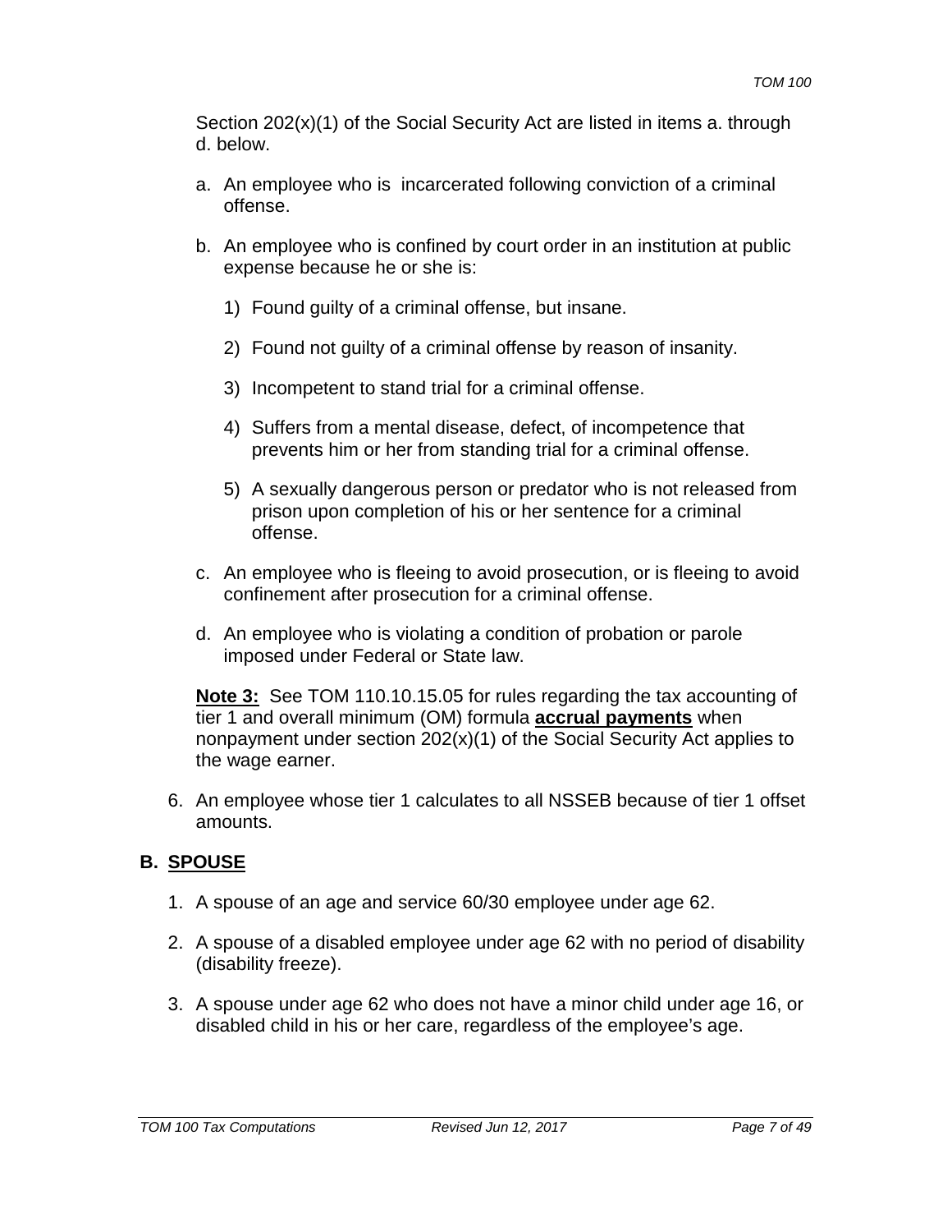Section 202(x)(1) of the Social Security Act are listed in items a. through d. below.

a. An employee who is incarcerated following conviction of a criminal offense.

b. An employee who is confined by court order in an institution at public expense because he or she is:

   1) Found guilty of a criminal offense, but insane.

   2) Found not guilty of a criminal offense by reason of insanity.

   3) Incompetent to stand trial for a criminal offense.

   4) Suffers from a mental disease, defect, of incompetence that prevents him or her from standing trial for a criminal offense.

   5) A sexually dangerous person or predator who is not released from prison upon completion of his or her sentence for a criminal offense.

c. An employee who is fleeing to avoid prosecution, or is fleeing to avoid confinement after prosecution for a criminal offense.

d. An employee who is violating a condition of probation or parole imposed under Federal or State law.

**<u>Note 3:</u>** See TOM 110.10.15.05 for rules regarding the tax accounting of tier 1 and overall minimum (OM) formula **<u>accrual payments</u>** when nonpayment under section 202(x)(1) of the Social Security Act applies to the wage earner.

6. An employee whose tier 1 calculates to all NSSEB because of tier 1 offset amounts.

## B. SPOUSE

1. A spouse of an age and service 60/30 employee under age 62.

2. A spouse of a disabled employee under age 62 with no period of disability (disability freeze).

3. A spouse under age 62 who does not have a minor child under age 16, or disabled child in his or her care, regardless of the employee's age.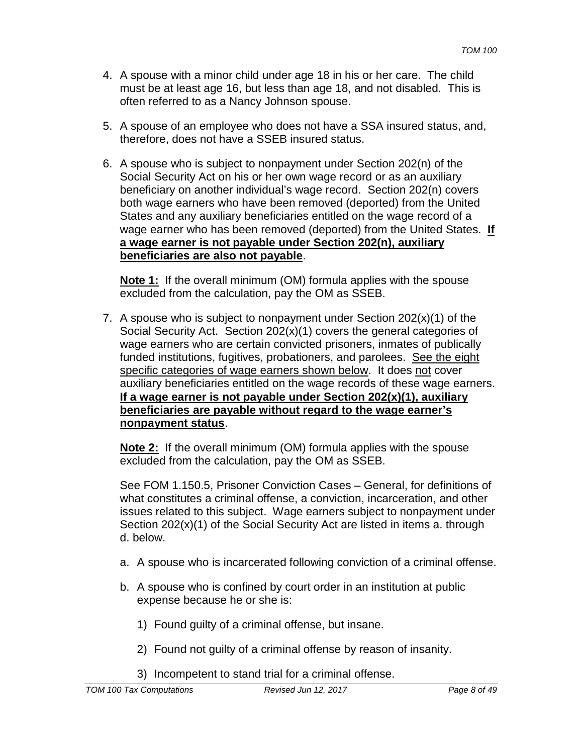4. A spouse with a minor child under age 18 in his or her care. The child must be at least age 16, but less than age 18, and not disabled. This is often referred to as a Nancy Johnson spouse.

5. A spouse of an employee who does not have a SSA insured status, and, therefore, does not have a SSEB insured status.

6. A spouse who is subject to nonpayment under Section 202(n) of the Social Security Act on his or her own wage record or as an auxiliary beneficiary on another individual's wage record. Section 202(n) covers both wage earners who have been removed (deported) from the United States and any auxiliary beneficiaries entitled on the wage record of a wage earner who has been removed (deported) from the United States. **If a wage earner is not payable under Section 202(n), auxiliary beneficiaries are also not payable**.

   **Note 1:** If the overall minimum (OM) formula applies with the spouse excluded from the calculation, pay the OM as SSEB.

7. A spouse who is subject to nonpayment under Section 202(x)(1) of the Social Security Act. Section 202(x)(1) covers the general categories of wage earners who are certain convicted prisoners, inmates of publically funded institutions, fugitives, probationers, and parolees. See the eight specific categories of wage earners shown below. It does not cover auxiliary beneficiaries entitled on the wage records of these wage earners. **If a wage earner is not payable under Section 202(x)(1), auxiliary beneficiaries are payable without regard to the wage earner's nonpayment status**.

   **Note 2:** If the overall minimum (OM) formula applies with the spouse excluded from the calculation, pay the OM as SSEB.

   See FOM 1.150.5, Prisoner Conviction Cases – General, for definitions of what constitutes a criminal offense, a conviction, incarceration, and other issues related to this subject. Wage earners subject to nonpayment under Section 202(x)(1) of the Social Security Act are listed in items a. through d. below.

   a. A spouse who is incarcerated following conviction of a criminal offense.

   b. A spouse who is confined by court order in an institution at public expense because he or she is:

      1) Found guilty of a criminal offense, but insane.

      2) Found not guilty of a criminal offense by reason of insanity.

      3) Incompetent to stand trial for a criminal offense.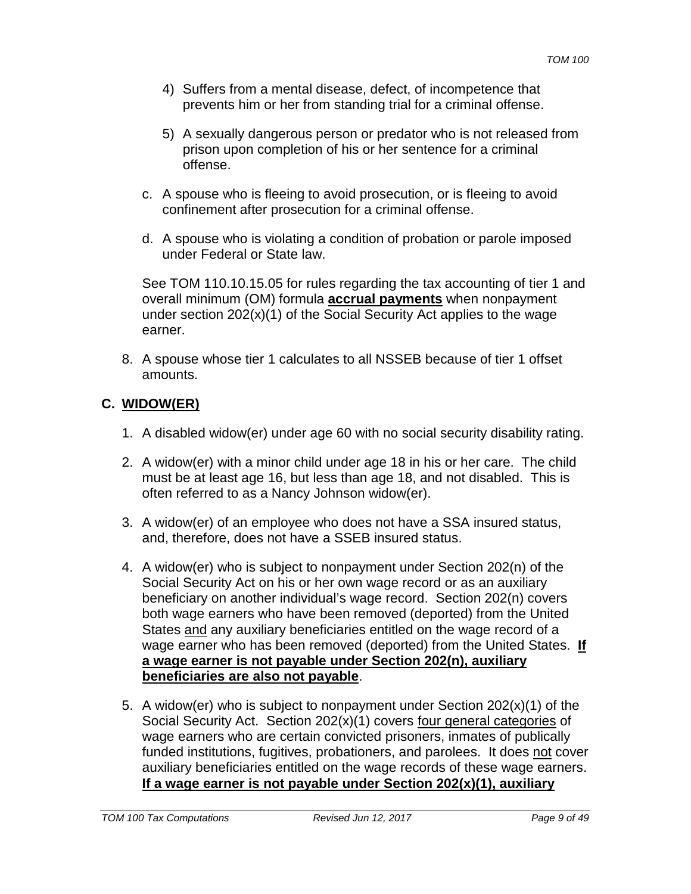4) Suffers from a mental disease, defect, of incompetence that prevents him or her from standing trial for a criminal offense.

5) A sexually dangerous person or predator who is not released from prison upon completion of his or her sentence for a criminal offense.

c. A spouse who is fleeing to avoid prosecution, or is fleeing to avoid confinement after prosecution for a criminal offense.

d. A spouse who is violating a condition of probation or parole imposed under Federal or State law.

See TOM 110.10.15.05 for rules regarding the tax accounting of tier 1 and overall minimum (OM) formula **accrual payments** when nonpayment under section 202(x)(1) of the Social Security Act applies to the wage earner.

8. A spouse whose tier 1 calculates to all NSSEB because of tier 1 offset amounts.

## C. WIDOW(ER)

1. A disabled widow(er) under age 60 with no social security disability rating.

2. A widow(er) with a minor child under age 18 in his or her care. The child must be at least age 16, but less than age 18, and not disabled. This is often referred to as a Nancy Johnson widow(er).

3. A widow(er) of an employee who does not have a SSA insured status, and, therefore, does not have a SSEB insured status.

4. A widow(er) who is subject to nonpayment under Section 202(n) of the Social Security Act on his or her own wage record or as an auxiliary beneficiary on another individual's wage record. Section 202(n) covers both wage earners who have been removed (deported) from the United States and any auxiliary beneficiaries entitled on the wage record of a wage earner who has been removed (deported) from the United States. **If a wage earner is not payable under Section 202(n), auxiliary beneficiaries are also not payable**.

5. A widow(er) who is subject to nonpayment under Section 202(x)(1) of the Social Security Act. Section 202(x)(1) covers four general categories of wage earners who are certain convicted prisoners, inmates of publically funded institutions, fugitives, probationers, and parolees. It does not cover auxiliary beneficiaries entitled on the wage records of these wage earners. **If a wage earner is not payable under Section 202(x)(1), auxiliary**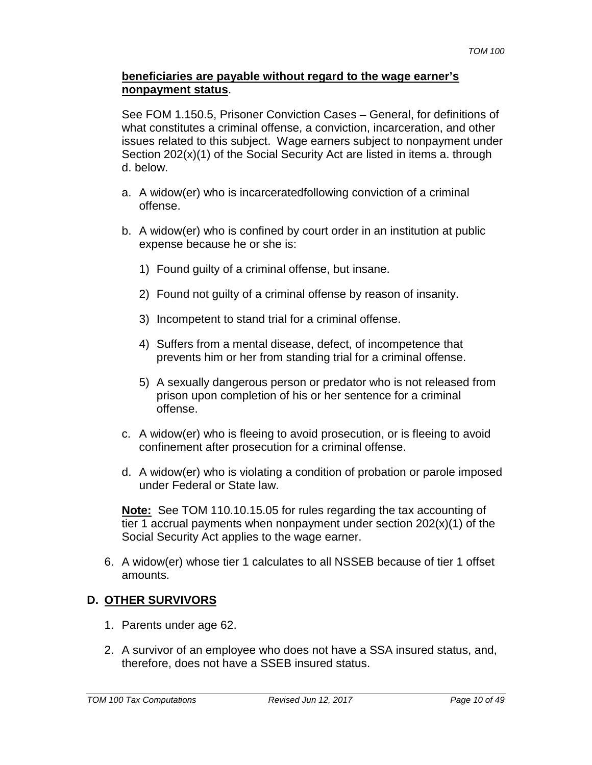**beneficiaries are payable without regard to the wage earner's nonpayment status**.

See FOM 1.150.5, Prisoner Conviction Cases – General, for definitions of what constitutes a criminal offense, a conviction, incarceration, and other issues related to this subject. Wage earners subject to nonpayment under Section 202(x)(1) of the Social Security Act are listed in items a. through d. below.

a. A widow(er) who is incarceratedfollowing conviction of a criminal offense.

b. A widow(er) who is confined by court order in an institution at public expense because he or she is:

   1) Found guilty of a criminal offense, but insane.

   2) Found not guilty of a criminal offense by reason of insanity.

   3) Incompetent to stand trial for a criminal offense.

   4) Suffers from a mental disease, defect, of incompetence that prevents him or her from standing trial for a criminal offense.

   5) A sexually dangerous person or predator who is not released from prison upon completion of his or her sentence for a criminal offense.

c. A widow(er) who is fleeing to avoid prosecution, or is fleeing to avoid confinement after prosecution for a criminal offense.

d. A widow(er) who is violating a condition of probation or parole imposed under Federal or State law.

**Note:** See TOM 110.10.15.05 for rules regarding the tax accounting of tier 1 accrual payments when nonpayment under section 202(x)(1) of the Social Security Act applies to the wage earner.

6. A widow(er) whose tier 1 calculates to all NSSEB because of tier 1 offset amounts.

## D. OTHER SURVIVORS

1. Parents under age 62.

2. A survivor of an employee who does not have a SSA insured status, and, therefore, does not have a SSEB insured status.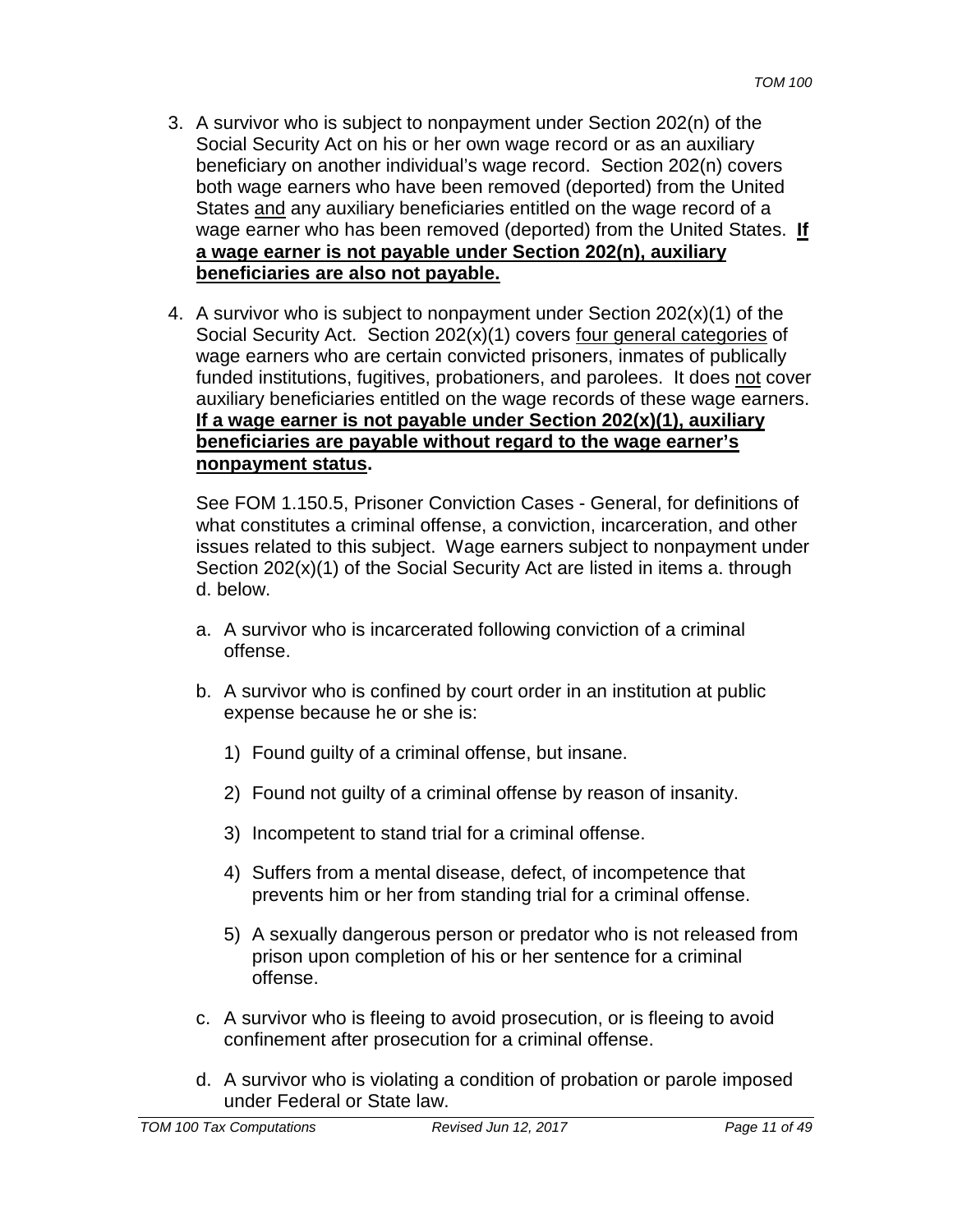3. A survivor who is subject to nonpayment under Section 202(n) of the Social Security Act on his or her own wage record or as an auxiliary beneficiary on another individual's wage record. Section 202(n) covers both wage earners who have been removed (deported) from the United States <u>and</u> any auxiliary beneficiaries entitled on the wage record of a wage earner who has been removed (deported) from the United States. **<u>If a wage earner is not payable under Section 202(n), auxiliary beneficiaries are also not payable.</u>**

4. A survivor who is subject to nonpayment under Section 202(x)(1) of the Social Security Act. Section 202(x)(1) covers <u>four general categories</u> of wage earners who are certain convicted prisoners, inmates of publically funded institutions, fugitives, probationers, and parolees. It does <u>not</u> cover auxiliary beneficiaries entitled on the wage records of these wage earners. **<u>If a wage earner is not payable under Section 202(x)(1), auxiliary beneficiaries are payable without regard to the wage earner's nonpayment status</u>.**

   See FOM 1.150.5, Prisoner Conviction Cases - General, for definitions of what constitutes a criminal offense, a conviction, incarceration, and other issues related to this subject. Wage earners subject to nonpayment under Section 202(x)(1) of the Social Security Act are listed in items a. through d. below.

   a. A survivor who is incarcerated following conviction of a criminal offense.

   b. A survivor who is confined by court order in an institution at public expense because he or she is:

      1) Found guilty of a criminal offense, but insane.

      2) Found not guilty of a criminal offense by reason of insanity.

      3) Incompetent to stand trial for a criminal offense.

      4) Suffers from a mental disease, defect, of incompetence that prevents him or her from standing trial for a criminal offense.

      5) A sexually dangerous person or predator who is not released from prison upon completion of his or her sentence for a criminal offense.

   c. A survivor who is fleeing to avoid prosecution, or is fleeing to avoid confinement after prosecution for a criminal offense.

   d. A survivor who is violating a condition of probation or parole imposed under Federal or State law.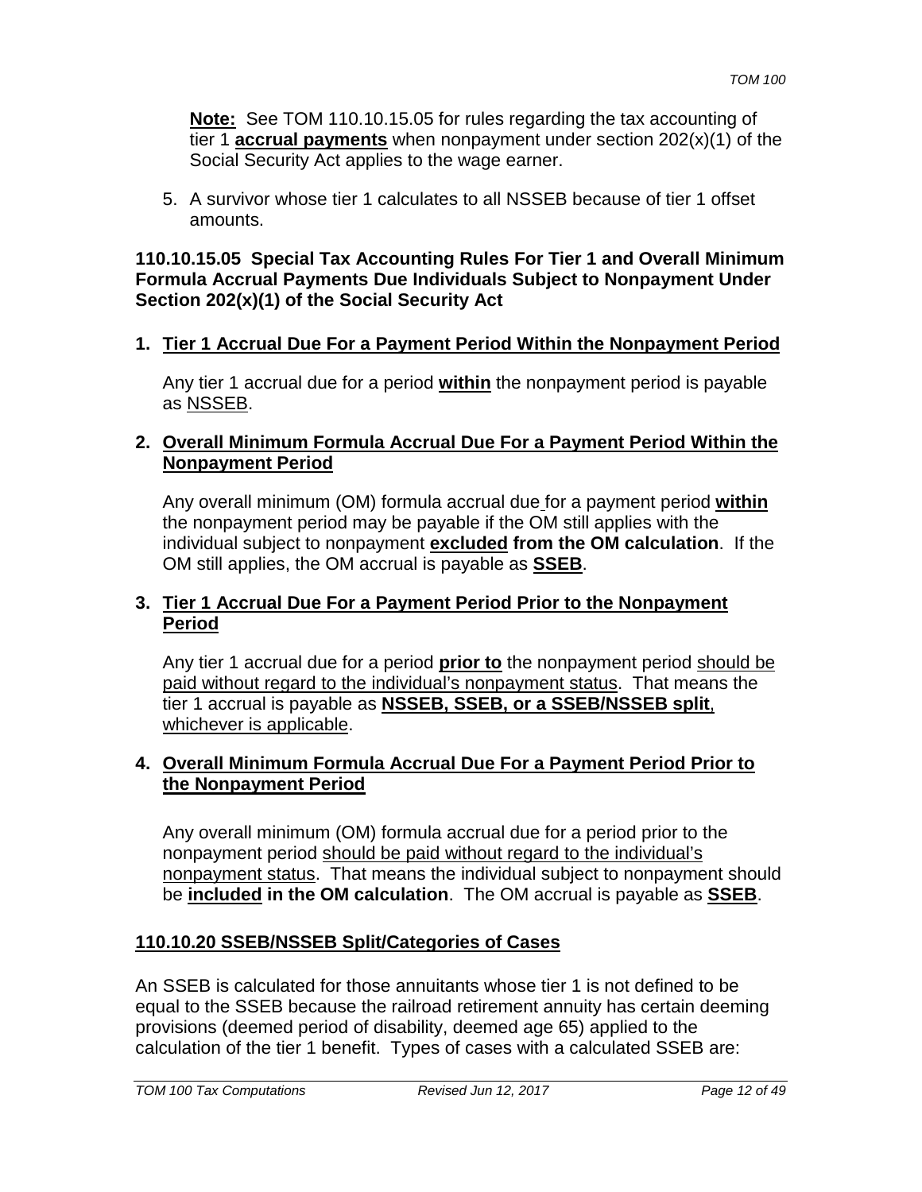**Note:** See TOM 110.10.15.05 for rules regarding the tax accounting of tier 1 **accrual payments** when nonpayment under section 202(x)(1) of the Social Security Act applies to the wage earner.

5. A survivor whose tier 1 calculates to all NSSEB because of tier 1 offset amounts.

### 110.10.15.05 Special Tax Accounting Rules For Tier 1 and Overall Minimum Formula Accrual Payments Due Individuals Subject to Nonpayment Under Section 202(x)(1) of the Social Security Act

**1. Tier 1 Accrual Due For a Payment Period Within the Nonpayment Period**

Any tier 1 accrual due for a period **within** the nonpayment period is payable as NSSEB.

**2. Overall Minimum Formula Accrual Due For a Payment Period Within the Nonpayment Period**

Any overall minimum (OM) formula accrual due for a payment period **within** the nonpayment period may be payable if the OM still applies with the individual subject to nonpayment **excluded from the OM calculation**. If the OM still applies, the OM accrual is payable as **SSEB**.

**3. Tier 1 Accrual Due For a Payment Period Prior to the Nonpayment Period**

Any tier 1 accrual due for a period **prior to** the nonpayment period should be paid without regard to the individual's nonpayment status. That means the tier 1 accrual is payable as **NSSEB, SSEB, or a SSEB/NSSEB split**, whichever is applicable.

**4. Overall Minimum Formula Accrual Due For a Payment Period Prior to the Nonpayment Period**

Any overall minimum (OM) formula accrual due for a period prior to the nonpayment period should be paid without regard to the individual's nonpayment status. That means the individual subject to nonpayment should be **included in the OM calculation**. The OM accrual is payable as **SSEB**.

### 110.10.20 SSEB/NSSEB Split/Categories of Cases

An SSEB is calculated for those annuitants whose tier 1 is not defined to be equal to the SSEB because the railroad retirement annuity has certain deeming provisions (deemed period of disability, deemed age 65) applied to the calculation of the tier 1 benefit. Types of cases with a calculated SSEB are: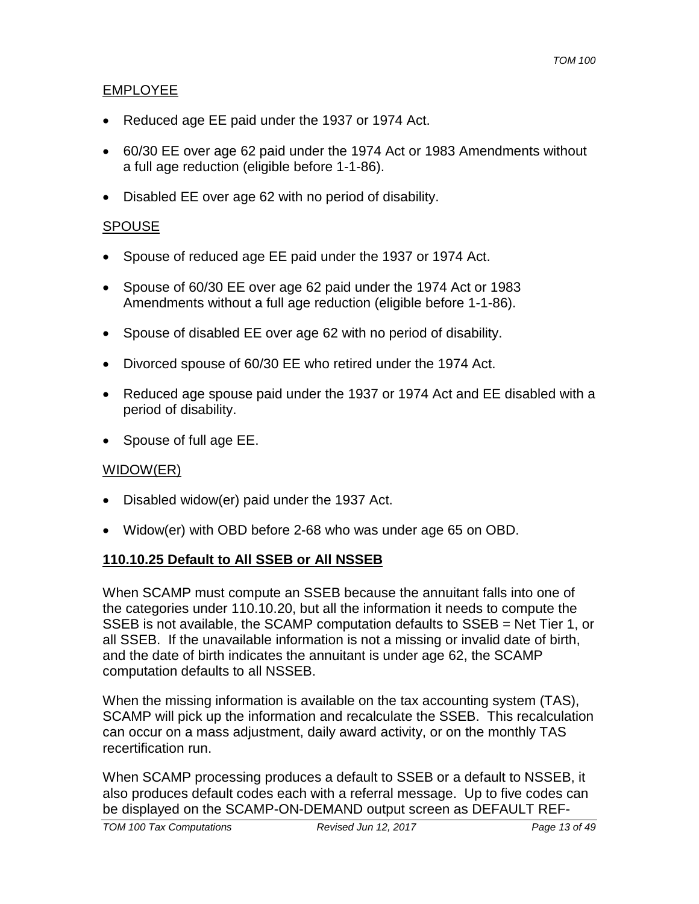EMPLOYEE

- Reduced age EE paid under the 1937 or 1974 Act.
- 60/30 EE over age 62 paid under the 1974 Act or 1983 Amendments without a full age reduction (eligible before 1-1-86).
- Disabled EE over age 62 with no period of disability.

SPOUSE

- Spouse of reduced age EE paid under the 1937 or 1974 Act.
- Spouse of 60/30 EE over age 62 paid under the 1974 Act or 1983 Amendments without a full age reduction (eligible before 1-1-86).
- Spouse of disabled EE over age 62 with no period of disability.
- Divorced spouse of 60/30 EE who retired under the 1974 Act.
- Reduced age spouse paid under the 1937 or 1974 Act and EE disabled with a period of disability.
- Spouse of full age EE.

WIDOW(ER)

- Disabled widow(er) paid under the 1937 Act.
- Widow(er) with OBD before 2-68 who was under age 65 on OBD.

### 110.10.25 Default to All SSEB or All NSSEB

When SCAMP must compute an SSEB because the annuitant falls into one of the categories under 110.10.20, but all the information it needs to compute the SSEB is not available, the SCAMP computation defaults to SSEB = Net Tier 1, or all SSEB. If the unavailable information is not a missing or invalid date of birth, and the date of birth indicates the annuitant is under age 62, the SCAMP computation defaults to all NSSEB.

When the missing information is available on the tax accounting system (TAS), SCAMP will pick up the information and recalculate the SSEB. This recalculation can occur on a mass adjustment, daily award activity, or on the monthly TAS recertification run.

When SCAMP processing produces a default to SSEB or a default to NSSEB, it also produces default codes each with a referral message. Up to five codes can be displayed on the SCAMP-ON-DEMAND output screen as DEFAULT REF-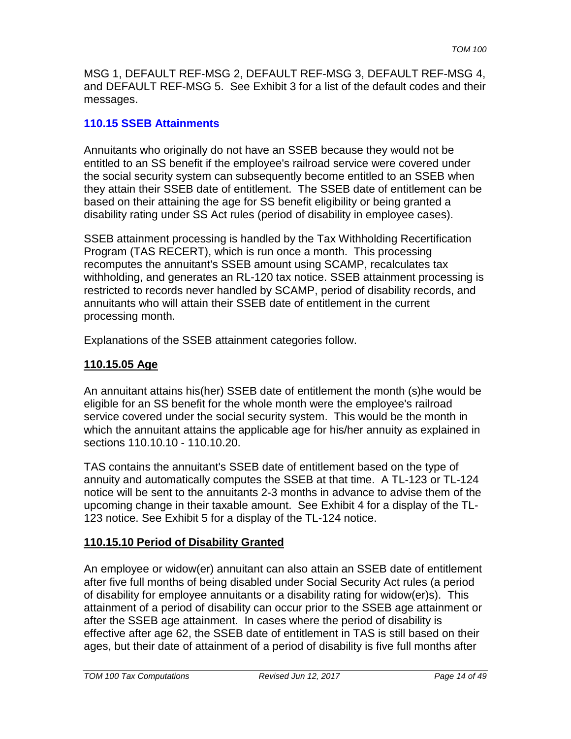MSG 1, DEFAULT REF-MSG 2, DEFAULT REF-MSG 3, DEFAULT REF-MSG 4, and DEFAULT REF-MSG 5. See Exhibit 3 for a list of the default codes and their messages.

## 110.15 SSEB Attainments

Annuitants who originally do not have an SSEB because they would not be entitled to an SS benefit if the employee's railroad service were covered under the social security system can subsequently become entitled to an SSEB when they attain their SSEB date of entitlement. The SSEB date of entitlement can be based on their attaining the age for SS benefit eligibility or being granted a disability rating under SS Act rules (period of disability in employee cases).

SSEB attainment processing is handled by the Tax Withholding Recertification Program (TAS RECERT), which is run once a month. This processing recomputes the annuitant's SSEB amount using SCAMP, recalculates tax withholding, and generates an RL-120 tax notice. SSEB attainment processing is restricted to records never handled by SCAMP, period of disability records, and annuitants who will attain their SSEB date of entitlement in the current processing month.

Explanations of the SSEB attainment categories follow.

### 110.15.05 Age

An annuitant attains his(her) SSEB date of entitlement the month (s)he would be eligible for an SS benefit for the whole month were the employee's railroad service covered under the social security system. This would be the month in which the annuitant attains the applicable age for his/her annuity as explained in sections 110.10.10 - 110.10.20.

TAS contains the annuitant's SSEB date of entitlement based on the type of annuity and automatically computes the SSEB at that time. A TL-123 or TL-124 notice will be sent to the annuitants 2-3 months in advance to advise them of the upcoming change in their taxable amount. See Exhibit 4 for a display of the TL-123 notice. See Exhibit 5 for a display of the TL-124 notice.

### 110.15.10 Period of Disability Granted

An employee or widow(er) annuitant can also attain an SSEB date of entitlement after five full months of being disabled under Social Security Act rules (a period of disability for employee annuitants or a disability rating for widow(er)s). This attainment of a period of disability can occur prior to the SSEB age attainment or after the SSEB age attainment. In cases where the period of disability is effective after age 62, the SSEB date of entitlement in TAS is still based on their ages, but their date of attainment of a period of disability is five full months after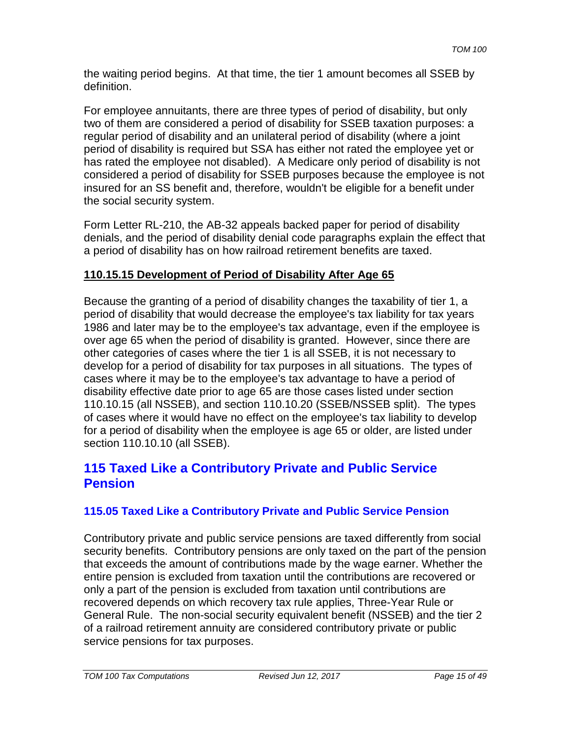the waiting period begins. At that time, the tier 1 amount becomes all SSEB by definition.

For employee annuitants, there are three types of period of disability, but only two of them are considered a period of disability for SSEB taxation purposes: a regular period of disability and an unilateral period of disability (where a joint period of disability is required but SSA has either not rated the employee yet or has rated the employee not disabled). A Medicare only period of disability is not considered a period of disability for SSEB purposes because the employee is not insured for an SS benefit and, therefore, wouldn't be eligible for a benefit under the social security system.

Form Letter RL-210, the AB-32 appeals backed paper for period of disability denials, and the period of disability denial code paragraphs explain the effect that a period of disability has on how railroad retirement benefits are taxed.

### 110.15.15 Development of Period of Disability After Age 65

Because the granting of a period of disability changes the taxability of tier 1, a period of disability that would decrease the employee's tax liability for tax years 1986 and later may be to the employee's tax advantage, even if the employee is over age 65 when the period of disability is granted. However, since there are other categories of cases where the tier 1 is all SSEB, it is not necessary to develop for a period of disability for tax purposes in all situations. The types of cases where it may be to the employee's tax advantage to have a period of disability effective date prior to age 65 are those cases listed under section 110.10.15 (all NSSEB), and section 110.10.20 (SSEB/NSSEB split). The types of cases where it would have no effect on the employee's tax liability to develop for a period of disability when the employee is age 65 or older, are listed under section 110.10.10 (all SSEB).

# 115 Taxed Like a Contributory Private and Public Service Pension

## 115.05 Taxed Like a Contributory Private and Public Service Pension

Contributory private and public service pensions are taxed differently from social security benefits. Contributory pensions are only taxed on the part of the pension that exceeds the amount of contributions made by the wage earner. Whether the entire pension is excluded from taxation until the contributions are recovered or only a part of the pension is excluded from taxation until contributions are recovered depends on which recovery tax rule applies, Three-Year Rule or General Rule. The non-social security equivalent benefit (NSSEB) and the tier 2 of a railroad retirement annuity are considered contributory private or public service pensions for tax purposes.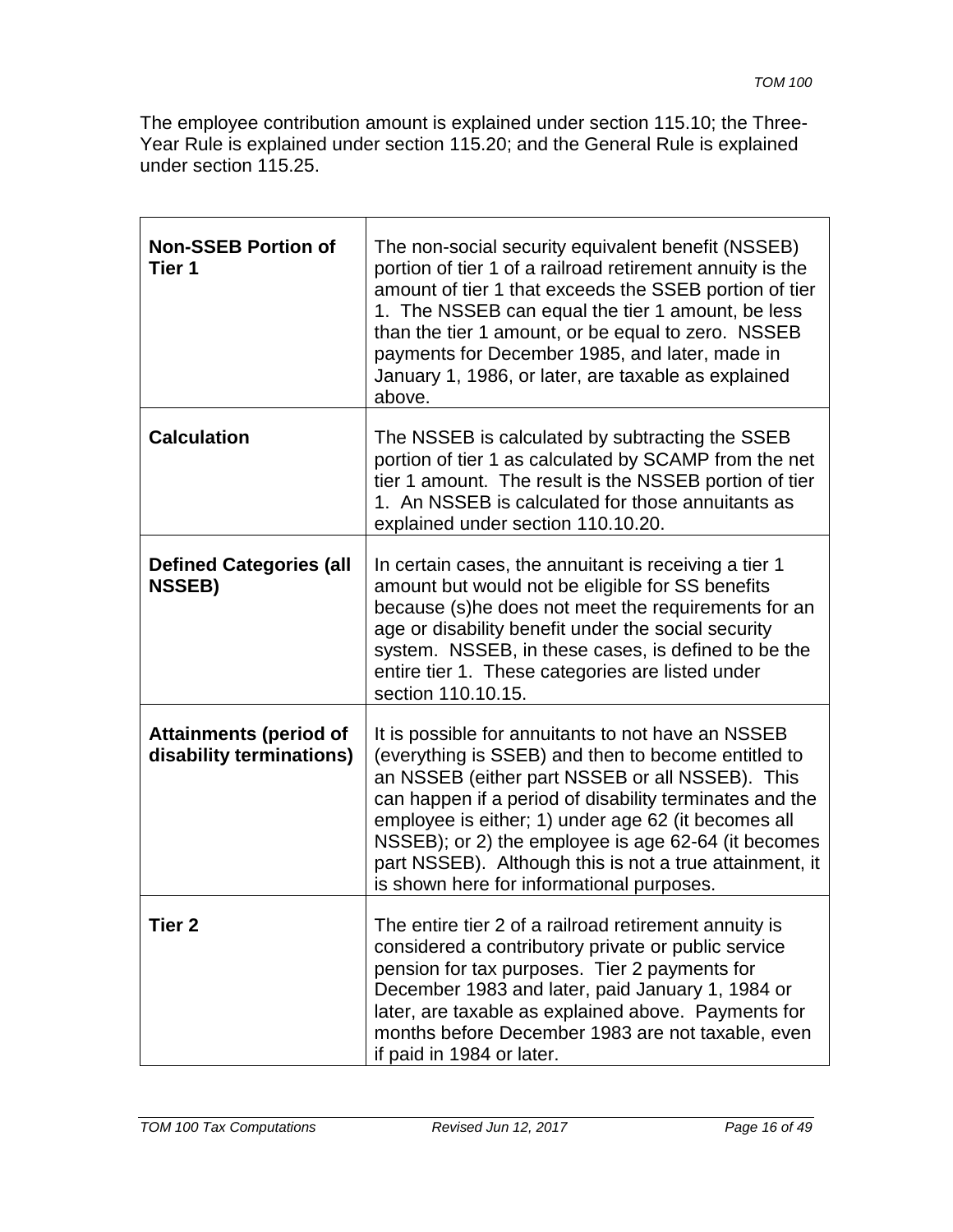The employee contribution amount is explained under section 115.10; the Three-Year Rule is explained under section 115.20; and the General Rule is explained under section 115.25.

| | |
|---|---|
| **Non-SSEB Portion of Tier 1** | The non-social security equivalent benefit (NSSEB) portion of tier 1 of a railroad retirement annuity is the amount of tier 1 that exceeds the SSEB portion of tier 1. The NSSEB can equal the tier 1 amount, be less than the tier 1 amount, or be equal to zero. NSSEB payments for December 1985, and later, made in January 1, 1986, or later, are taxable as explained above. |
| **Calculation** | The NSSEB is calculated by subtracting the SSEB portion of tier 1 as calculated by SCAMP from the net tier 1 amount. The result is the NSSEB portion of tier 1. An NSSEB is calculated for those annuitants as explained under section 110.10.20. |
| **Defined Categories (all NSSEB)** | In certain cases, the annuitant is receiving a tier 1 amount but would not be eligible for SS benefits because (s)he does not meet the requirements for an age or disability benefit under the social security system. NSSEB, in these cases, is defined to be the entire tier 1. These categories are listed under section 110.10.15. |
| **Attainments (period of disability terminations)** | It is possible for annuitants to not have an NSSEB (everything is SSEB) and then to become entitled to an NSSEB (either part NSSEB or all NSSEB). This can happen if a period of disability terminates and the employee is either; 1) under age 62 (it becomes all NSSEB); or 2) the employee is age 62-64 (it becomes part NSSEB). Although this is not a true attainment, it is shown here for informational purposes. |
| **Tier 2** | The entire tier 2 of a railroad retirement annuity is considered a contributory private or public service pension for tax purposes. Tier 2 payments for December 1983 and later, paid January 1, 1984 or later, are taxable as explained above. Payments for months before December 1983 are not taxable, even if paid in 1984 or later. |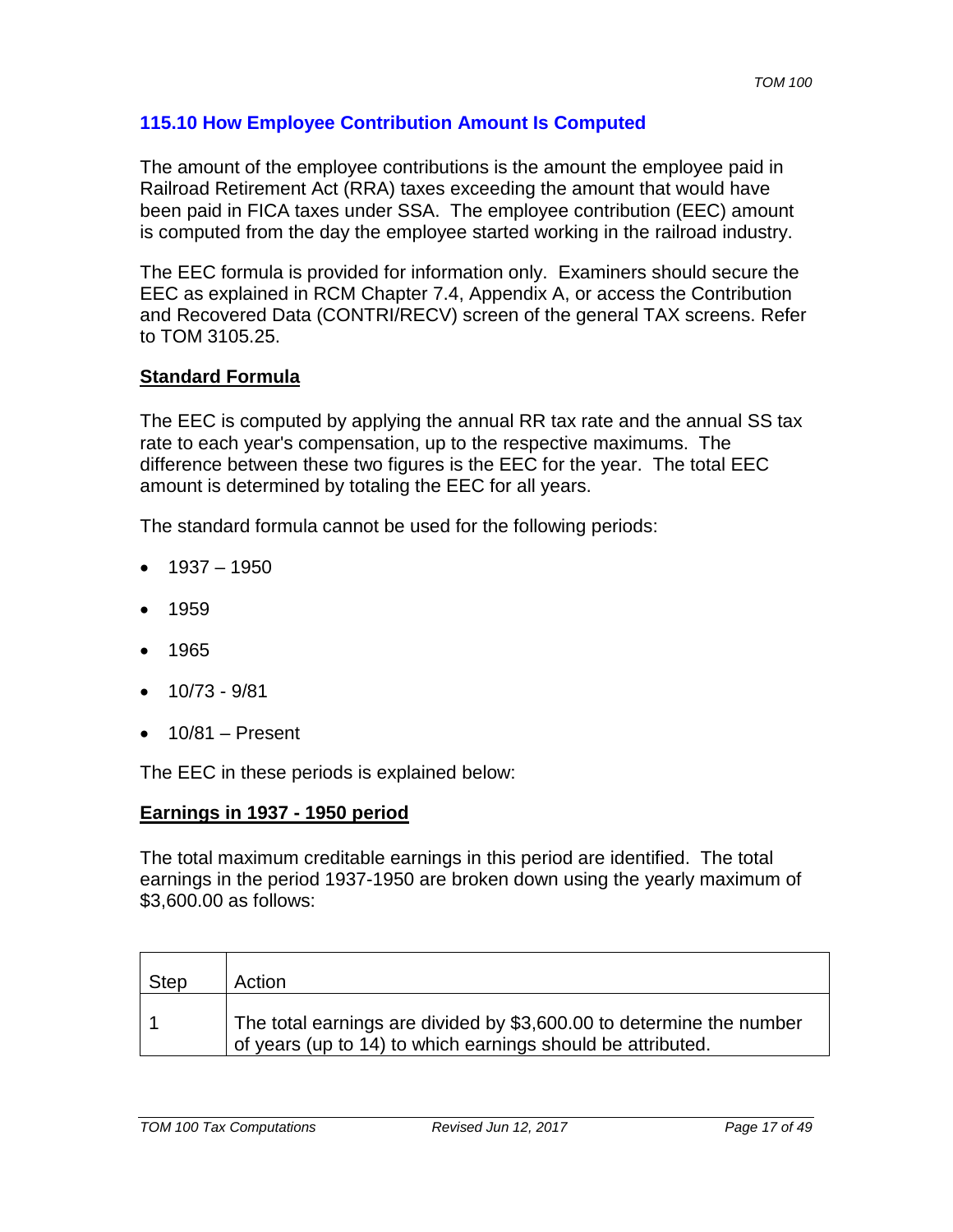## 115.10 How Employee Contribution Amount Is Computed

The amount of the employee contributions is the amount the employee paid in Railroad Retirement Act (RRA) taxes exceeding the amount that would have been paid in FICA taxes under SSA. The employee contribution (EEC) amount is computed from the day the employee started working in the railroad industry.

The EEC formula is provided for information only. Examiners should secure the EEC as explained in RCM Chapter 7.4, Appendix A, or access the Contribution and Recovered Data (CONTRI/RECV) screen of the general TAX screens. Refer to TOM 3105.25.

### Standard Formula

The EEC is computed by applying the annual RR tax rate and the annual SS tax rate to each year's compensation, up to the respective maximums. The difference between these two figures is the EEC for the year. The total EEC amount is determined by totaling the EEC for all years.

The standard formula cannot be used for the following periods:

- 1937 – 1950
- 1959
- 1965
- 10/73 - 9/81
- 10/81 – Present

The EEC in these periods is explained below:

### Earnings in 1937 - 1950 period

The total maximum creditable earnings in this period are identified. The total earnings in the period 1937-1950 are broken down using the yearly maximum of $3,600.00 as follows:

| Step | Action |
|---|---|
| 1 | The total earnings are divided by $3,600.00 to determine the number of years (up to 14) to which earnings should be attributed. |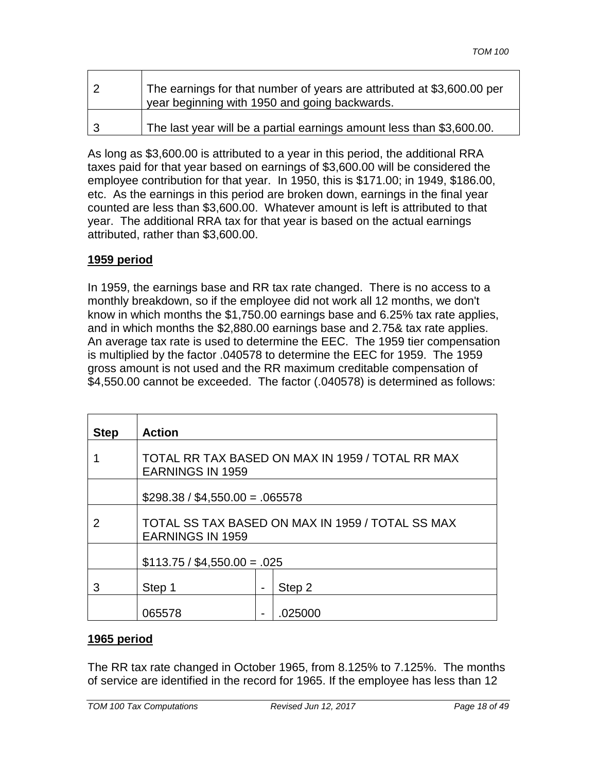| | |
|---|---|
| 2 | The earnings for that number of years are attributed at $3,600.00 per year beginning with 1950 and going backwards. |
| 3 | The last year will be a partial earnings amount less than $3,600.00. |

As long as $3,600.00 is attributed to a year in this period, the additional RRA taxes paid for that year based on earnings of $3,600.00 will be considered the employee contribution for that year. In 1950, this is $171.00; in 1949, $186.00, etc. As the earnings in this period are broken down, earnings in the final year counted are less than $3,600.00. Whatever amount is left is attributed to that year. The additional RRA tax for that year is based on the actual earnings attributed, rather than $3,600.00.

**1959 period**

In 1959, the earnings base and RR tax rate changed. There is no access to a monthly breakdown, so if the employee did not work all 12 months, we don't know in which months the $1,750.00 earnings base and 6.25% tax rate applies, and in which months the $2,880.00 earnings base and 2.75& tax rate applies. An average tax rate is used to determine the EEC. The 1959 tier compensation is multiplied by the factor .040578 to determine the EEC for 1959. The 1959 gross amount is not used and the RR maximum creditable compensation of $4,550.00 cannot be exceeded. The factor (.040578) is determined as follows:

| Step | Action | | |
|---|---|---|---|
| 1 | TOTAL RR TAX BASED ON MAX IN 1959 / TOTAL RR MAX EARNINGS IN 1959 | | |
| | $298.38 / $4,550.00 = .065578 | | |
| 2 | TOTAL SS TAX BASED ON MAX IN 1959 / TOTAL SS MAX EARNINGS IN 1959 | | |
| | $113.75 / $4,550.00 = .025 | | |
| 3 | Step 1 | - | Step 2 |
| | 065578 | - | .025000 |

**1965 period**

The RR tax rate changed in October 1965, from 8.125% to 7.125%. The months of service are identified in the record for 1965. If the employee has less than 12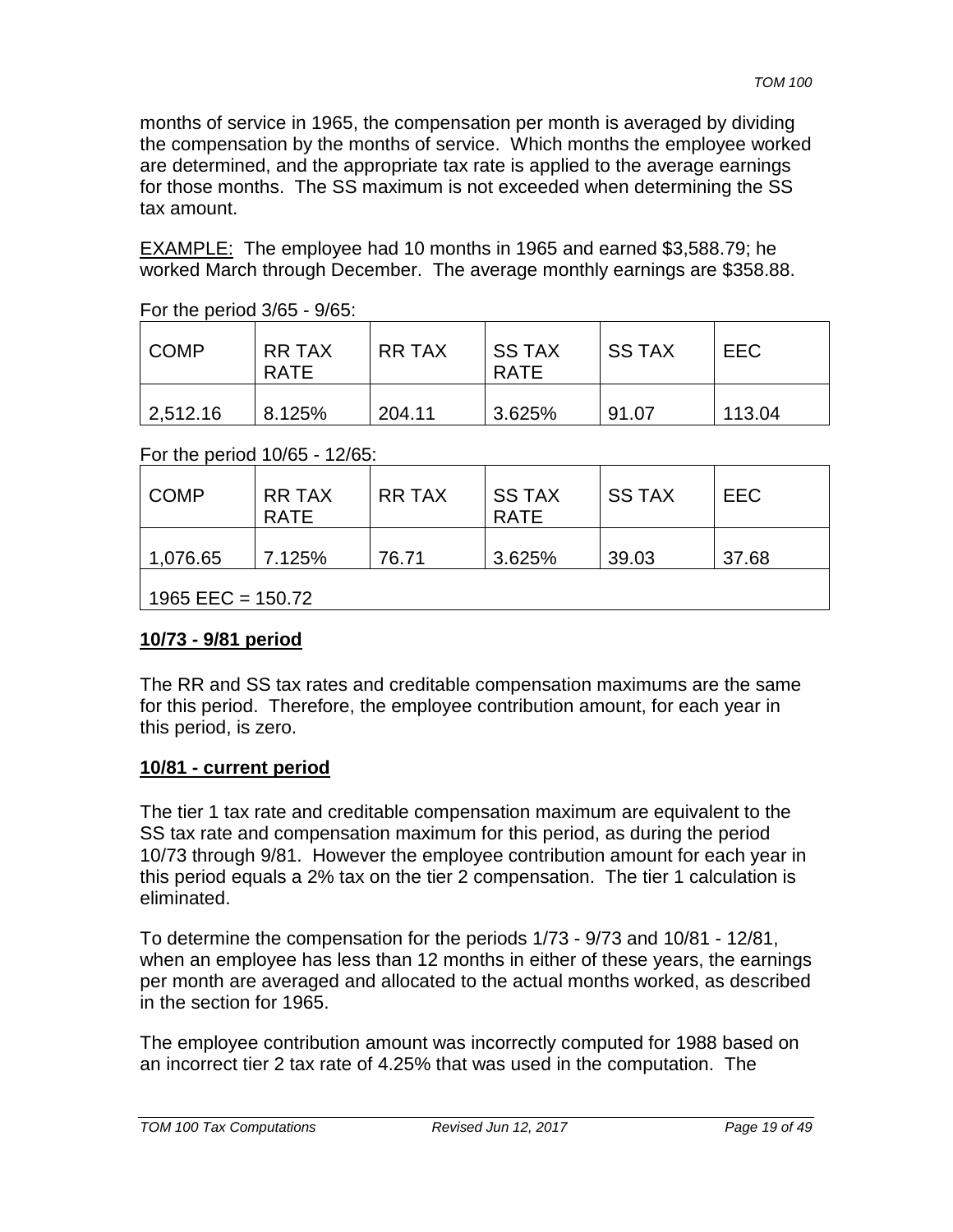months of service in 1965, the compensation per month is averaged by dividing the compensation by the months of service. Which months the employee worked are determined, and the appropriate tax rate is applied to the average earnings for those months. The SS maximum is not exceeded when determining the SS tax amount.

EXAMPLE: The employee had 10 months in 1965 and earned $3,588.79; he worked March through December. The average monthly earnings are $358.88.

For the period 3/65 - 9/65:

| COMP | RR TAX RATE | RR TAX | SS TAX RATE | SS TAX | EEC |
|---|---|---|---|---|---|
| 2,512.16 | 8.125% | 204.11 | 3.625% | 91.07 | 113.04 |

For the period 10/65 - 12/65:

| COMP | RR TAX RATE | RR TAX | SS TAX RATE | SS TAX | EEC |
|---|---|---|---|---|---|
| 1,076.65 | 7.125% | 76.71 | 3.625% | 39.03 | 37.68 |
| 1965 EEC = 150.72 | | | | | |

**10/73 - 9/81 period**

The RR and SS tax rates and creditable compensation maximums are the same for this period. Therefore, the employee contribution amount, for each year in this period, is zero.

**10/81 - current period**

The tier 1 tax rate and creditable compensation maximum are equivalent to the SS tax rate and compensation maximum for this period, as during the period 10/73 through 9/81. However the employee contribution amount for each year in this period equals a 2% tax on the tier 2 compensation. The tier 1 calculation is eliminated.

To determine the compensation for the periods 1/73 - 9/73 and 10/81 - 12/81, when an employee has less than 12 months in either of these years, the earnings per month are averaged and allocated to the actual months worked, as described in the section for 1965.

The employee contribution amount was incorrectly computed for 1988 based on an incorrect tier 2 tax rate of 4.25% that was used in the computation. The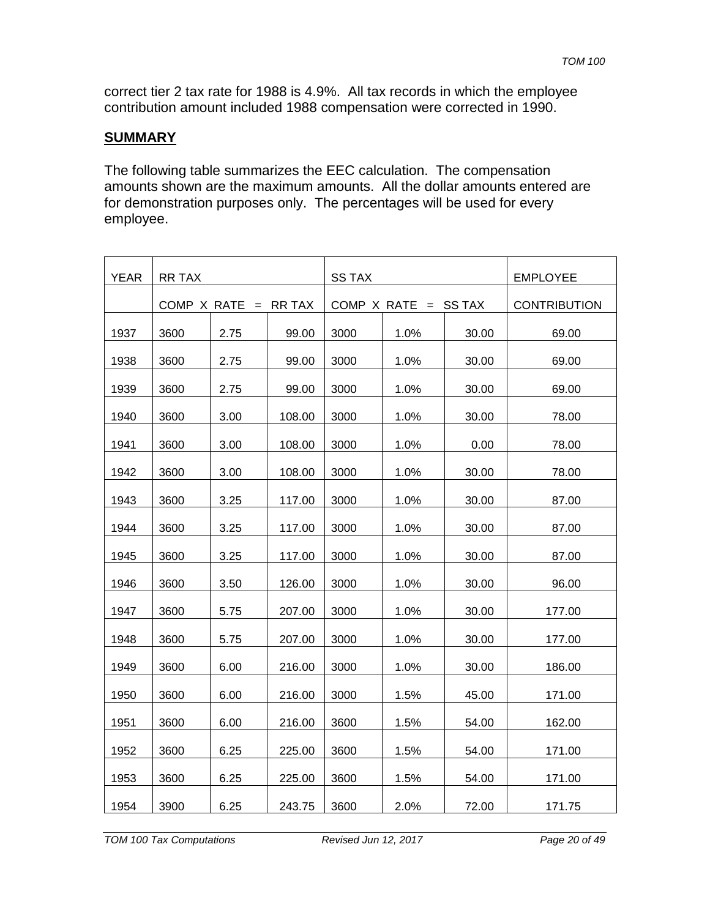correct tier 2 tax rate for 1988 is 4.9%. All tax records in which the employee contribution amount included 1988 compensation were corrected in 1990.

## SUMMARY

The following table summarizes the EEC calculation. The compensation amounts shown are the maximum amounts. All the dollar amounts entered are for demonstration purposes only. The percentages will be used for every employee.

| YEAR | RR TAX | | | SS TAX | | | EMPLOYEE |
|---|---|---|---|---|---|---|---|
| | COMP X | RATE = | RR TAX | COMP X | RATE = | SS TAX | CONTRIBUTION |
| 1937 | 3600 | 2.75 | 99.00 | 3000 | 1.0% | 30.00 | 69.00 |
| 1938 | 3600 | 2.75 | 99.00 | 3000 | 1.0% | 30.00 | 69.00 |
| 1939 | 3600 | 2.75 | 99.00 | 3000 | 1.0% | 30.00 | 69.00 |
| 1940 | 3600 | 3.00 | 108.00 | 3000 | 1.0% | 30.00 | 78.00 |
| 1941 | 3600 | 3.00 | 108.00 | 3000 | 1.0% | 0.00 | 78.00 |
| 1942 | 3600 | 3.00 | 108.00 | 3000 | 1.0% | 30.00 | 78.00 |
| 1943 | 3600 | 3.25 | 117.00 | 3000 | 1.0% | 30.00 | 87.00 |
| 1944 | 3600 | 3.25 | 117.00 | 3000 | 1.0% | 30.00 | 87.00 |
| 1945 | 3600 | 3.25 | 117.00 | 3000 | 1.0% | 30.00 | 87.00 |
| 1946 | 3600 | 3.50 | 126.00 | 3000 | 1.0% | 30.00 | 96.00 |
| 1947 | 3600 | 5.75 | 207.00 | 3000 | 1.0% | 30.00 | 177.00 |
| 1948 | 3600 | 5.75 | 207.00 | 3000 | 1.0% | 30.00 | 177.00 |
| 1949 | 3600 | 6.00 | 216.00 | 3000 | 1.0% | 30.00 | 186.00 |
| 1950 | 3600 | 6.00 | 216.00 | 3000 | 1.5% | 45.00 | 171.00 |
| 1951 | 3600 | 6.00 | 216.00 | 3600 | 1.5% | 54.00 | 162.00 |
| 1952 | 3600 | 6.25 | 225.00 | 3600 | 1.5% | 54.00 | 171.00 |
| 1953 | 3600 | 6.25 | 225.00 | 3600 | 1.5% | 54.00 | 171.00 |
| 1954 | 3900 | 6.25 | 243.75 | 3600 | 2.0% | 72.00 | 171.75 |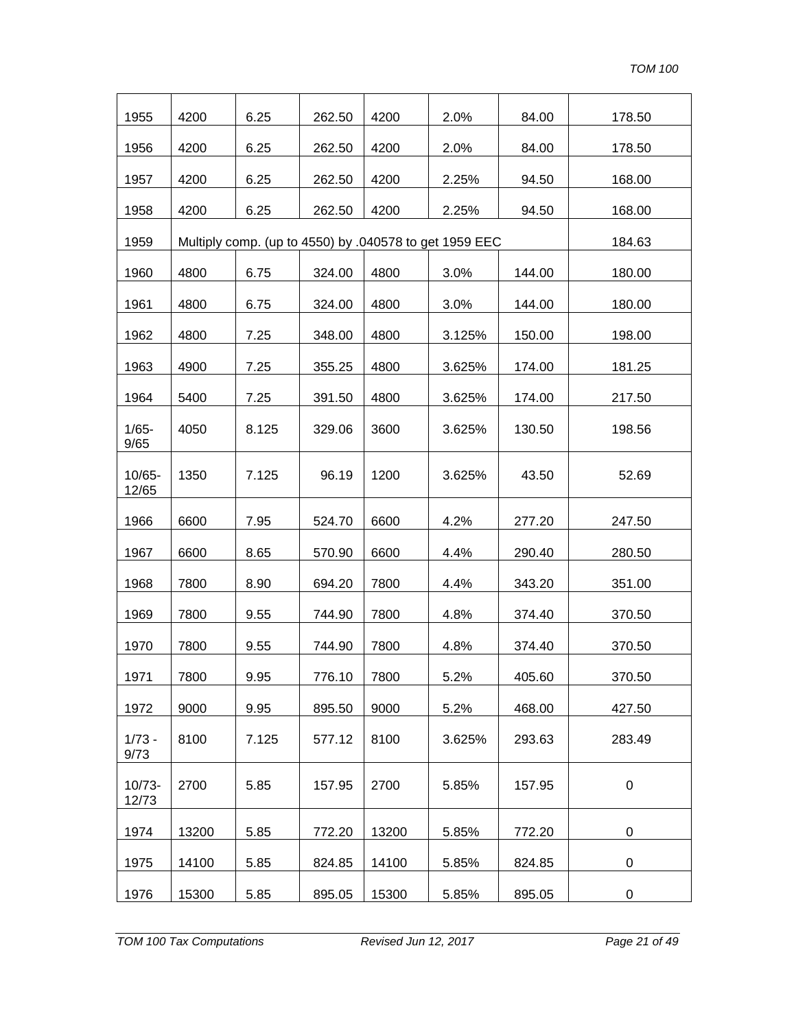| 1955 | 4200 | 6.25 | 262.50 | 4200 | 2.0% | 84.00 | 178.50 |
|---|---|---|---|---|---|---|---|
| 1956 | 4200 | 6.25 | 262.50 | 4200 | 2.0% | 84.00 | 178.50 |
| 1957 | 4200 | 6.25 | 262.50 | 4200 | 2.25% | 94.50 | 168.00 |
| 1958 | 4200 | 6.25 | 262.50 | 4200 | 2.25% | 94.50 | 168.00 |
| 1959 | Multiply comp. (up to 4550) by .040578 to get 1959 EEC | | | | | | 184.63 |
| 1960 | 4800 | 6.75 | 324.00 | 4800 | 3.0% | 144.00 | 180.00 |
| 1961 | 4800 | 6.75 | 324.00 | 4800 | 3.0% | 144.00 | 180.00 |
| 1962 | 4800 | 7.25 | 348.00 | 4800 | 3.125% | 150.00 | 198.00 |
| 1963 | 4900 | 7.25 | 355.25 | 4800 | 3.625% | 174.00 | 181.25 |
| 1964 | 5400 | 7.25 | 391.50 | 4800 | 3.625% | 174.00 | 217.50 |
| 1/65-9/65 | 4050 | 8.125 | 329.06 | 3600 | 3.625% | 130.50 | 198.56 |
| 10/65-12/65 | 1350 | 7.125 | 96.19 | 1200 | 3.625% | 43.50 | 52.69 |
| 1966 | 6600 | 7.95 | 524.70 | 6600 | 4.2% | 277.20 | 247.50 |
| 1967 | 6600 | 8.65 | 570.90 | 6600 | 4.4% | 290.40 | 280.50 |
| 1968 | 7800 | 8.90 | 694.20 | 7800 | 4.4% | 343.20 | 351.00 |
| 1969 | 7800 | 9.55 | 744.90 | 7800 | 4.8% | 374.40 | 370.50 |
| 1970 | 7800 | 9.55 | 744.90 | 7800 | 4.8% | 374.40 | 370.50 |
| 1971 | 7800 | 9.95 | 776.10 | 7800 | 5.2% | 405.60 | 370.50 |
| 1972 | 9000 | 9.95 | 895.50 | 9000 | 5.2% | 468.00 | 427.50 |
| 1/73 - 9/73 | 8100 | 7.125 | 577.12 | 8100 | 3.625% | 293.63 | 283.49 |
| 10/73-12/73 | 2700 | 5.85 | 157.95 | 2700 | 5.85% | 157.95 | 0 |
| 1974 | 13200 | 5.85 | 772.20 | 13200 | 5.85% | 772.20 | 0 |
| 1975 | 14100 | 5.85 | 824.85 | 14100 | 5.85% | 824.85 | 0 |
| 1976 | 15300 | 5.85 | 895.05 | 15300 | 5.85% | 895.05 | 0 |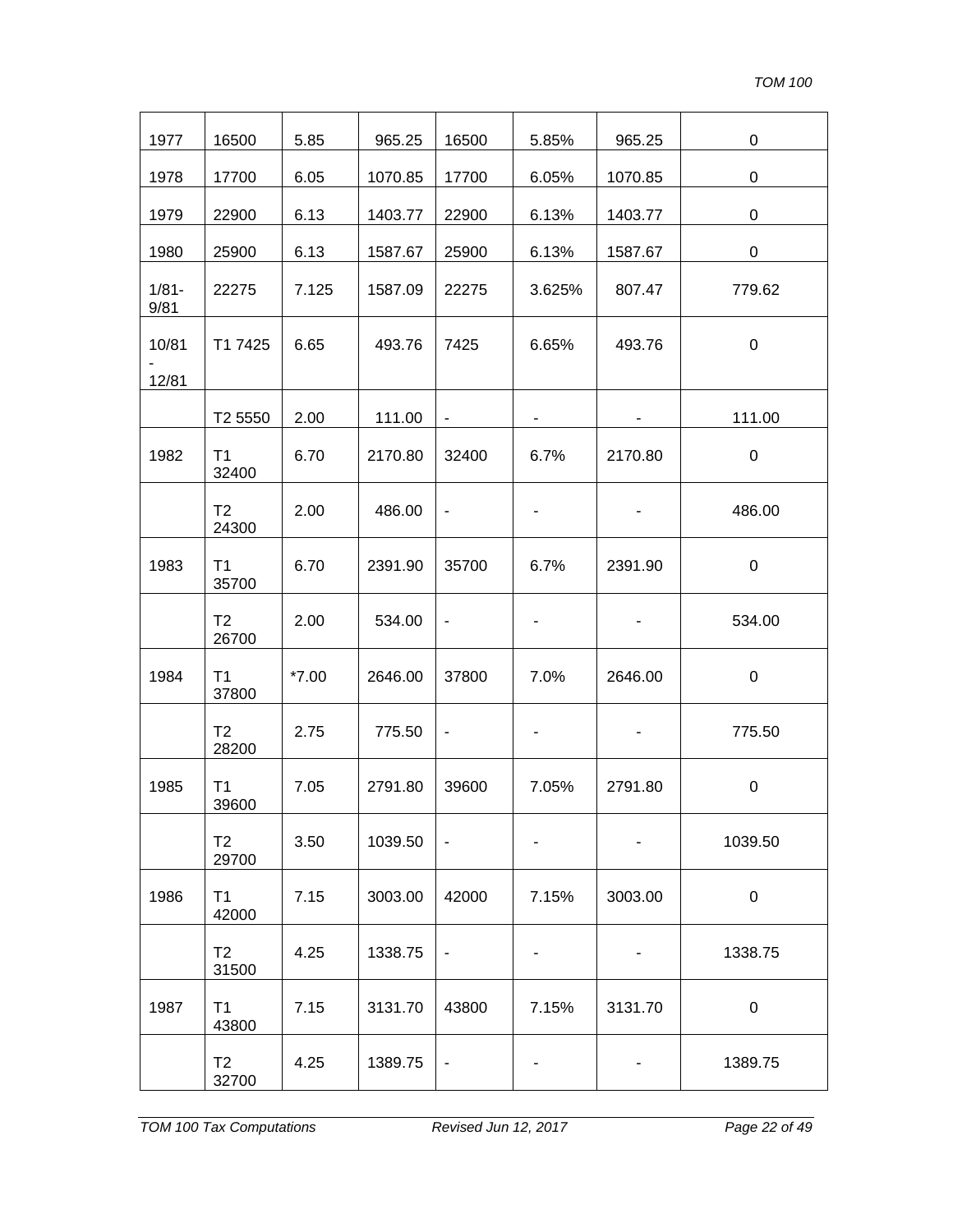| | | | | | | | |
|---|---|---|---|---|---|---|---|
| 1977 | 16500 | 5.85 | 965.25 | 16500 | 5.85% | 965.25 | 0 |
| 1978 | 17700 | 6.05 | 1070.85 | 17700 | 6.05% | 1070.85 | 0 |
| 1979 | 22900 | 6.13 | 1403.77 | 22900 | 6.13% | 1403.77 | 0 |
| 1980 | 25900 | 6.13 | 1587.67 | 25900 | 6.13% | 1587.67 | 0 |
| 1/81-9/81 | 22275 | 7.125 | 1587.09 | 22275 | 3.625% | 807.47 | 779.62 |
| 10/81 - 12/81 | T1 7425 | 6.65 | 493.76 | 7425 | 6.65% | 493.76 | 0 |
| | T2 5550 | 2.00 | 111.00 | - | - | - | 111.00 |
| 1982 | T1 32400 | 6.70 | 2170.80 | 32400 | 6.7% | 2170.80 | 0 |
| | T2 24300 | 2.00 | 486.00 | - | - | - | 486.00 |
| 1983 | T1 35700 | 6.70 | 2391.90 | 35700 | 6.7% | 2391.90 | 0 |
| | T2 26700 | 2.00 | 534.00 | - | - | - | 534.00 |
| 1984 | T1 37800 | *7.00 | 2646.00 | 37800 | 7.0% | 2646.00 | 0 |
| | T2 28200 | 2.75 | 775.50 | - | - | - | 775.50 |
| 1985 | T1 39600 | 7.05 | 2791.80 | 39600 | 7.05% | 2791.80 | 0 |
| | T2 29700 | 3.50 | 1039.50 | - | - | - | 1039.50 |
| 1986 | T1 42000 | 7.15 | 3003.00 | 42000 | 7.15% | 3003.00 | 0 |
| | T2 31500 | 4.25 | 1338.75 | - | - | - | 1338.75 |
| 1987 | T1 43800 | 7.15 | 3131.70 | 43800 | 7.15% | 3131.70 | 0 |
| | T2 32700 | 4.25 | 1389.75 | - | - | - | 1389.75 |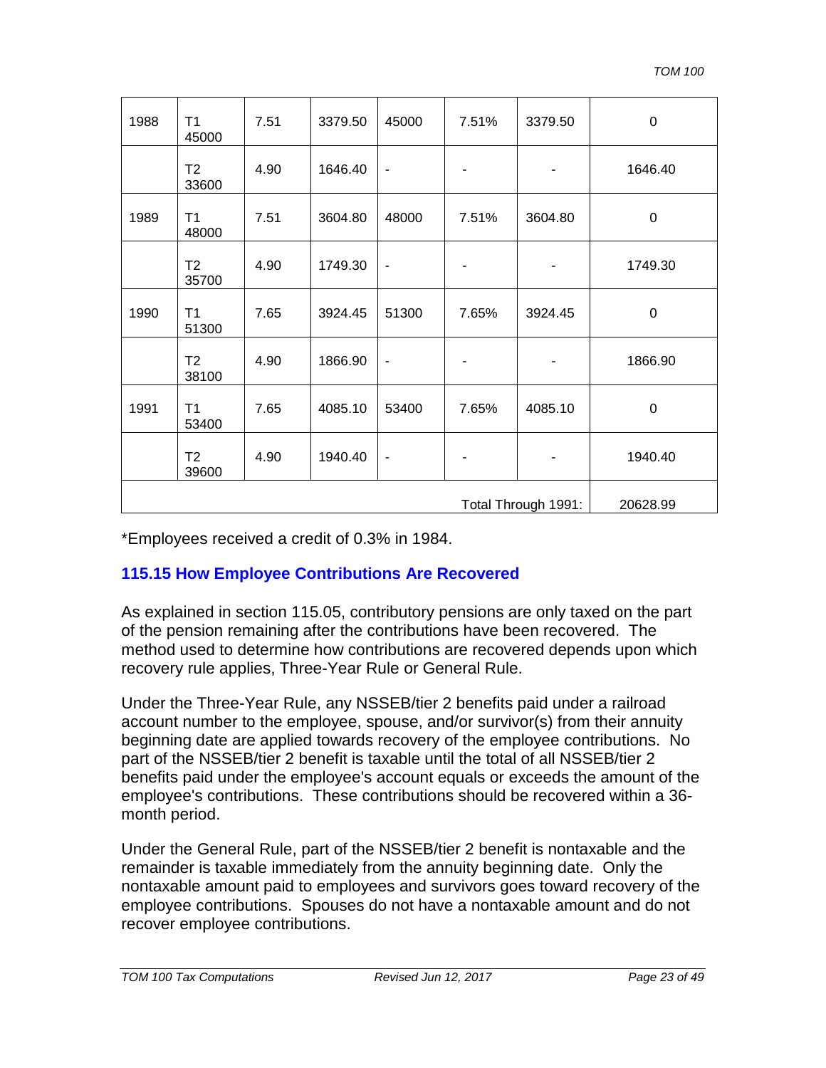| | | | | | | | |
|---|---|---|---|---|---|---|---|
| 1988 | T1 45000 | 7.51 | 3379.50 | 45000 | 7.51% | 3379.50 | 0 |
| | T2 33600 | 4.90 | 1646.40 | - | - | - | 1646.40 |
| 1989 | T1 48000 | 7.51 | 3604.80 | 48000 | 7.51% | 3604.80 | 0 |
| | T2 35700 | 4.90 | 1749.30 | - | - | - | 1749.30 |
| 1990 | T1 51300 | 7.65 | 3924.45 | 51300 | 7.65% | 3924.45 | 0 |
| | T2 38100 | 4.90 | 1866.90 | - | - | - | 1866.90 |
| 1991 | T1 53400 | 7.65 | 4085.10 | 53400 | 7.65% | 4085.10 | 0 |
| | T2 39600 | 4.90 | 1940.40 | - | - | - | 1940.40 |
| | | | | | | Total Through 1991: | 20628.99 |

*Employees received a credit of 0.3% in 1984.

## 115.15 How Employee Contributions Are Recovered

As explained in section 115.05, contributory pensions are only taxed on the part of the pension remaining after the contributions have been recovered. The method used to determine how contributions are recovered depends upon which recovery rule applies, Three-Year Rule or General Rule.

Under the Three-Year Rule, any NSSEB/tier 2 benefits paid under a railroad account number to the employee, spouse, and/or survivor(s) from their annuity beginning date are applied towards recovery of the employee contributions. No part of the NSSEB/tier 2 benefit is taxable until the total of all NSSEB/tier 2 benefits paid under the employee's account equals or exceeds the amount of the employee's contributions. These contributions should be recovered within a 36-month period.

Under the General Rule, part of the NSSEB/tier 2 benefit is nontaxable and the remainder is taxable immediately from the annuity beginning date. Only the nontaxable amount paid to employees and survivors goes toward recovery of the employee contributions. Spouses do not have a nontaxable amount and do not recover employee contributions.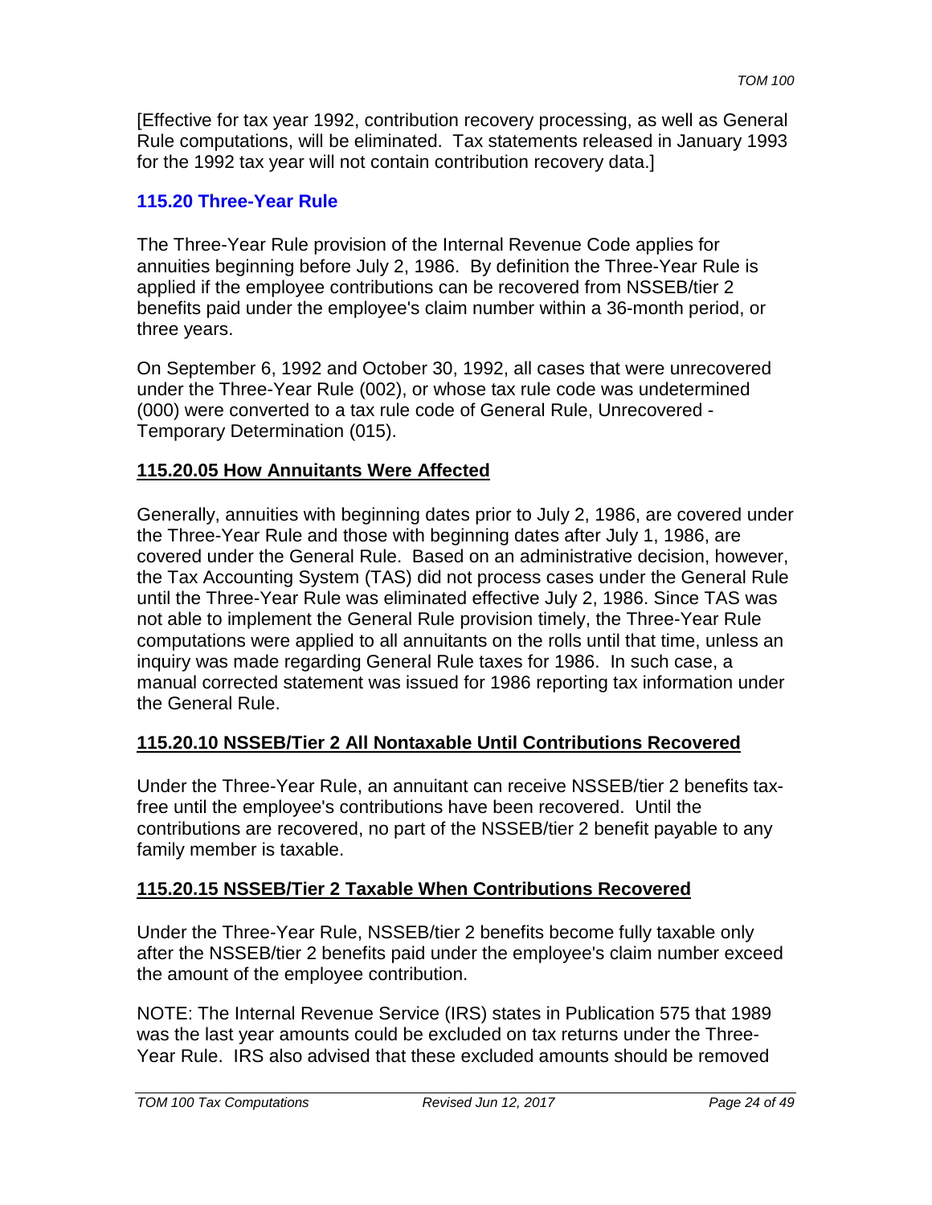[Effective for tax year 1992, contribution recovery processing, as well as General Rule computations, will be eliminated. Tax statements released in January 1993 for the 1992 tax year will not contain contribution recovery data.]

## 115.20 Three-Year Rule

The Three-Year Rule provision of the Internal Revenue Code applies for annuities beginning before July 2, 1986. By definition the Three-Year Rule is applied if the employee contributions can be recovered from NSSEB/tier 2 benefits paid under the employee's claim number within a 36-month period, or three years.

On September 6, 1992 and October 30, 1992, all cases that were unrecovered under the Three-Year Rule (002), or whose tax rule code was undetermined (000) were converted to a tax rule code of General Rule, Unrecovered - Temporary Determination (015).

### 115.20.05 How Annuitants Were Affected

Generally, annuities with beginning dates prior to July 2, 1986, are covered under the Three-Year Rule and those with beginning dates after July 1, 1986, are covered under the General Rule. Based on an administrative decision, however, the Tax Accounting System (TAS) did not process cases under the General Rule until the Three-Year Rule was eliminated effective July 2, 1986. Since TAS was not able to implement the General Rule provision timely, the Three-Year Rule computations were applied to all annuitants on the rolls until that time, unless an inquiry was made regarding General Rule taxes for 1986. In such case, a manual corrected statement was issued for 1986 reporting tax information under the General Rule.

### 115.20.10 NSSEB/Tier 2 All Nontaxable Until Contributions Recovered

Under the Three-Year Rule, an annuitant can receive NSSEB/tier 2 benefits tax-free until the employee's contributions have been recovered. Until the contributions are recovered, no part of the NSSEB/tier 2 benefit payable to any family member is taxable.

### 115.20.15 NSSEB/Tier 2 Taxable When Contributions Recovered

Under the Three-Year Rule, NSSEB/tier 2 benefits become fully taxable only after the NSSEB/tier 2 benefits paid under the employee's claim number exceed the amount of the employee contribution.

NOTE: The Internal Revenue Service (IRS) states in Publication 575 that 1989 was the last year amounts could be excluded on tax returns under the Three-Year Rule. IRS also advised that these excluded amounts should be removed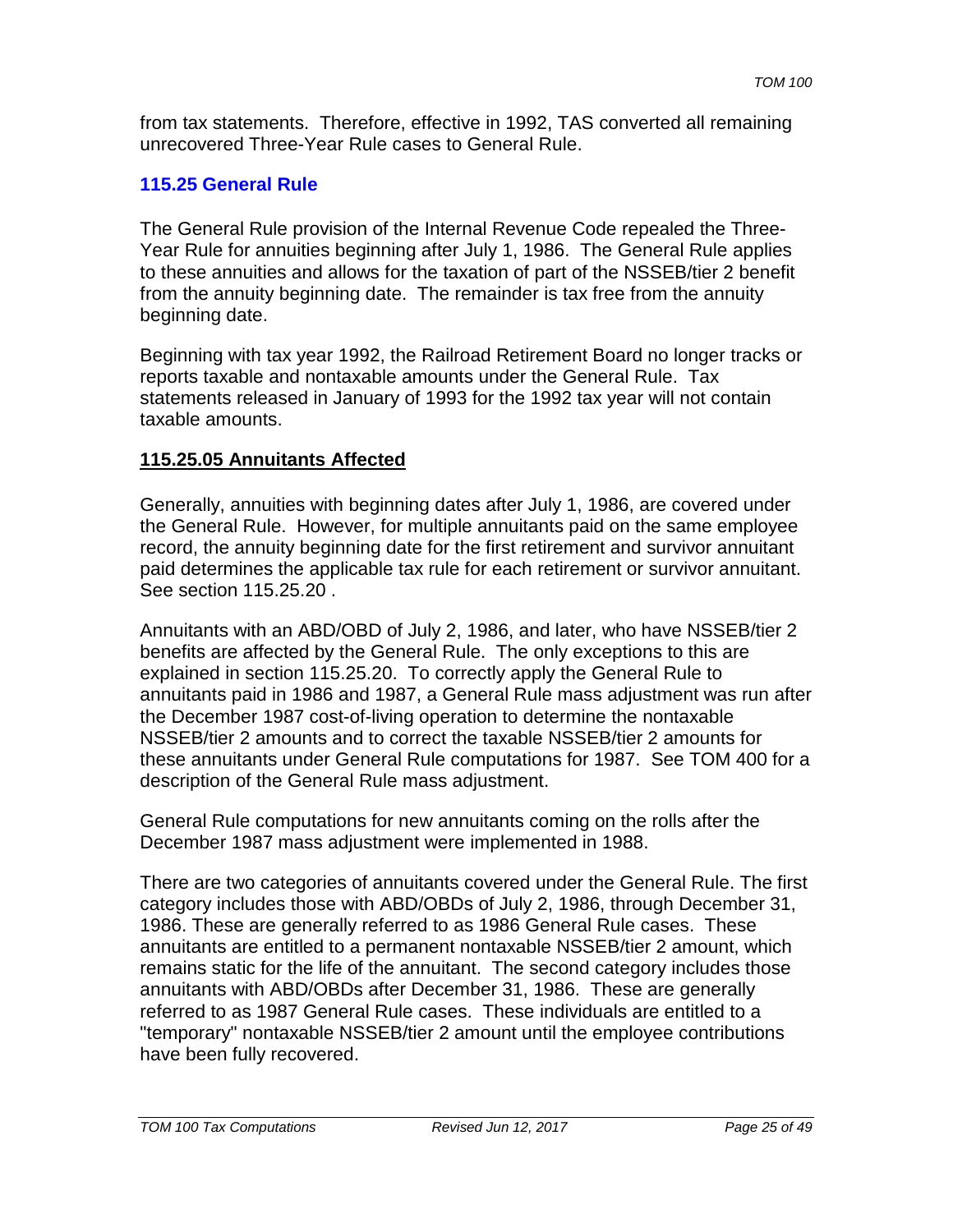from tax statements. Therefore, effective in 1992, TAS converted all remaining unrecovered Three-Year Rule cases to General Rule.

## 115.25 General Rule

The General Rule provision of the Internal Revenue Code repealed the Three-Year Rule for annuities beginning after July 1, 1986. The General Rule applies to these annuities and allows for the taxation of part of the NSSEB/tier 2 benefit from the annuity beginning date. The remainder is tax free from the annuity beginning date.

Beginning with tax year 1992, the Railroad Retirement Board no longer tracks or reports taxable and nontaxable amounts under the General Rule. Tax statements released in January of 1993 for the 1992 tax year will not contain taxable amounts.

### 115.25.05 Annuitants Affected

Generally, annuities with beginning dates after July 1, 1986, are covered under the General Rule. However, for multiple annuitants paid on the same employee record, the annuity beginning date for the first retirement and survivor annuitant paid determines the applicable tax rule for each retirement or survivor annuitant. See section 115.25.20 .

Annuitants with an ABD/OBD of July 2, 1986, and later, who have NSSEB/tier 2 benefits are affected by the General Rule. The only exceptions to this are explained in section 115.25.20. To correctly apply the General Rule to annuitants paid in 1986 and 1987, a General Rule mass adjustment was run after the December 1987 cost-of-living operation to determine the nontaxable NSSEB/tier 2 amounts and to correct the taxable NSSEB/tier 2 amounts for these annuitants under General Rule computations for 1987. See TOM 400 for a description of the General Rule mass adjustment.

General Rule computations for new annuitants coming on the rolls after the December 1987 mass adjustment were implemented in 1988.

There are two categories of annuitants covered under the General Rule. The first category includes those with ABD/OBDs of July 2, 1986, through December 31, 1986. These are generally referred to as 1986 General Rule cases. These annuitants are entitled to a permanent nontaxable NSSEB/tier 2 amount, which remains static for the life of the annuitant. The second category includes those annuitants with ABD/OBDs after December 31, 1986. These are generally referred to as 1987 General Rule cases. These individuals are entitled to a "temporary" nontaxable NSSEB/tier 2 amount until the employee contributions have been fully recovered.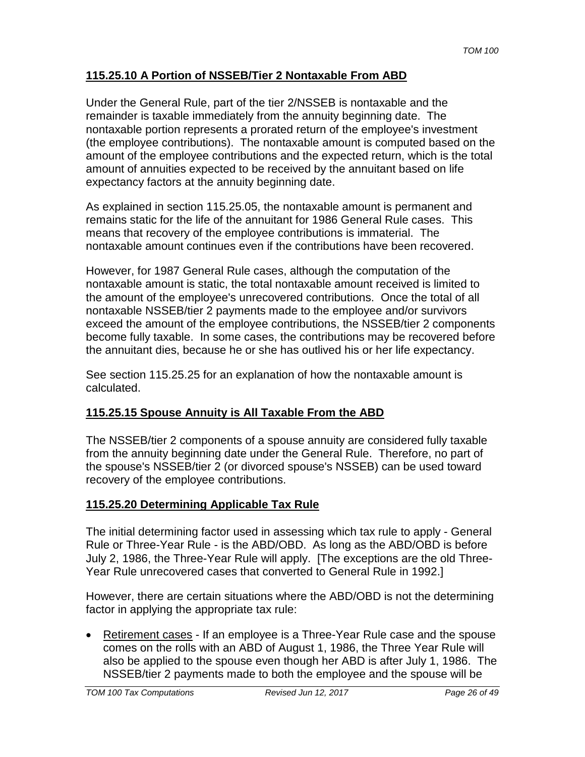## 115.25.10 A Portion of NSSEB/Tier 2 Nontaxable From ABD

Under the General Rule, part of the tier 2/NSSEB is nontaxable and the remainder is taxable immediately from the annuity beginning date. The nontaxable portion represents a prorated return of the employee's investment (the employee contributions). The nontaxable amount is computed based on the amount of the employee contributions and the expected return, which is the total amount of annuities expected to be received by the annuitant based on life expectancy factors at the annuity beginning date.

As explained in section 115.25.05, the nontaxable amount is permanent and remains static for the life of the annuitant for 1986 General Rule cases. This means that recovery of the employee contributions is immaterial. The nontaxable amount continues even if the contributions have been recovered.

However, for 1987 General Rule cases, although the computation of the nontaxable amount is static, the total nontaxable amount received is limited to the amount of the employee's unrecovered contributions. Once the total of all nontaxable NSSEB/tier 2 payments made to the employee and/or survivors exceed the amount of the employee contributions, the NSSEB/tier 2 components become fully taxable. In some cases, the contributions may be recovered before the annuitant dies, because he or she has outlived his or her life expectancy.

See section 115.25.25 for an explanation of how the nontaxable amount is calculated.

## 115.25.15 Spouse Annuity is All Taxable From the ABD

The NSSEB/tier 2 components of a spouse annuity are considered fully taxable from the annuity beginning date under the General Rule. Therefore, no part of the spouse's NSSEB/tier 2 (or divorced spouse's NSSEB) can be used toward recovery of the employee contributions.

## 115.25.20 Determining Applicable Tax Rule

The initial determining factor used in assessing which tax rule to apply - General Rule or Three-Year Rule - is the ABD/OBD. As long as the ABD/OBD is before July 2, 1986, the Three-Year Rule will apply. [The exceptions are the old Three-Year Rule unrecovered cases that converted to General Rule in 1992.]

However, there are certain situations where the ABD/OBD is not the determining factor in applying the appropriate tax rule:

- Retirement cases - If an employee is a Three-Year Rule case and the spouse comes on the rolls with an ABD of August 1, 1986, the Three Year Rule will also be applied to the spouse even though her ABD is after July 1, 1986. The NSSEB/tier 2 payments made to both the employee and the spouse will be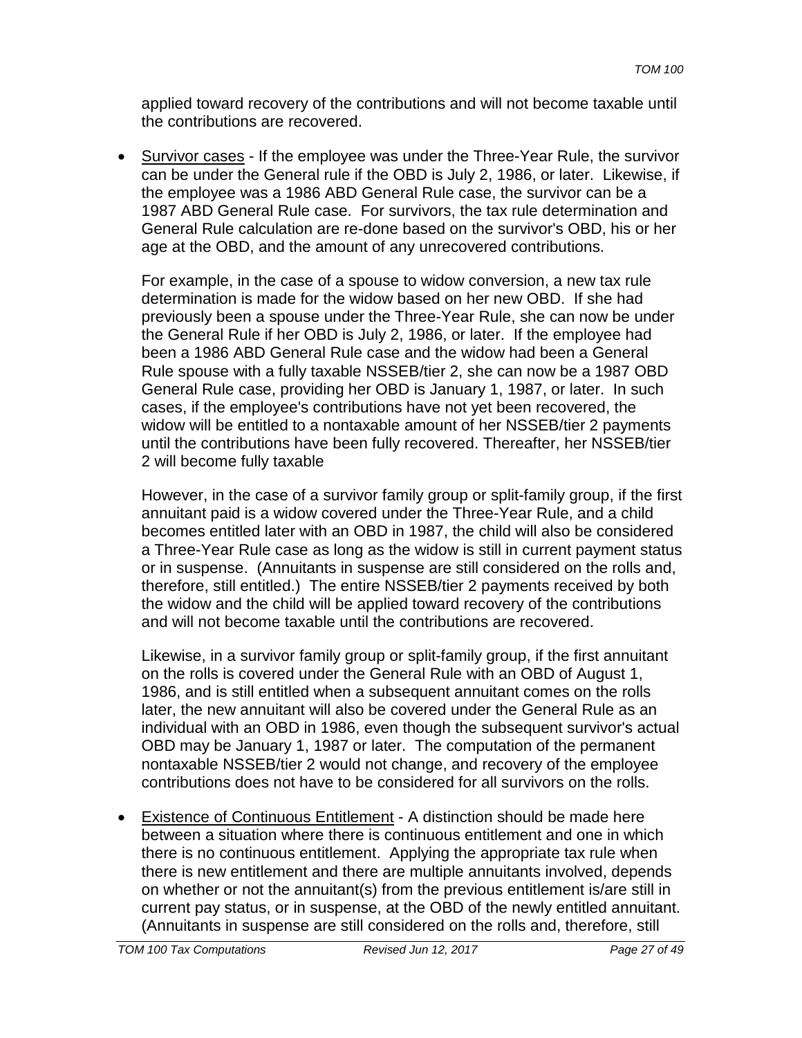applied toward recovery of the contributions and will not become taxable until the contributions are recovered.

- Survivor cases - If the employee was under the Three-Year Rule, the survivor can be under the General rule if the OBD is July 2, 1986, or later. Likewise, if the employee was a 1986 ABD General Rule case, the survivor can be a 1987 ABD General Rule case. For survivors, the tax rule determination and General Rule calculation are re-done based on the survivor's OBD, his or her age at the OBD, and the amount of any unrecovered contributions.

  For example, in the case of a spouse to widow conversion, a new tax rule determination is made for the widow based on her new OBD. If she had previously been a spouse under the Three-Year Rule, she can now be under the General Rule if her OBD is July 2, 1986, or later. If the employee had been a 1986 ABD General Rule case and the widow had been a General Rule spouse with a fully taxable NSSEB/tier 2, she can now be a 1987 OBD General Rule case, providing her OBD is January 1, 1987, or later. In such cases, if the employee's contributions have not yet been recovered, the widow will be entitled to a nontaxable amount of her NSSEB/tier 2 payments until the contributions have been fully recovered. Thereafter, her NSSEB/tier 2 will become fully taxable

  However, in the case of a survivor family group or split-family group, if the first annuitant paid is a widow covered under the Three-Year Rule, and a child becomes entitled later with an OBD in 1987, the child will also be considered a Three-Year Rule case as long as the widow is still in current payment status or in suspense. (Annuitants in suspense are still considered on the rolls and, therefore, still entitled.) The entire NSSEB/tier 2 payments received by both the widow and the child will be applied toward recovery of the contributions and will not become taxable until the contributions are recovered.

  Likewise, in a survivor family group or split-family group, if the first annuitant on the rolls is covered under the General Rule with an OBD of August 1, 1986, and is still entitled when a subsequent annuitant comes on the rolls later, the new annuitant will also be covered under the General Rule as an individual with an OBD in 1986, even though the subsequent survivor's actual OBD may be January 1, 1987 or later. The computation of the permanent nontaxable NSSEB/tier 2 would not change, and recovery of the employee contributions does not have to be considered for all survivors on the rolls.

- Existence of Continuous Entitlement - A distinction should be made here between a situation where there is continuous entitlement and one in which there is no continuous entitlement. Applying the appropriate tax rule when there is new entitlement and there are multiple annuitants involved, depends on whether or not the annuitant(s) from the previous entitlement is/are still in current pay status, or in suspense, at the OBD of the newly entitled annuitant. (Annuitants in suspense are still considered on the rolls and, therefore, still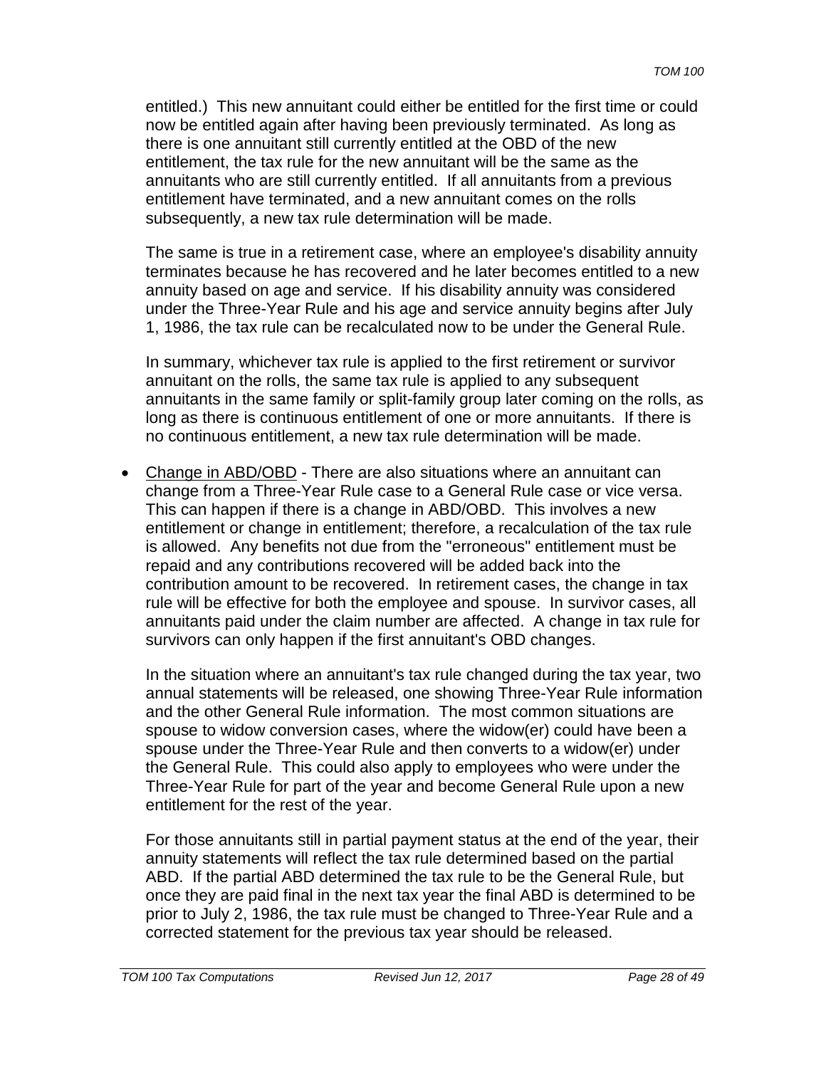entitled.) This new annuitant could either be entitled for the first time or could now be entitled again after having been previously terminated. As long as there is one annuitant still currently entitled at the OBD of the new entitlement, the tax rule for the new annuitant will be the same as the annuitants who are still currently entitled. If all annuitants from a previous entitlement have terminated, and a new annuitant comes on the rolls subsequently, a new tax rule determination will be made.

The same is true in a retirement case, where an employee's disability annuity terminates because he has recovered and he later becomes entitled to a new annuity based on age and service. If his disability annuity was considered under the Three-Year Rule and his age and service annuity begins after July 1, 1986, the tax rule can be recalculated now to be under the General Rule.

In summary, whichever tax rule is applied to the first retirement or survivor annuitant on the rolls, the same tax rule is applied to any subsequent annuitants in the same family or split-family group later coming on the rolls, as long as there is continuous entitlement of one or more annuitants. If there is no continuous entitlement, a new tax rule determination will be made.

- Change in ABD/OBD - There are also situations where an annuitant can change from a Three-Year Rule case to a General Rule case or vice versa. This can happen if there is a change in ABD/OBD. This involves a new entitlement or change in entitlement; therefore, a recalculation of the tax rule is allowed. Any benefits not due from the "erroneous" entitlement must be repaid and any contributions recovered will be added back into the contribution amount to be recovered. In retirement cases, the change in tax rule will be effective for both the employee and spouse. In survivor cases, all annuitants paid under the claim number are affected. A change in tax rule for survivors can only happen if the first annuitant's OBD changes.

  In the situation where an annuitant's tax rule changed during the tax year, two annual statements will be released, one showing Three-Year Rule information and the other General Rule information. The most common situations are spouse to widow conversion cases, where the widow(er) could have been a spouse under the Three-Year Rule and then converts to a widow(er) under the General Rule. This could also apply to employees who were under the Three-Year Rule for part of the year and become General Rule upon a new entitlement for the rest of the year.

  For those annuitants still in partial payment status at the end of the year, their annuity statements will reflect the tax rule determined based on the partial ABD. If the partial ABD determined the tax rule to be the General Rule, but once they are paid final in the next tax year the final ABD is determined to be prior to July 2, 1986, the tax rule must be changed to Three-Year Rule and a corrected statement for the previous tax year should be released.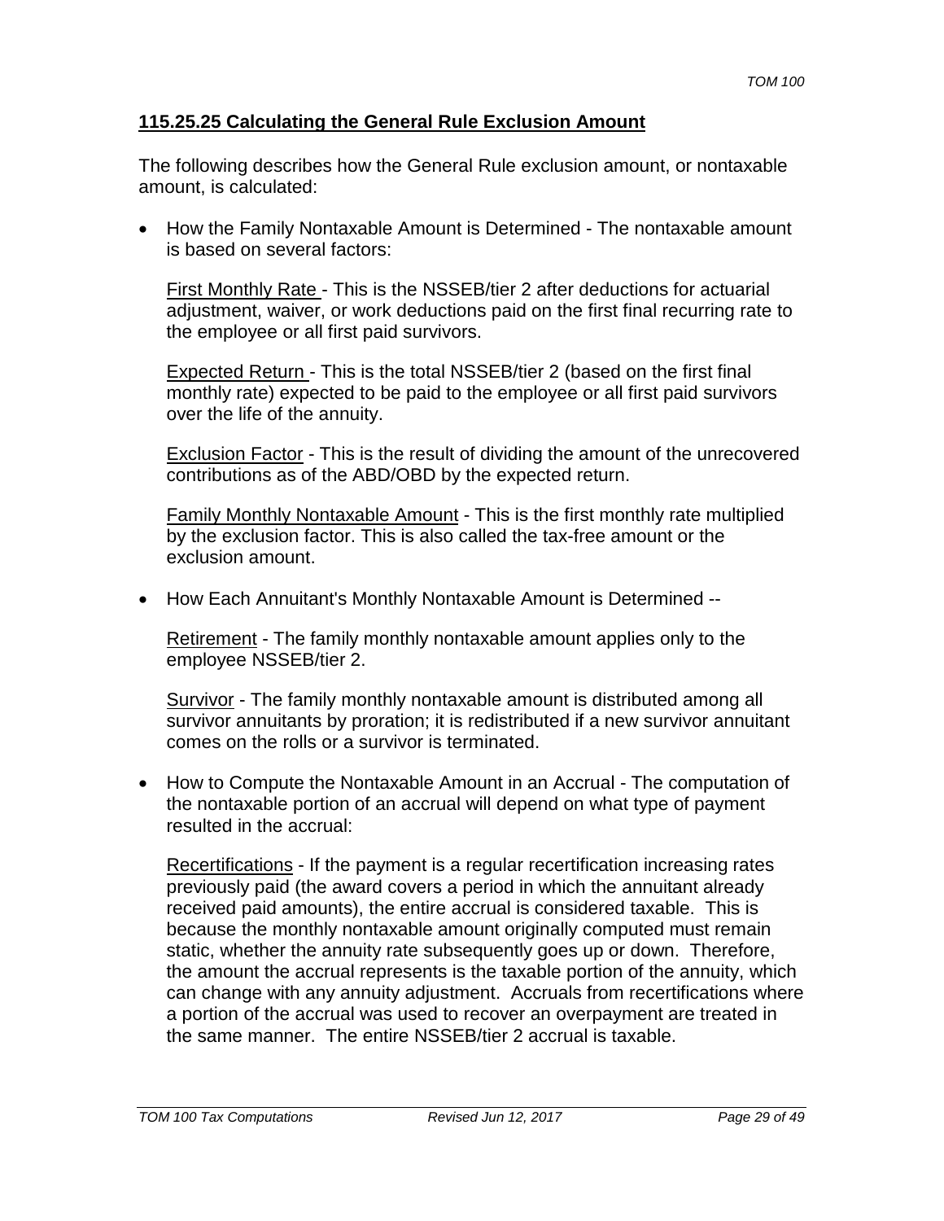## 115.25.25 Calculating the General Rule Exclusion Amount

The following describes how the General Rule exclusion amount, or nontaxable amount, is calculated:

- How the Family Nontaxable Amount is Determined - The nontaxable amount is based on several factors:

  First Monthly Rate - This is the NSSEB/tier 2 after deductions for actuarial adjustment, waiver, or work deductions paid on the first final recurring rate to the employee or all first paid survivors.

  Expected Return - This is the total NSSEB/tier 2 (based on the first final monthly rate) expected to be paid to the employee or all first paid survivors over the life of the annuity.

  Exclusion Factor - This is the result of dividing the amount of the unrecovered contributions as of the ABD/OBD by the expected return.

  Family Monthly Nontaxable Amount - This is the first monthly rate multiplied by the exclusion factor. This is also called the tax-free amount or the exclusion amount.

- How Each Annuitant's Monthly Nontaxable Amount is Determined --

  Retirement - The family monthly nontaxable amount applies only to the employee NSSEB/tier 2.

  Survivor - The family monthly nontaxable amount is distributed among all survivor annuitants by proration; it is redistributed if a new survivor annuitant comes on the rolls or a survivor is terminated.

- How to Compute the Nontaxable Amount in an Accrual - The computation of the nontaxable portion of an accrual will depend on what type of payment resulted in the accrual:

  Recertifications - If the payment is a regular recertification increasing rates previously paid (the award covers a period in which the annuitant already received paid amounts), the entire accrual is considered taxable. This is because the monthly nontaxable amount originally computed must remain static, whether the annuity rate subsequently goes up or down. Therefore, the amount the accrual represents is the taxable portion of the annuity, which can change with any annuity adjustment. Accruals from recertifications where a portion of the accrual was used to recover an overpayment are treated in the same manner. The entire NSSEB/tier 2 accrual is taxable.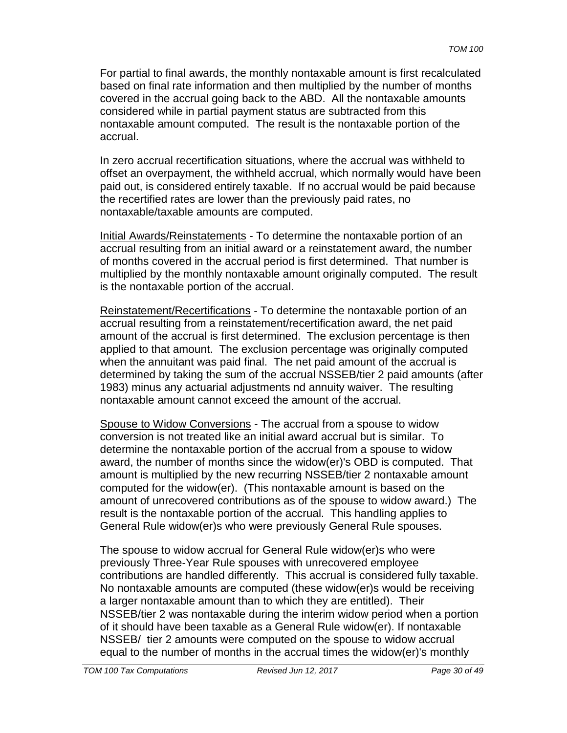For partial to final awards, the monthly nontaxable amount is first recalculated based on final rate information and then multiplied by the number of months covered in the accrual going back to the ABD. All the nontaxable amounts considered while in partial payment status are subtracted from this nontaxable amount computed. The result is the nontaxable portion of the accrual.

In zero accrual recertification situations, where the accrual was withheld to offset an overpayment, the withheld accrual, which normally would have been paid out, is considered entirely taxable. If no accrual would be paid because the recertified rates are lower than the previously paid rates, no nontaxable/taxable amounts are computed.

Initial Awards/Reinstatements - To determine the nontaxable portion of an accrual resulting from an initial award or a reinstatement award, the number of months covered in the accrual period is first determined. That number is multiplied by the monthly nontaxable amount originally computed. The result is the nontaxable portion of the accrual.

Reinstatement/Recertifications - To determine the nontaxable portion of an accrual resulting from a reinstatement/recertification award, the net paid amount of the accrual is first determined. The exclusion percentage is then applied to that amount. The exclusion percentage was originally computed when the annuitant was paid final. The net paid amount of the accrual is determined by taking the sum of the accrual NSSEB/tier 2 paid amounts (after 1983) minus any actuarial adjustments nd annuity waiver. The resulting nontaxable amount cannot exceed the amount of the accrual.

Spouse to Widow Conversions - The accrual from a spouse to widow conversion is not treated like an initial award accrual but is similar. To determine the nontaxable portion of the accrual from a spouse to widow award, the number of months since the widow(er)'s OBD is computed. That amount is multiplied by the new recurring NSSEB/tier 2 nontaxable amount computed for the widow(er). (This nontaxable amount is based on the amount of unrecovered contributions as of the spouse to widow award.) The result is the nontaxable portion of the accrual. This handling applies to General Rule widow(er)s who were previously General Rule spouses.

The spouse to widow accrual for General Rule widow(er)s who were previously Three-Year Rule spouses with unrecovered employee contributions are handled differently. This accrual is considered fully taxable. No nontaxable amounts are computed (these widow(er)s would be receiving a larger nontaxable amount than to which they are entitled). Their NSSEB/tier 2 was nontaxable during the interim widow period when a portion of it should have been taxable as a General Rule widow(er). If nontaxable NSSEB/ tier 2 amounts were computed on the spouse to widow accrual equal to the number of months in the accrual times the widow(er)'s monthly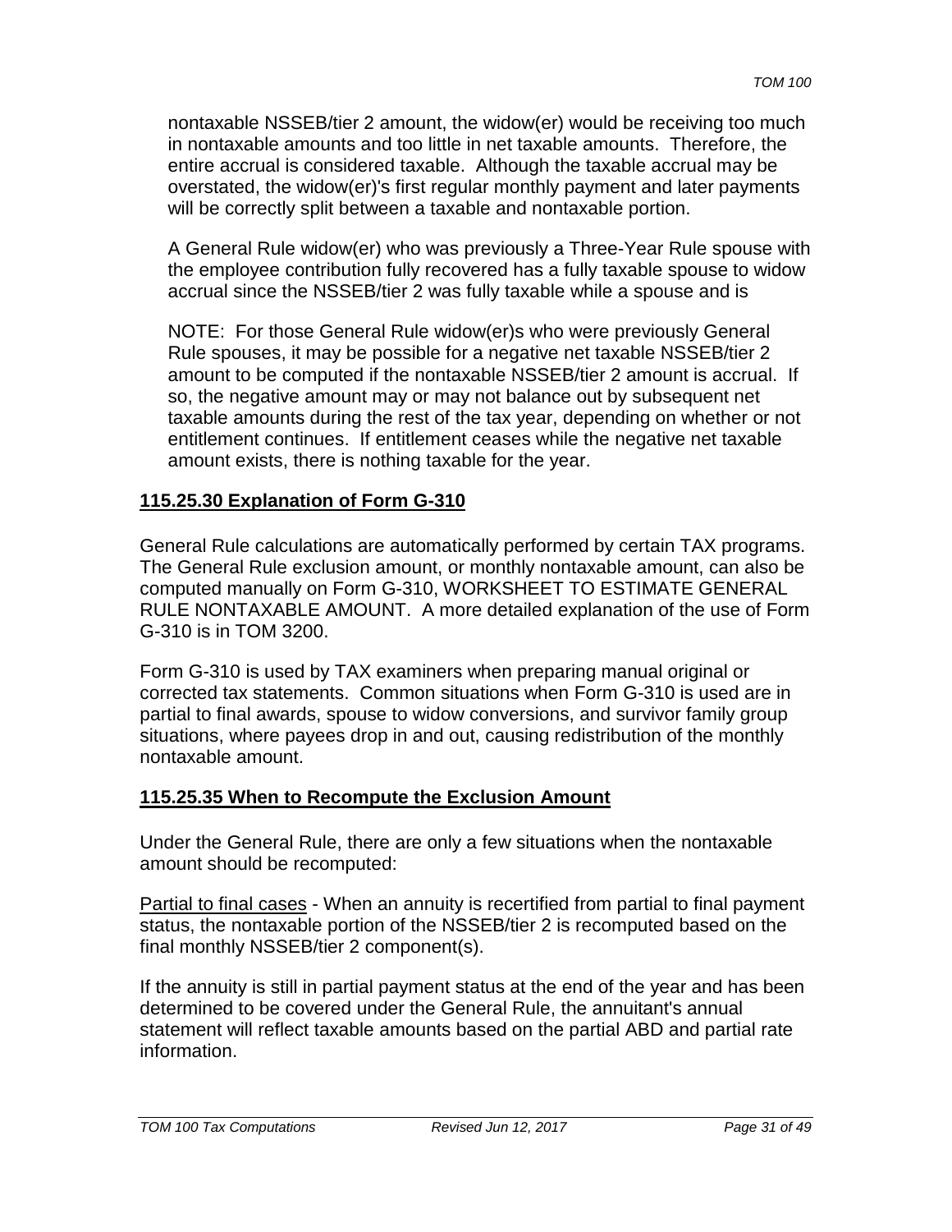nontaxable NSSEB/tier 2 amount, the widow(er) would be receiving too much in nontaxable amounts and too little in net taxable amounts. Therefore, the entire accrual is considered taxable. Although the taxable accrual may be overstated, the widow(er)'s first regular monthly payment and later payments will be correctly split between a taxable and nontaxable portion.

A General Rule widow(er) who was previously a Three-Year Rule spouse with the employee contribution fully recovered has a fully taxable spouse to widow accrual since the NSSEB/tier 2 was fully taxable while a spouse and is

NOTE: For those General Rule widow(er)s who were previously General Rule spouses, it may be possible for a negative net taxable NSSEB/tier 2 amount to be computed if the nontaxable NSSEB/tier 2 amount is accrual. If so, the negative amount may or may not balance out by subsequent net taxable amounts during the rest of the tax year, depending on whether or not entitlement continues. If entitlement ceases while the negative net taxable amount exists, there is nothing taxable for the year.

## 115.25.30 Explanation of Form G-310

General Rule calculations are automatically performed by certain TAX programs. The General Rule exclusion amount, or monthly nontaxable amount, can also be computed manually on Form G-310, WORKSHEET TO ESTIMATE GENERAL RULE NONTAXABLE AMOUNT. A more detailed explanation of the use of Form G-310 is in TOM 3200.

Form G-310 is used by TAX examiners when preparing manual original or corrected tax statements. Common situations when Form G-310 is used are in partial to final awards, spouse to widow conversions, and survivor family group situations, where payees drop in and out, causing redistribution of the monthly nontaxable amount.

## 115.25.35 When to Recompute the Exclusion Amount

Under the General Rule, there are only a few situations when the nontaxable amount should be recomputed:

Partial to final cases - When an annuity is recertified from partial to final payment status, the nontaxable portion of the NSSEB/tier 2 is recomputed based on the final monthly NSSEB/tier 2 component(s).

If the annuity is still in partial payment status at the end of the year and has been determined to be covered under the General Rule, the annuitant's annual statement will reflect taxable amounts based on the partial ABD and partial rate information.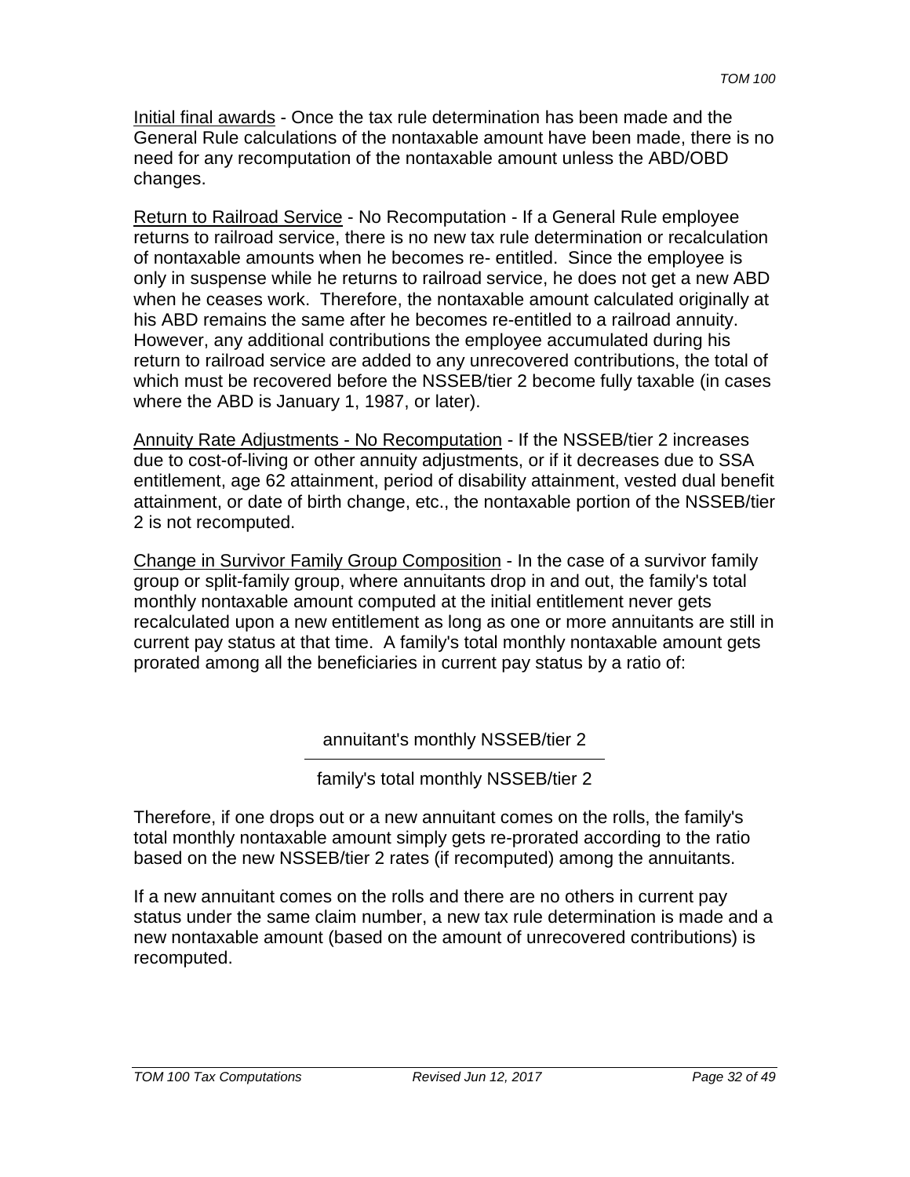Initial final awards - Once the tax rule determination has been made and the General Rule calculations of the nontaxable amount have been made, there is no need for any recomputation of the nontaxable amount unless the ABD/OBD changes.

Return to Railroad Service - No Recomputation - If a General Rule employee returns to railroad service, there is no new tax rule determination or recalculation of nontaxable amounts when he becomes re- entitled. Since the employee is only in suspense while he returns to railroad service, he does not get a new ABD when he ceases work. Therefore, the nontaxable amount calculated originally at his ABD remains the same after he becomes re-entitled to a railroad annuity. However, any additional contributions the employee accumulated during his return to railroad service are added to any unrecovered contributions, the total of which must be recovered before the NSSEB/tier 2 become fully taxable (in cases where the ABD is January 1, 1987, or later).

Annuity Rate Adjustments - No Recomputation - If the NSSEB/tier 2 increases due to cost-of-living or other annuity adjustments, or if it decreases due to SSA entitlement, age 62 attainment, period of disability attainment, vested dual benefit attainment, or date of birth change, etc., the nontaxable portion of the NSSEB/tier 2 is not recomputed.

Change in Survivor Family Group Composition - In the case of a survivor family group or split-family group, where annuitants drop in and out, the family's total monthly nontaxable amount computed at the initial entitlement never gets recalculated upon a new entitlement as long as one or more annuitants are still in current pay status at that time. A family's total monthly nontaxable amount gets prorated among all the beneficiaries in current pay status by a ratio of:

$$\frac{\text{annuitant's monthly NSSEB/tier 2}}{\text{family's total monthly NSSEB/tier 2}}$$

Therefore, if one drops out or a new annuitant comes on the rolls, the family's total monthly nontaxable amount simply gets re-prorated according to the ratio based on the new NSSEB/tier 2 rates (if recomputed) among the annuitants.

If a new annuitant comes on the rolls and there are no others in current pay status under the same claim number, a new tax rule determination is made and a new nontaxable amount (based on the amount of unrecovered contributions) is recomputed.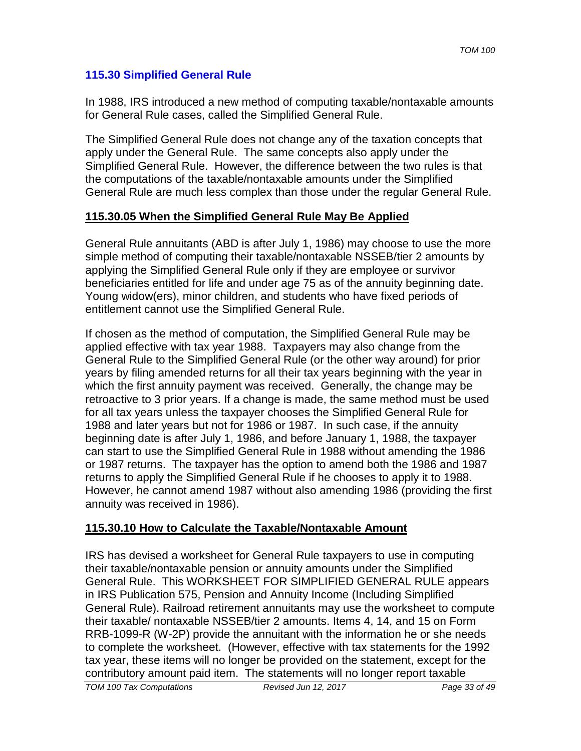## 115.30 Simplified General Rule

In 1988, IRS introduced a new method of computing taxable/nontaxable amounts for General Rule cases, called the Simplified General Rule.

The Simplified General Rule does not change any of the taxation concepts that apply under the General Rule. The same concepts also apply under the Simplified General Rule. However, the difference between the two rules is that the computations of the taxable/nontaxable amounts under the Simplified General Rule are much less complex than those under the regular General Rule.

### 115.30.05 When the Simplified General Rule May Be Applied

General Rule annuitants (ABD is after July 1, 1986) may choose to use the more simple method of computing their taxable/nontaxable NSSEB/tier 2 amounts by applying the Simplified General Rule only if they are employee or survivor beneficiaries entitled for life and under age 75 as of the annuity beginning date. Young widow(ers), minor children, and students who have fixed periods of entitlement cannot use the Simplified General Rule.

If chosen as the method of computation, the Simplified General Rule may be applied effective with tax year 1988. Taxpayers may also change from the General Rule to the Simplified General Rule (or the other way around) for prior years by filing amended returns for all their tax years beginning with the year in which the first annuity payment was received. Generally, the change may be retroactive to 3 prior years. If a change is made, the same method must be used for all tax years unless the taxpayer chooses the Simplified General Rule for 1988 and later years but not for 1986 or 1987. In such case, if the annuity beginning date is after July 1, 1986, and before January 1, 1988, the taxpayer can start to use the Simplified General Rule in 1988 without amending the 1986 or 1987 returns. The taxpayer has the option to amend both the 1986 and 1987 returns to apply the Simplified General Rule if he chooses to apply it to 1988. However, he cannot amend 1987 without also amending 1986 (providing the first annuity was received in 1986).

### 115.30.10 How to Calculate the Taxable/Nontaxable Amount

IRS has devised a worksheet for General Rule taxpayers to use in computing their taxable/nontaxable pension or annuity amounts under the Simplified General Rule. This WORKSHEET FOR SIMPLIFIED GENERAL RULE appears in IRS Publication 575, Pension and Annuity Income (Including Simplified General Rule). Railroad retirement annuitants may use the worksheet to compute their taxable/ nontaxable NSSEB/tier 2 amounts. Items 4, 14, and 15 on Form RRB-1099-R (W-2P) provide the annuitant with the information he or she needs to complete the worksheet. (However, effective with tax statements for the 1992 tax year, these items will no longer be provided on the statement, except for the contributory amount paid item. The statements will no longer report taxable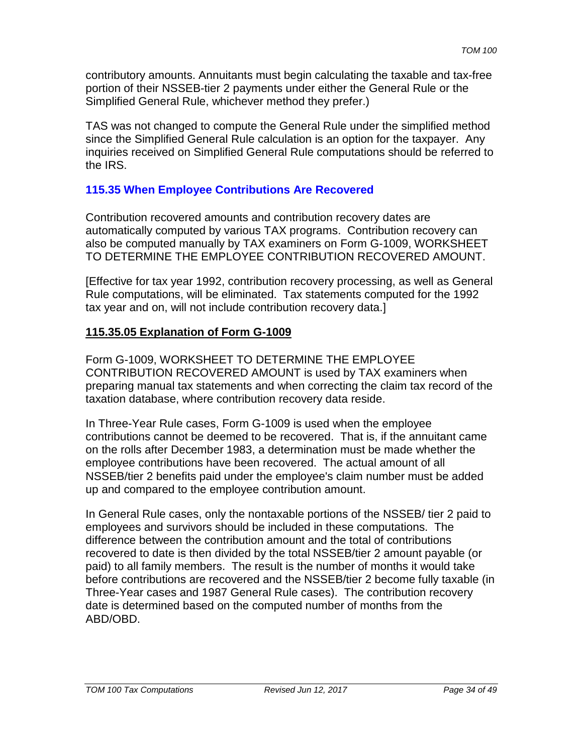contributory amounts. Annuitants must begin calculating the taxable and tax-free portion of their NSSEB-tier 2 payments under either the General Rule or the Simplified General Rule, whichever method they prefer.)

TAS was not changed to compute the General Rule under the simplified method since the Simplified General Rule calculation is an option for the taxpayer. Any inquiries received on Simplified General Rule computations should be referred to the IRS.

## 115.35 When Employee Contributions Are Recovered

Contribution recovered amounts and contribution recovery dates are automatically computed by various TAX programs. Contribution recovery can also be computed manually by TAX examiners on Form G-1009, WORKSHEET TO DETERMINE THE EMPLOYEE CONTRIBUTION RECOVERED AMOUNT.

[Effective for tax year 1992, contribution recovery processing, as well as General Rule computations, will be eliminated. Tax statements computed for the 1992 tax year and on, will not include contribution recovery data.]

### 115.35.05 Explanation of Form G-1009

Form G-1009, WORKSHEET TO DETERMINE THE EMPLOYEE CONTRIBUTION RECOVERED AMOUNT is used by TAX examiners when preparing manual tax statements and when correcting the claim tax record of the taxation database, where contribution recovery data reside.

In Three-Year Rule cases, Form G-1009 is used when the employee contributions cannot be deemed to be recovered. That is, if the annuitant came on the rolls after December 1983, a determination must be made whether the employee contributions have been recovered. The actual amount of all NSSEB/tier 2 benefits paid under the employee's claim number must be added up and compared to the employee contribution amount.

In General Rule cases, only the nontaxable portions of the NSSEB/ tier 2 paid to employees and survivors should be included in these computations. The difference between the contribution amount and the total of contributions recovered to date is then divided by the total NSSEB/tier 2 amount payable (or paid) to all family members. The result is the number of months it would take before contributions are recovered and the NSSEB/tier 2 become fully taxable (in Three-Year cases and 1987 General Rule cases). The contribution recovery date is determined based on the computed number of months from the ABD/OBD.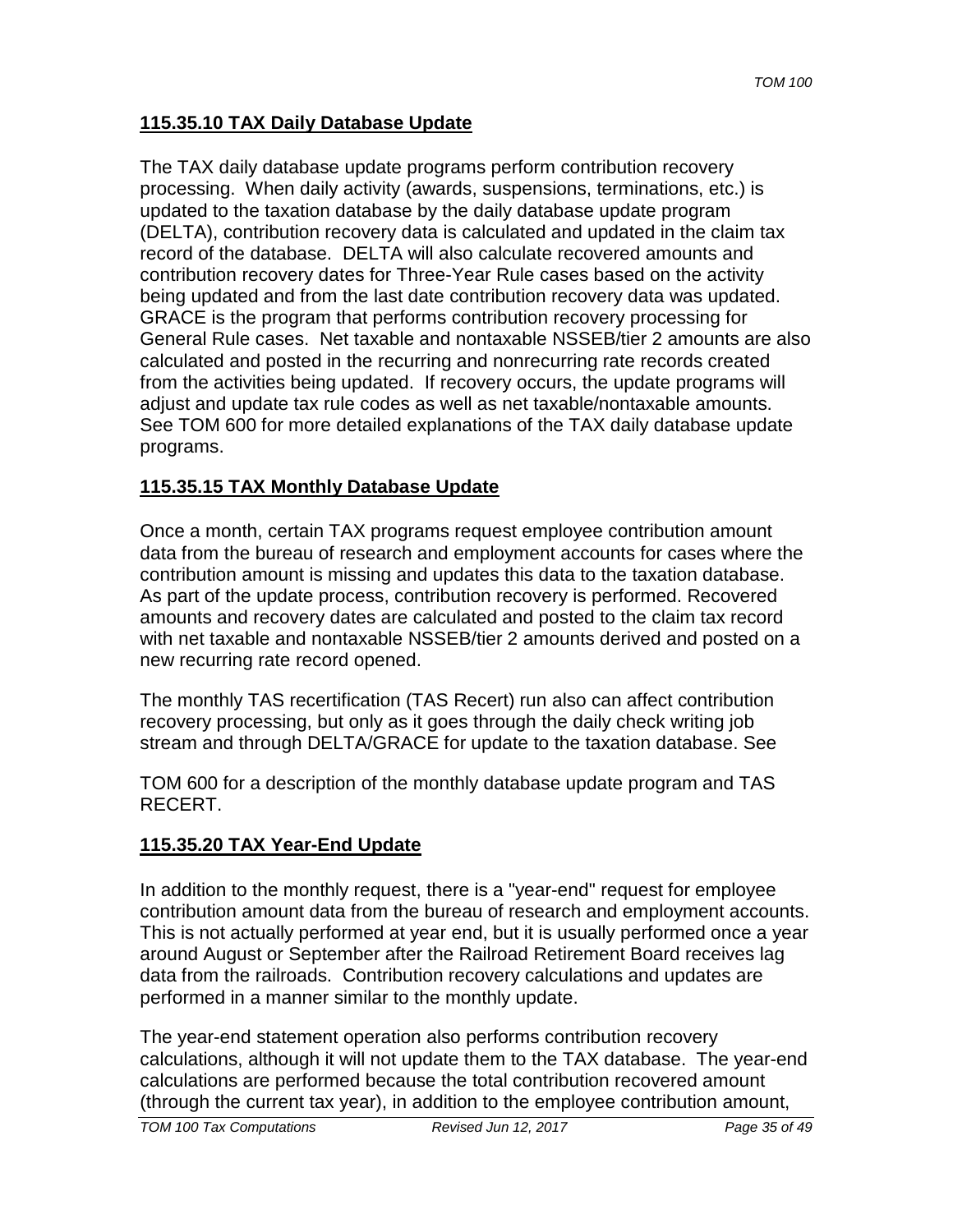## 115.35.10 TAX Daily Database Update

The TAX daily database update programs perform contribution recovery processing. When daily activity (awards, suspensions, terminations, etc.) is updated to the taxation database by the daily database update program (DELTA), contribution recovery data is calculated and updated in the claim tax record of the database. DELTA will also calculate recovered amounts and contribution recovery dates for Three-Year Rule cases based on the activity being updated and from the last date contribution recovery data was updated. GRACE is the program that performs contribution recovery processing for General Rule cases. Net taxable and nontaxable NSSEB/tier 2 amounts are also calculated and posted in the recurring and nonrecurring rate records created from the activities being updated. If recovery occurs, the update programs will adjust and update tax rule codes as well as net taxable/nontaxable amounts. See TOM 600 for more detailed explanations of the TAX daily database update programs.

## 115.35.15 TAX Monthly Database Update

Once a month, certain TAX programs request employee contribution amount data from the bureau of research and employment accounts for cases where the contribution amount is missing and updates this data to the taxation database. As part of the update process, contribution recovery is performed. Recovered amounts and recovery dates are calculated and posted to the claim tax record with net taxable and nontaxable NSSEB/tier 2 amounts derived and posted on a new recurring rate record opened.

The monthly TAS recertification (TAS Recert) run also can affect contribution recovery processing, but only as it goes through the daily check writing job stream and through DELTA/GRACE for update to the taxation database. See

TOM 600 for a description of the monthly database update program and TAS RECERT.

## 115.35.20 TAX Year-End Update

In addition to the monthly request, there is a "year-end" request for employee contribution amount data from the bureau of research and employment accounts. This is not actually performed at year end, but it is usually performed once a year around August or September after the Railroad Retirement Board receives lag data from the railroads. Contribution recovery calculations and updates are performed in a manner similar to the monthly update.

The year-end statement operation also performs contribution recovery calculations, although it will not update them to the TAX database. The year-end calculations are performed because the total contribution recovered amount (through the current tax year), in addition to the employee contribution amount,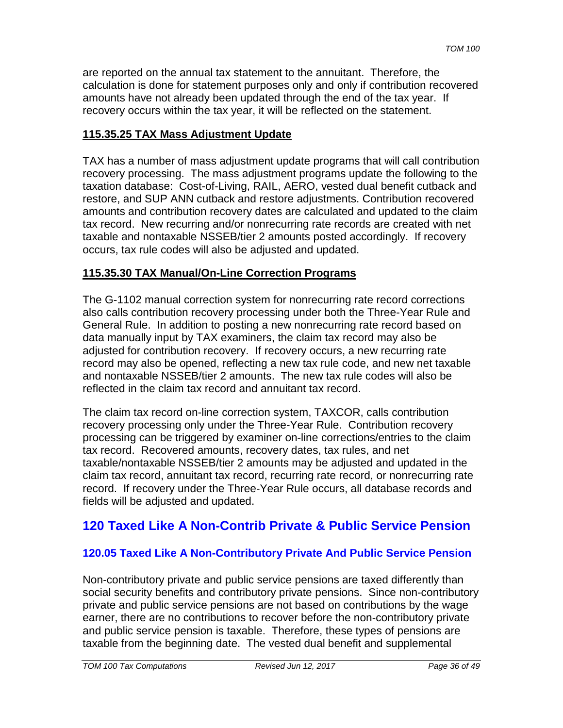are reported on the annual tax statement to the annuitant. Therefore, the calculation is done for statement purposes only and only if contribution recovered amounts have not already been updated through the end of the tax year. If recovery occurs within the tax year, it will be reflected on the statement.

### 115.35.25 TAX Mass Adjustment Update

TAX has a number of mass adjustment update programs that will call contribution recovery processing. The mass adjustment programs update the following to the taxation database: Cost-of-Living, RAIL, AERO, vested dual benefit cutback and restore, and SUP ANN cutback and restore adjustments. Contribution recovered amounts and contribution recovery dates are calculated and updated to the claim tax record. New recurring and/or nonrecurring rate records are created with net taxable and nontaxable NSSEB/tier 2 amounts posted accordingly. If recovery occurs, tax rule codes will also be adjusted and updated.

### 115.35.30 TAX Manual/On-Line Correction Programs

The G-1102 manual correction system for nonrecurring rate record corrections also calls contribution recovery processing under both the Three-Year Rule and General Rule. In addition to posting a new nonrecurring rate record based on data manually input by TAX examiners, the claim tax record may also be adjusted for contribution recovery. If recovery occurs, a new recurring rate record may also be opened, reflecting a new tax rule code, and new net taxable and nontaxable NSSEB/tier 2 amounts. The new tax rule codes will also be reflected in the claim tax record and annuitant tax record.

The claim tax record on-line correction system, TAXCOR, calls contribution recovery processing only under the Three-Year Rule. Contribution recovery processing can be triggered by examiner on-line corrections/entries to the claim tax record. Recovered amounts, recovery dates, tax rules, and net taxable/nontaxable NSSEB/tier 2 amounts may be adjusted and updated in the claim tax record, annuitant tax record, recurring rate record, or nonrecurring rate record. If recovery under the Three-Year Rule occurs, all database records and fields will be adjusted and updated.

# 120 Taxed Like A Non-Contrib Private & Public Service Pension

## 120.05 Taxed Like A Non-Contributory Private And Public Service Pension

Non-contributory private and public service pensions are taxed differently than social security benefits and contributory private pensions. Since non-contributory private and public service pensions are not based on contributions by the wage earner, there are no contributions to recover before the non-contributory private and public service pension is taxable. Therefore, these types of pensions are taxable from the beginning date. The vested dual benefit and supplemental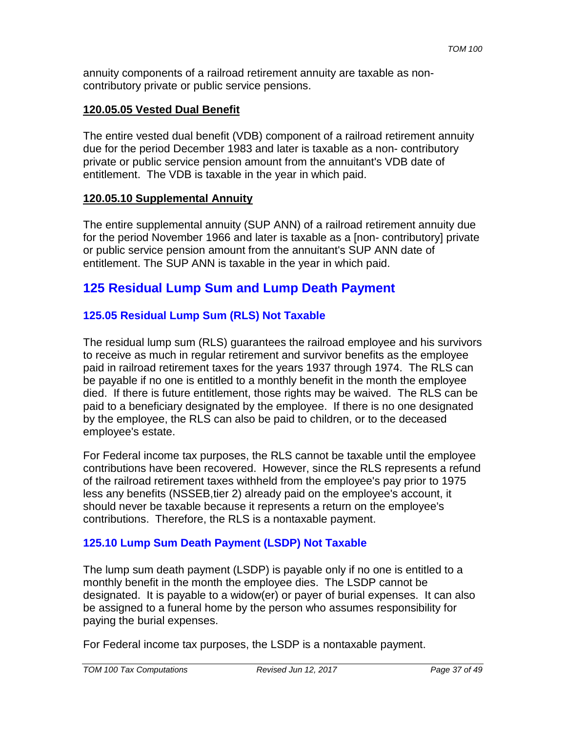annuity components of a railroad retirement annuity are taxable as non-contributory private or public service pensions.

### 120.05.05 Vested Dual Benefit

The entire vested dual benefit (VDB) component of a railroad retirement annuity due for the period December 1983 and later is taxable as a non- contributory private or public service pension amount from the annuitant's VDB date of entitlement. The VDB is taxable in the year in which paid.

### 120.05.10 Supplemental Annuity

The entire supplemental annuity (SUP ANN) of a railroad retirement annuity due for the period November 1966 and later is taxable as a [non- contributory] private or public service pension amount from the annuitant's SUP ANN date of entitlement. The SUP ANN is taxable in the year in which paid.

## 125 Residual Lump Sum and Lump Death Payment

### 125.05 Residual Lump Sum (RLS) Not Taxable

The residual lump sum (RLS) guarantees the railroad employee and his survivors to receive as much in regular retirement and survivor benefits as the employee paid in railroad retirement taxes for the years 1937 through 1974. The RLS can be payable if no one is entitled to a monthly benefit in the month the employee died. If there is future entitlement, those rights may be waived. The RLS can be paid to a beneficiary designated by the employee. If there is no one designated by the employee, the RLS can also be paid to children, or to the deceased employee's estate.

For Federal income tax purposes, the RLS cannot be taxable until the employee contributions have been recovered. However, since the RLS represents a refund of the railroad retirement taxes withheld from the employee's pay prior to 1975 less any benefits (NSSEB,tier 2) already paid on the employee's account, it should never be taxable because it represents a return on the employee's contributions. Therefore, the RLS is a nontaxable payment.

### 125.10 Lump Sum Death Payment (LSDP) Not Taxable

The lump sum death payment (LSDP) is payable only if no one is entitled to a monthly benefit in the month the employee dies. The LSDP cannot be designated. It is payable to a widow(er) or payer of burial expenses. It can also be assigned to a funeral home by the person who assumes responsibility for paying the burial expenses.

For Federal income tax purposes, the LSDP is a nontaxable payment.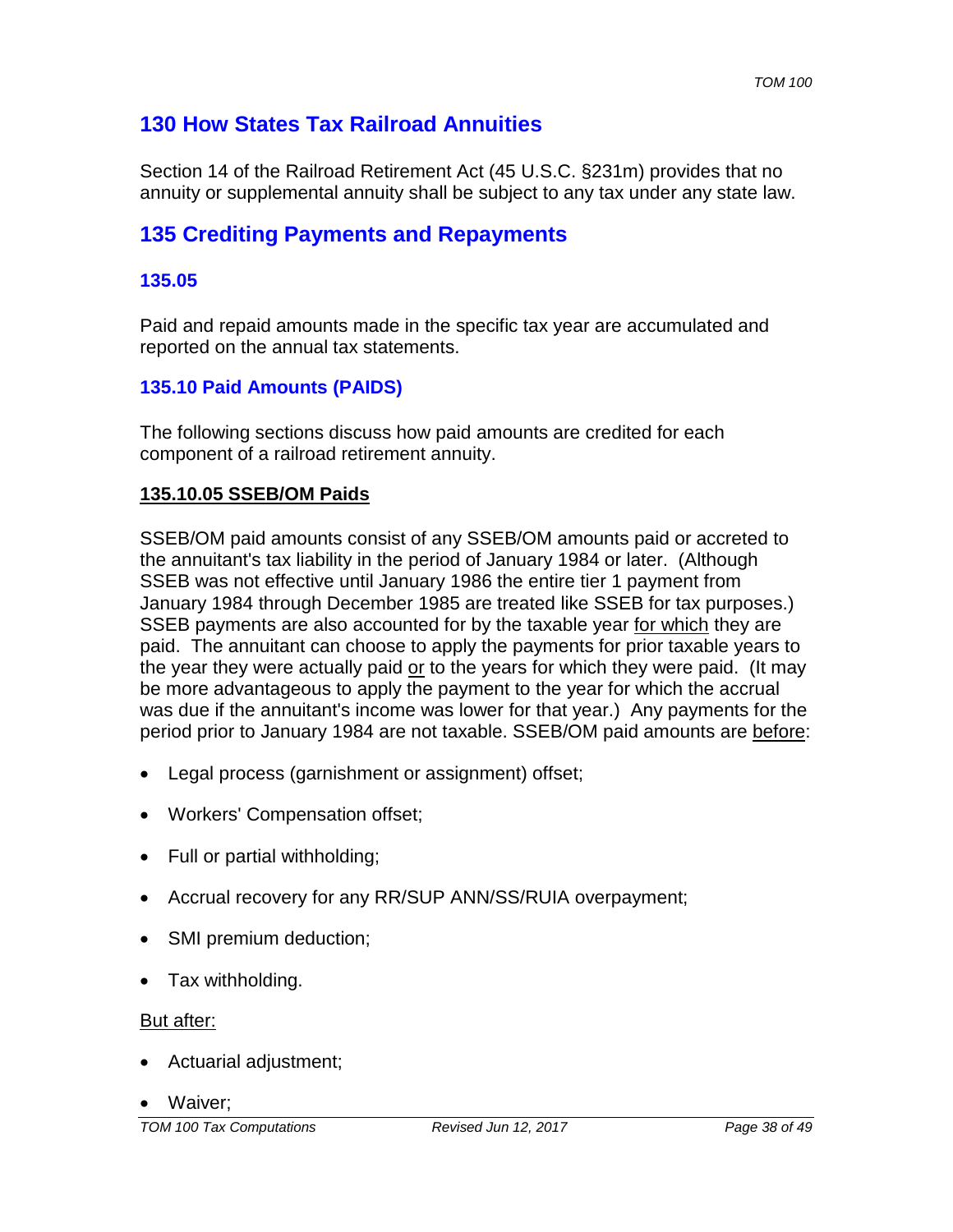## 130 How States Tax Railroad Annuities

Section 14 of the Railroad Retirement Act (45 U.S.C. §231m) provides that no annuity or supplemental annuity shall be subject to any tax under any state law.

## 135 Crediting Payments and Repayments

### 135.05

Paid and repaid amounts made in the specific tax year are accumulated and reported on the annual tax statements.

### 135.10 Paid Amounts (PAIDS)

The following sections discuss how paid amounts are credited for each component of a railroad retirement annuity.

#### 135.10.05 SSEB/OM Paids

SSEB/OM paid amounts consist of any SSEB/OM amounts paid or accreted to the annuitant's tax liability in the period of January 1984 or later. (Although SSEB was not effective until January 1986 the entire tier 1 payment from January 1984 through December 1985 are treated like SSEB for tax purposes.) SSEB payments are also accounted for by the taxable year for which they are paid. The annuitant can choose to apply the payments for prior taxable years to the year they were actually paid or to the years for which they were paid. (It may be more advantageous to apply the payment to the year for which the accrual was due if the annuitant's income was lower for that year.) Any payments for the period prior to January 1984 are not taxable. SSEB/OM paid amounts are before:

- Legal process (garnishment or assignment) offset;
- Workers' Compensation offset;
- Full or partial withholding;
- Accrual recovery for any RR/SUP ANN/SS/RUIA overpayment;
- SMI premium deduction;
- Tax withholding.

But after:

- Actuarial adjustment;
- Waiver;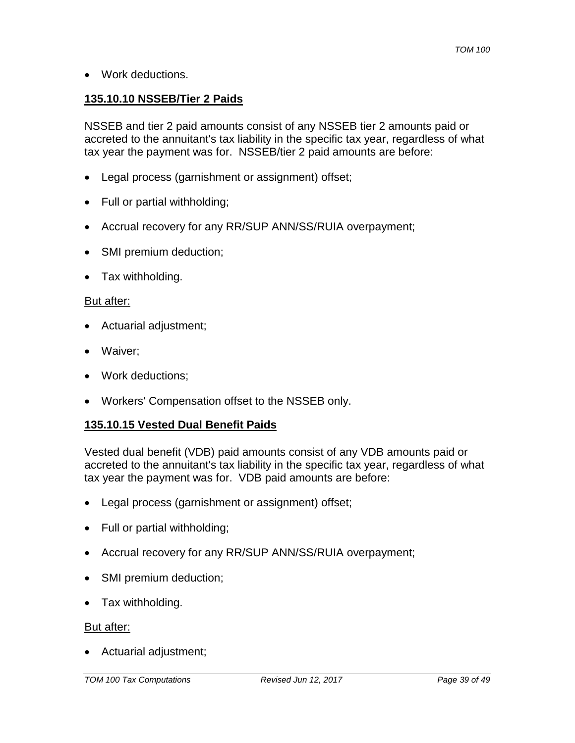- Work deductions.

### 135.10.10 NSSEB/Tier 2 Paids

NSSEB and tier 2 paid amounts consist of any NSSEB tier 2 amounts paid or accreted to the annuitant's tax liability in the specific tax year, regardless of what tax year the payment was for. NSSEB/tier 2 paid amounts are before:

- Legal process (garnishment or assignment) offset;
- Full or partial withholding;
- Accrual recovery for any RR/SUP ANN/SS/RUIA overpayment;
- SMI premium deduction;
- Tax withholding.

But after:

- Actuarial adjustment;
- Waiver;
- Work deductions;
- Workers' Compensation offset to the NSSEB only.

### 135.10.15 Vested Dual Benefit Paids

Vested dual benefit (VDB) paid amounts consist of any VDB amounts paid or accreted to the annuitant's tax liability in the specific tax year, regardless of what tax year the payment was for. VDB paid amounts are before:

- Legal process (garnishment or assignment) offset;
- Full or partial withholding;
- Accrual recovery for any RR/SUP ANN/SS/RUIA overpayment;
- SMI premium deduction;
- Tax withholding.

But after:

- Actuarial adjustment;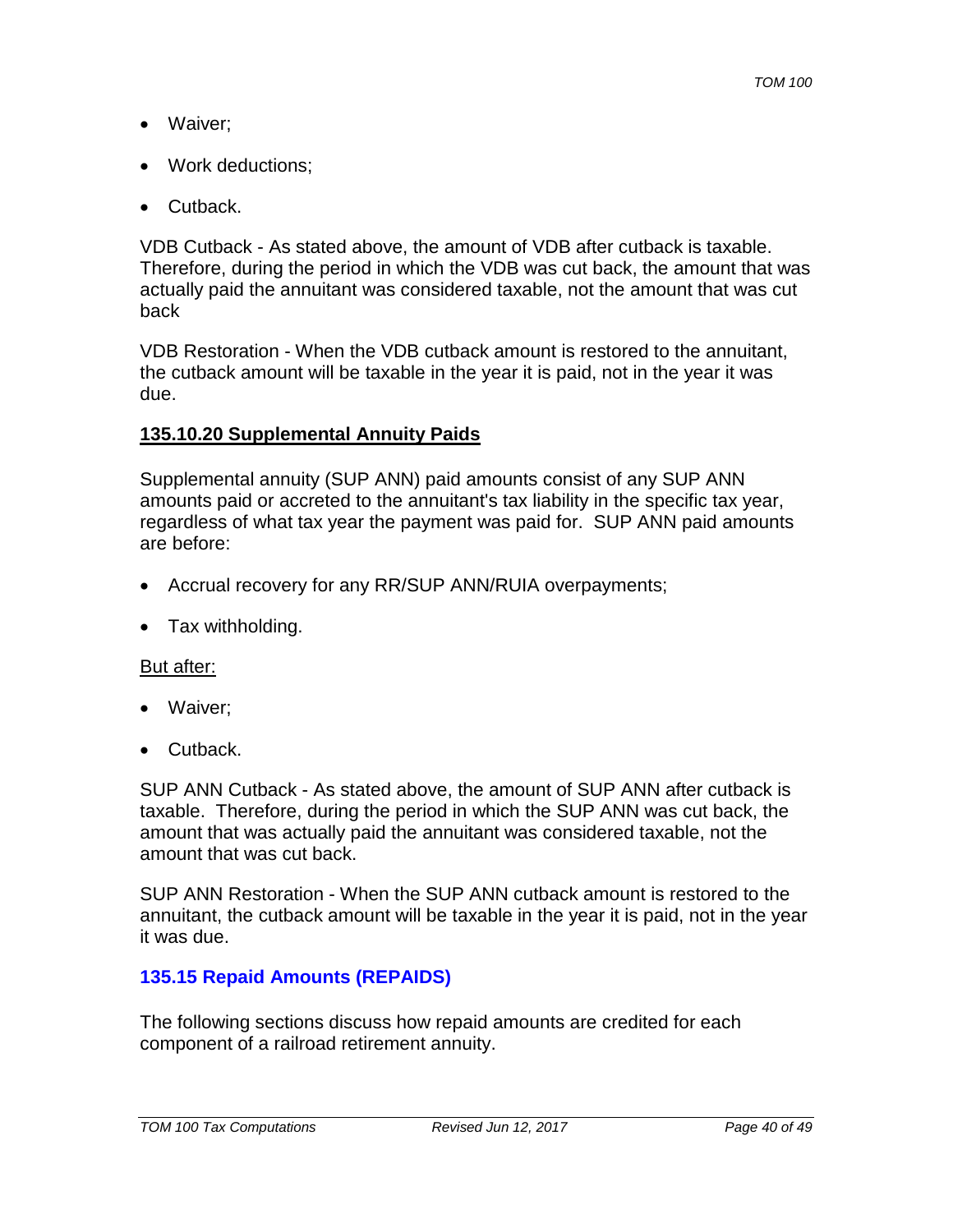- Waiver;
- Work deductions;
- Cutback.

VDB Cutback - As stated above, the amount of VDB after cutback is taxable. Therefore, during the period in which the VDB was cut back, the amount that was actually paid the annuitant was considered taxable, not the amount that was cut back

VDB Restoration - When the VDB cutback amount is restored to the annuitant, the cutback amount will be taxable in the year it is paid, not in the year it was due.

#### 135.10.20 Supplemental Annuity Paids

Supplemental annuity (SUP ANN) paid amounts consist of any SUP ANN amounts paid or accreted to the annuitant's tax liability in the specific tax year, regardless of what tax year the payment was paid for.  SUP ANN paid amounts are before:

- Accrual recovery for any RR/SUP ANN/RUIA overpayments;
- Tax withholding.

<u>But after:</u>

- Waiver;
- Cutback.

SUP ANN Cutback - As stated above, the amount of SUP ANN after cutback is taxable.  Therefore, during the period in which the SUP ANN was cut back, the amount that was actually paid the annuitant was considered taxable, not the amount that was cut back.

SUP ANN Restoration - When the SUP ANN cutback amount is restored to the annuitant, the cutback amount will be taxable in the year it is paid, not in the year it was due.

### 135.15 Repaid Amounts (REPAIDS)

The following sections discuss how repaid amounts are credited for each component of a railroad retirement annuity.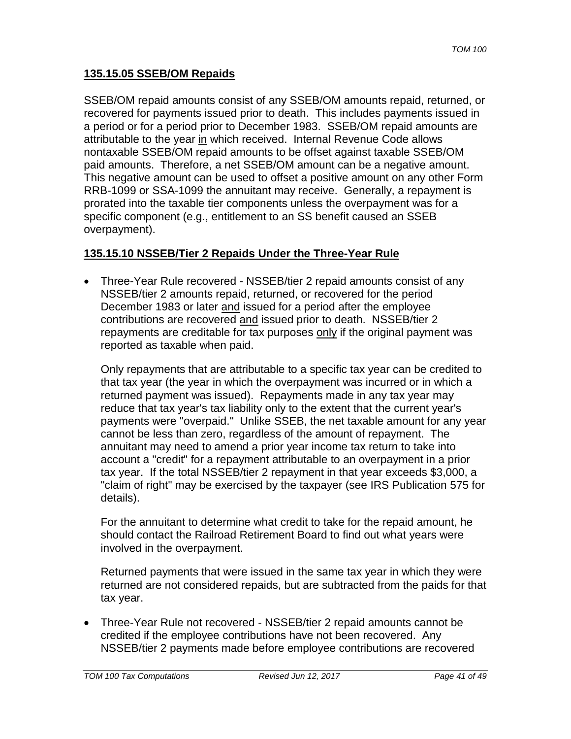## 135.15.05 SSEB/OM Repaids

SSEB/OM repaid amounts consist of any SSEB/OM amounts repaid, returned, or recovered for payments issued prior to death. This includes payments issued in a period or for a period prior to December 1983. SSEB/OM repaid amounts are attributable to the year in which received. Internal Revenue Code allows nontaxable SSEB/OM repaid amounts to be offset against taxable SSEB/OM paid amounts. Therefore, a net SSEB/OM amount can be a negative amount. This negative amount can be used to offset a positive amount on any other Form RRB-1099 or SSA-1099 the annuitant may receive. Generally, a repayment is prorated into the taxable tier components unless the overpayment was for a specific component (e.g., entitlement to an SS benefit caused an SSEB overpayment).

## 135.15.10 NSSEB/Tier 2 Repaids Under the Three-Year Rule

- Three-Year Rule recovered - NSSEB/tier 2 repaid amounts consist of any NSSEB/tier 2 amounts repaid, returned, or recovered for the period December 1983 or later and issued for a period after the employee contributions are recovered and issued prior to death. NSSEB/tier 2 repayments are creditable for tax purposes only if the original payment was reported as taxable when paid.

  Only repayments that are attributable to a specific tax year can be credited to that tax year (the year in which the overpayment was incurred or in which a returned payment was issued). Repayments made in any tax year may reduce that tax year's tax liability only to the extent that the current year's payments were "overpaid." Unlike SSEB, the net taxable amount for any year cannot be less than zero, regardless of the amount of repayment. The annuitant may need to amend a prior year income tax return to take into account a "credit" for a repayment attributable to an overpayment in a prior tax year. If the total NSSEB/tier 2 repayment in that year exceeds $3,000, a "claim of right" may be exercised by the taxpayer (see IRS Publication 575 for details).

  For the annuitant to determine what credit to take for the repaid amount, he should contact the Railroad Retirement Board to find out what years were involved in the overpayment.

  Returned payments that were issued in the same tax year in which they were returned are not considered repaids, but are subtracted from the paids for that tax year.

- Three-Year Rule not recovered - NSSEB/tier 2 repaid amounts cannot be credited if the employee contributions have not been recovered. Any NSSEB/tier 2 payments made before employee contributions are recovered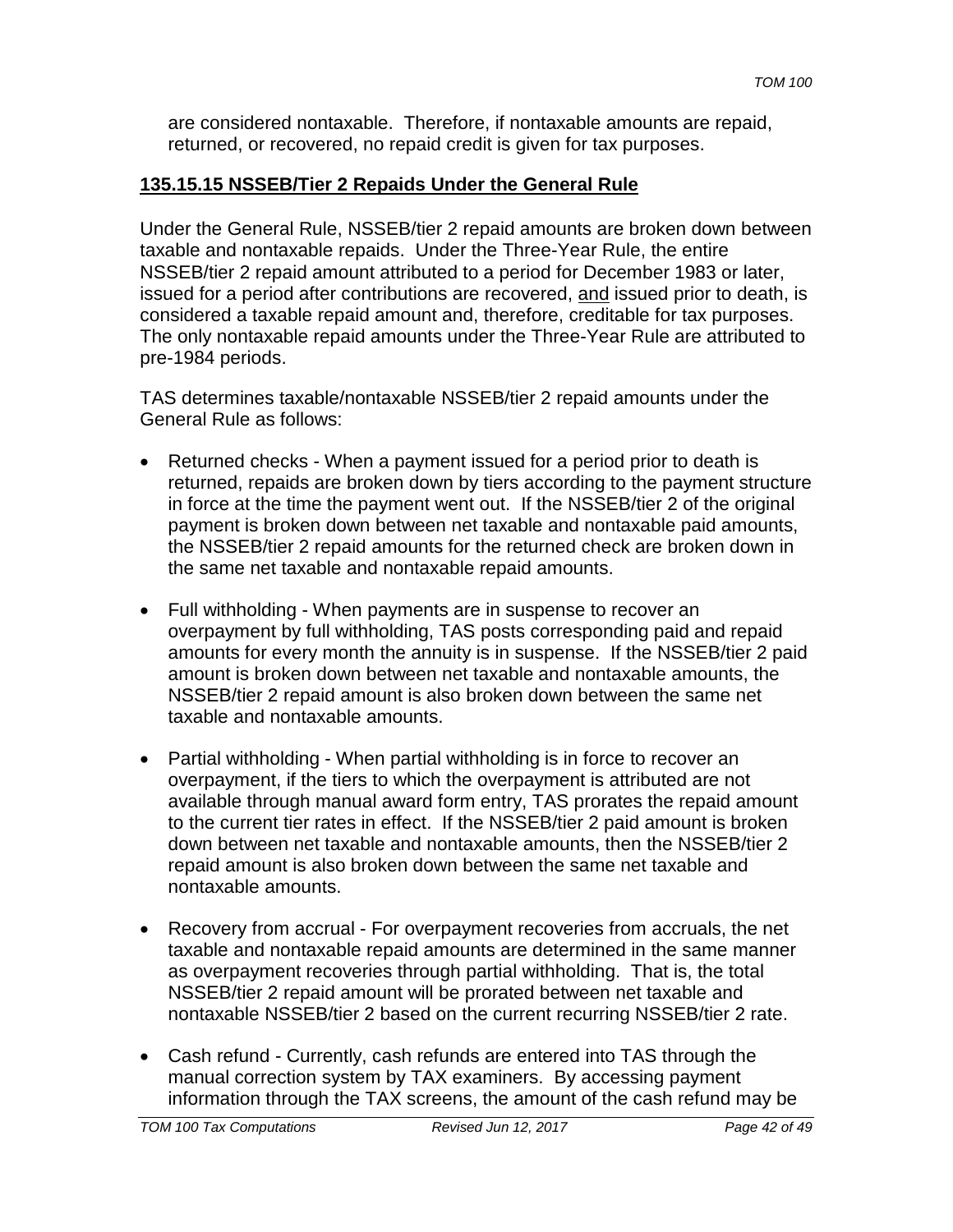are considered nontaxable. Therefore, if nontaxable amounts are repaid, returned, or recovered, no repaid credit is given for tax purposes.

## 135.15.15 NSSEB/Tier 2 Repaids Under the General Rule

Under the General Rule, NSSEB/tier 2 repaid amounts are broken down between taxable and nontaxable repaids. Under the Three-Year Rule, the entire NSSEB/tier 2 repaid amount attributed to a period for December 1983 or later, issued for a period after contributions are recovered, and issued prior to death, is considered a taxable repaid amount and, therefore, creditable for tax purposes. The only nontaxable repaid amounts under the Three-Year Rule are attributed to pre-1984 periods.

TAS determines taxable/nontaxable NSSEB/tier 2 repaid amounts under the General Rule as follows:

- Returned checks - When a payment issued for a period prior to death is returned, repaids are broken down by tiers according to the payment structure in force at the time the payment went out. If the NSSEB/tier 2 of the original payment is broken down between net taxable and nontaxable paid amounts, the NSSEB/tier 2 repaid amounts for the returned check are broken down in the same net taxable and nontaxable repaid amounts.

- Full withholding - When payments are in suspense to recover an overpayment by full withholding, TAS posts corresponding paid and repaid amounts for every month the annuity is in suspense. If the NSSEB/tier 2 paid amount is broken down between net taxable and nontaxable amounts, the NSSEB/tier 2 repaid amount is also broken down between the same net taxable and nontaxable amounts.

- Partial withholding - When partial withholding is in force to recover an overpayment, if the tiers to which the overpayment is attributed are not available through manual award form entry, TAS prorates the repaid amount to the current tier rates in effect. If the NSSEB/tier 2 paid amount is broken down between net taxable and nontaxable amounts, then the NSSEB/tier 2 repaid amount is also broken down between the same net taxable and nontaxable amounts.

- Recovery from accrual - For overpayment recoveries from accruals, the net taxable and nontaxable repaid amounts are determined in the same manner as overpayment recoveries through partial withholding. That is, the total NSSEB/tier 2 repaid amount will be prorated between net taxable and nontaxable NSSEB/tier 2 based on the current recurring NSSEB/tier 2 rate.

- Cash refund - Currently, cash refunds are entered into TAS through the manual correction system by TAX examiners. By accessing payment information through the TAX screens, the amount of the cash refund may be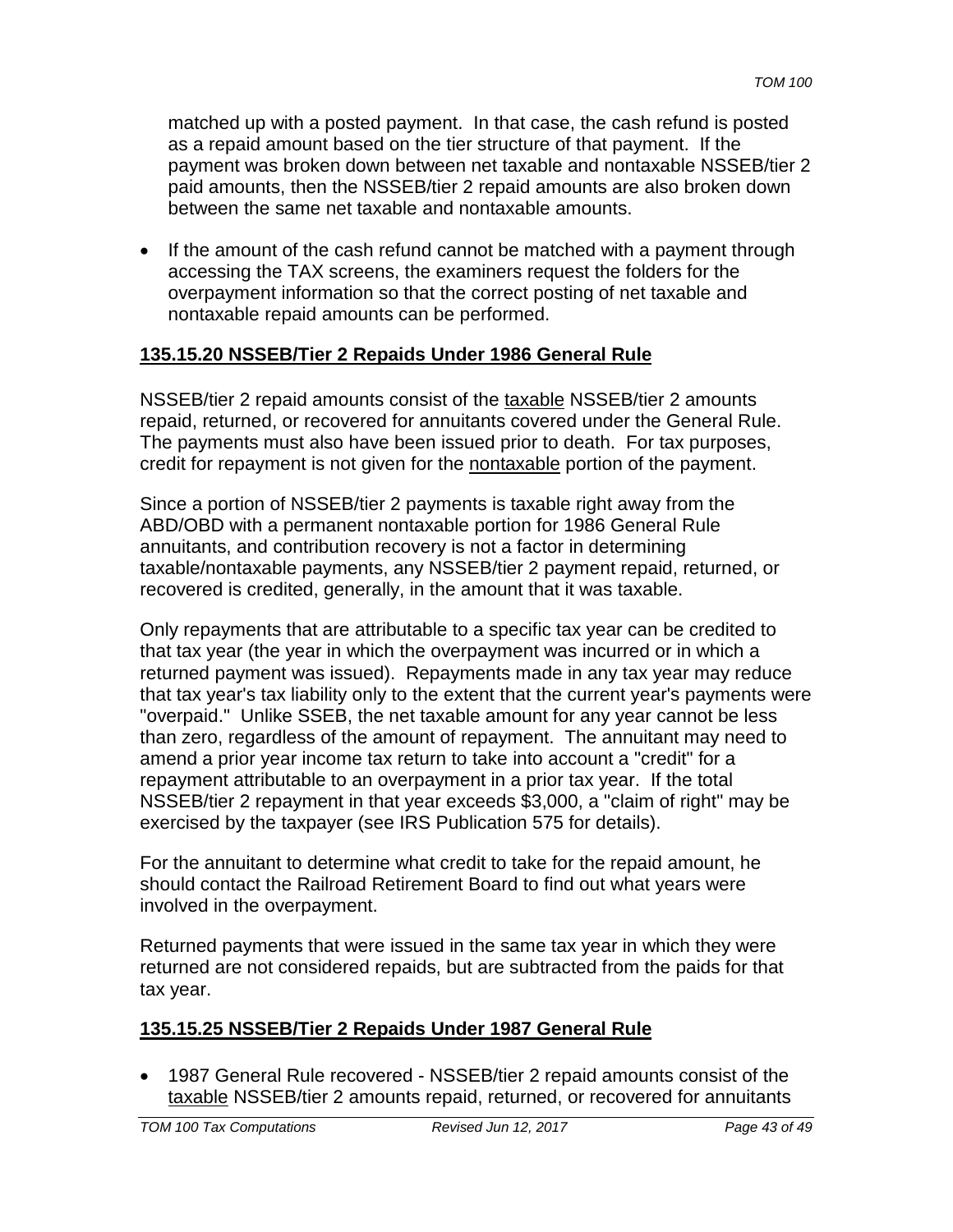matched up with a posted payment. In that case, the cash refund is posted as a repaid amount based on the tier structure of that payment. If the payment was broken down between net taxable and nontaxable NSSEB/tier 2 paid amounts, then the NSSEB/tier 2 repaid amounts are also broken down between the same net taxable and nontaxable amounts.

- If the amount of the cash refund cannot be matched with a payment through accessing the TAX screens, the examiners request the folders for the overpayment information so that the correct posting of net taxable and nontaxable repaid amounts can be performed.

## 135.15.20 NSSEB/Tier 2 Repaids Under 1986 General Rule

NSSEB/tier 2 repaid amounts consist of the taxable NSSEB/tier 2 amounts repaid, returned, or recovered for annuitants covered under the General Rule. The payments must also have been issued prior to death. For tax purposes, credit for repayment is not given for the nontaxable portion of the payment.

Since a portion of NSSEB/tier 2 payments is taxable right away from the ABD/OBD with a permanent nontaxable portion for 1986 General Rule annuitants, and contribution recovery is not a factor in determining taxable/nontaxable payments, any NSSEB/tier 2 payment repaid, returned, or recovered is credited, generally, in the amount that it was taxable.

Only repayments that are attributable to a specific tax year can be credited to that tax year (the year in which the overpayment was incurred or in which a returned payment was issued). Repayments made in any tax year may reduce that tax year's tax liability only to the extent that the current year's payments were "overpaid." Unlike SSEB, the net taxable amount for any year cannot be less than zero, regardless of the amount of repayment. The annuitant may need to amend a prior year income tax return to take into account a "credit" for a repayment attributable to an overpayment in a prior tax year. If the total NSSEB/tier 2 repayment in that year exceeds $3,000, a "claim of right" may be exercised by the taxpayer (see IRS Publication 575 for details).

For the annuitant to determine what credit to take for the repaid amount, he should contact the Railroad Retirement Board to find out what years were involved in the overpayment.

Returned payments that were issued in the same tax year in which they were returned are not considered repaids, but are subtracted from the paids for that tax year.

## 135.15.25 NSSEB/Tier 2 Repaids Under 1987 General Rule

- 1987 General Rule recovered - NSSEB/tier 2 repaid amounts consist of the taxable NSSEB/tier 2 amounts repaid, returned, or recovered for annuitants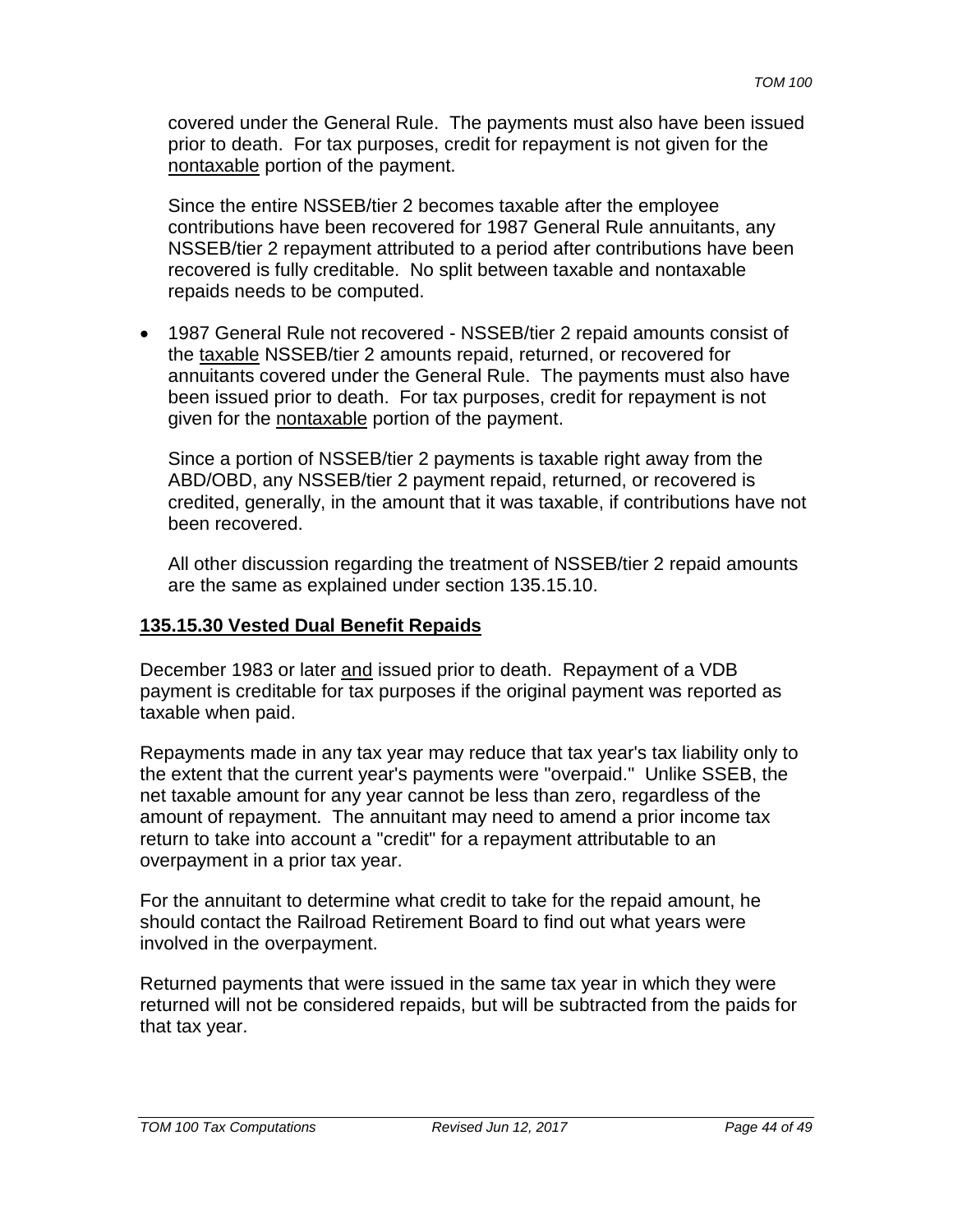covered under the General Rule. The payments must also have been issued prior to death. For tax purposes, credit for repayment is not given for the nontaxable portion of the payment.

Since the entire NSSEB/tier 2 becomes taxable after the employee contributions have been recovered for 1987 General Rule annuitants, any NSSEB/tier 2 repayment attributed to a period after contributions have been recovered is fully creditable. No split between taxable and nontaxable repaids needs to be computed.

- 1987 General Rule not recovered - NSSEB/tier 2 repaid amounts consist of the taxable NSSEB/tier 2 amounts repaid, returned, or recovered for annuitants covered under the General Rule. The payments must also have been issued prior to death. For tax purposes, credit for repayment is not given for the nontaxable portion of the payment.

  Since a portion of NSSEB/tier 2 payments is taxable right away from the ABD/OBD, any NSSEB/tier 2 payment repaid, returned, or recovered is credited, generally, in the amount that it was taxable, if contributions have not been recovered.

  All other discussion regarding the treatment of NSSEB/tier 2 repaid amounts are the same as explained under section 135.15.10.

## 135.15.30 Vested Dual Benefit Repaids

December 1983 or later and issued prior to death. Repayment of a VDB payment is creditable for tax purposes if the original payment was reported as taxable when paid.

Repayments made in any tax year may reduce that tax year's tax liability only to the extent that the current year's payments were "overpaid." Unlike SSEB, the net taxable amount for any year cannot be less than zero, regardless of the amount of repayment. The annuitant may need to amend a prior income tax return to take into account a "credit" for a repayment attributable to an overpayment in a prior tax year.

For the annuitant to determine what credit to take for the repaid amount, he should contact the Railroad Retirement Board to find out what years were involved in the overpayment.

Returned payments that were issued in the same tax year in which they were returned will not be considered repaids, but will be subtracted from the paids for that tax year.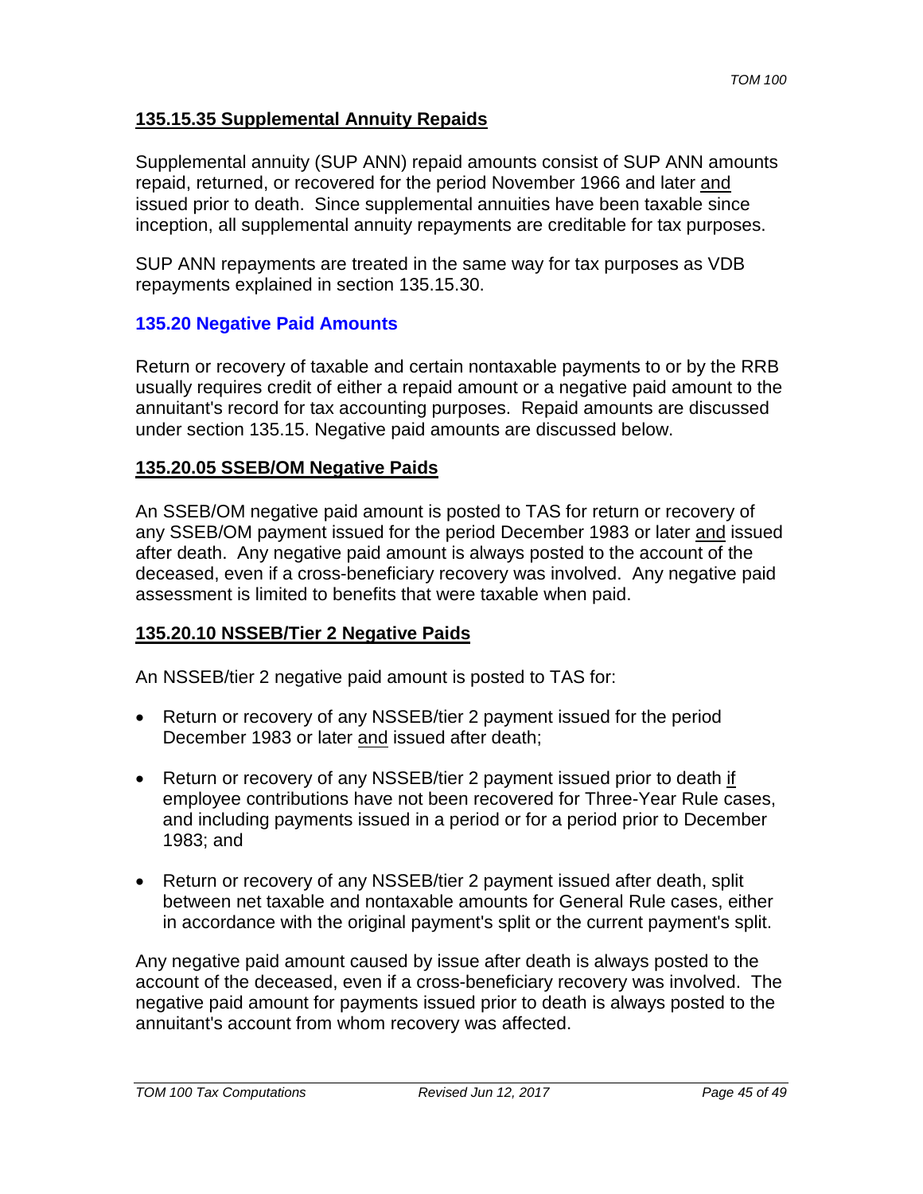### 135.15.35 Supplemental Annuity Repaids

Supplemental annuity (SUP ANN) repaid amounts consist of SUP ANN amounts repaid, returned, or recovered for the period November 1966 and later and issued prior to death. Since supplemental annuities have been taxable since inception, all supplemental annuity repayments are creditable for tax purposes.

SUP ANN repayments are treated in the same way for tax purposes as VDB repayments explained in section 135.15.30.

## 135.20 Negative Paid Amounts

Return or recovery of taxable and certain nontaxable payments to or by the RRB usually requires credit of either a repaid amount or a negative paid amount to the annuitant's record for tax accounting purposes. Repaid amounts are discussed under section 135.15. Negative paid amounts are discussed below.

### 135.20.05 SSEB/OM Negative Paids

An SSEB/OM negative paid amount is posted to TAS for return or recovery of any SSEB/OM payment issued for the period December 1983 or later and issued after death. Any negative paid amount is always posted to the account of the deceased, even if a cross-beneficiary recovery was involved. Any negative paid assessment is limited to benefits that were taxable when paid.

### 135.20.10 NSSEB/Tier 2 Negative Paids

An NSSEB/tier 2 negative paid amount is posted to TAS for:

- Return or recovery of any NSSEB/tier 2 payment issued for the period December 1983 or later and issued after death;
- Return or recovery of any NSSEB/tier 2 payment issued prior to death if employee contributions have not been recovered for Three-Year Rule cases, and including payments issued in a period or for a period prior to December 1983; and
- Return or recovery of any NSSEB/tier 2 payment issued after death, split between net taxable and nontaxable amounts for General Rule cases, either in accordance with the original payment's split or the current payment's split.

Any negative paid amount caused by issue after death is always posted to the account of the deceased, even if a cross-beneficiary recovery was involved. The negative paid amount for payments issued prior to death is always posted to the annuitant's account from whom recovery was affected.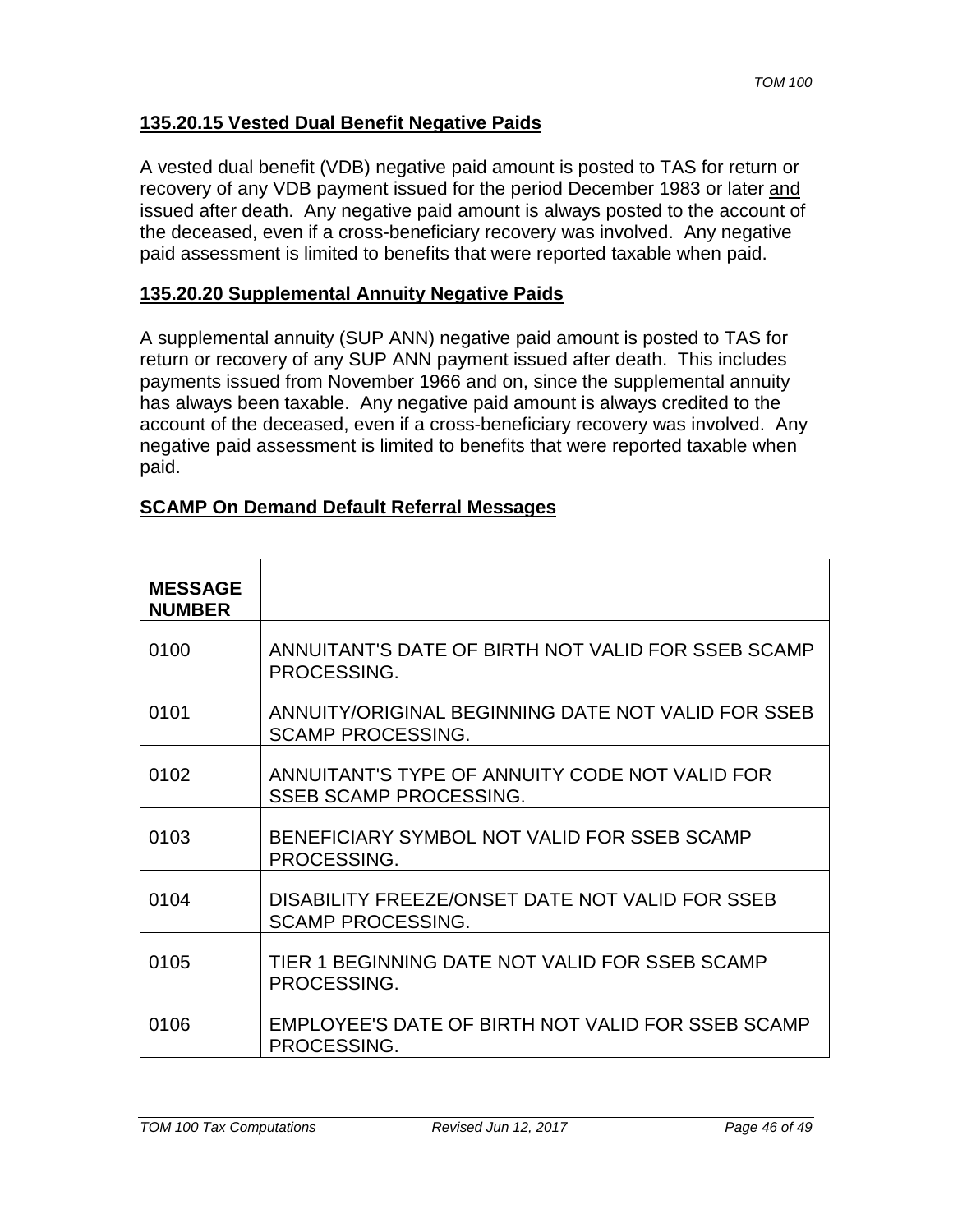## 135.20.15 Vested Dual Benefit Negative Paids

A vested dual benefit (VDB) negative paid amount is posted to TAS for return or recovery of any VDB payment issued for the period December 1983 or later and issued after death. Any negative paid amount is always posted to the account of the deceased, even if a cross-beneficiary recovery was involved. Any negative paid assessment is limited to benefits that were reported taxable when paid.

## 135.20.20 Supplemental Annuity Negative Paids

A supplemental annuity (SUP ANN) negative paid amount is posted to TAS for return or recovery of any SUP ANN payment issued after death. This includes payments issued from November 1966 and on, since the supplemental annuity has always been taxable. Any negative paid amount is always credited to the account of the deceased, even if a cross-beneficiary recovery was involved. Any negative paid assessment is limited to benefits that were reported taxable when paid.

## SCAMP On Demand Default Referral Messages

| MESSAGE NUMBER | |
|---|---|
| 0100 | ANNUITANT'S DATE OF BIRTH NOT VALID FOR SSEB SCAMP PROCESSING. |
| 0101 | ANNUITY/ORIGINAL BEGINNING DATE NOT VALID FOR SSEB SCAMP PROCESSING. |
| 0102 | ANNUITANT'S TYPE OF ANNUITY CODE NOT VALID FOR SSEB SCAMP PROCESSING. |
| 0103 | BENEFICIARY SYMBOL NOT VALID FOR SSEB SCAMP PROCESSING. |
| 0104 | DISABILITY FREEZE/ONSET DATE NOT VALID FOR SSEB SCAMP PROCESSING. |
| 0105 | TIER 1 BEGINNING DATE NOT VALID FOR SSEB SCAMP PROCESSING. |
| 0106 | EMPLOYEE'S DATE OF BIRTH NOT VALID FOR SSEB SCAMP PROCESSING. |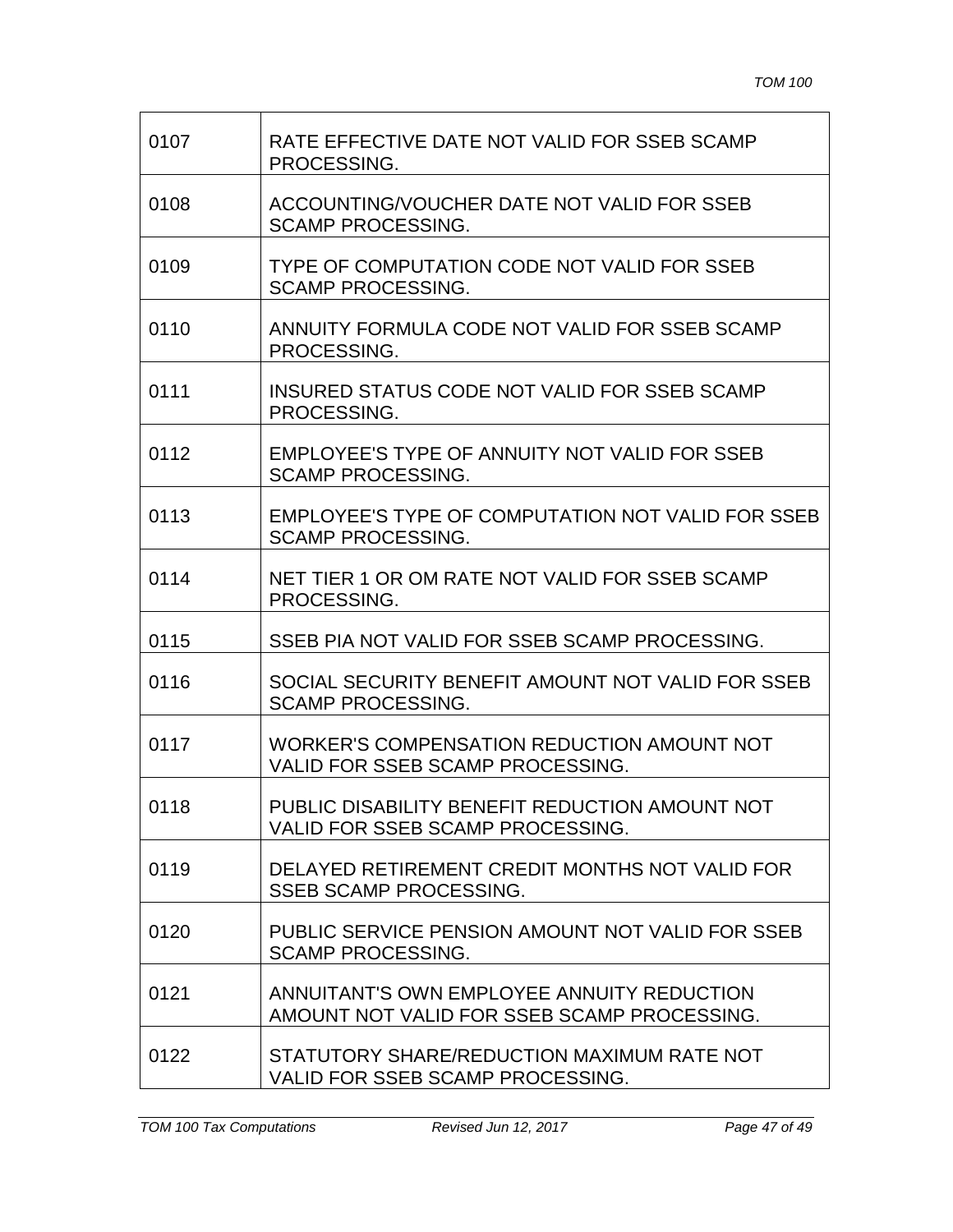| | |
|---|---|
| 0107 | RATE EFFECTIVE DATE NOT VALID FOR SSEB SCAMP PROCESSING. |
| 0108 | ACCOUNTING/VOUCHER DATE NOT VALID FOR SSEB SCAMP PROCESSING. |
| 0109 | TYPE OF COMPUTATION CODE NOT VALID FOR SSEB SCAMP PROCESSING. |
| 0110 | ANNUITY FORMULA CODE NOT VALID FOR SSEB SCAMP PROCESSING. |
| 0111 | INSURED STATUS CODE NOT VALID FOR SSEB SCAMP PROCESSING. |
| 0112 | EMPLOYEE'S TYPE OF ANNUITY NOT VALID FOR SSEB SCAMP PROCESSING. |
| 0113 | EMPLOYEE'S TYPE OF COMPUTATION NOT VALID FOR SSEB SCAMP PROCESSING. |
| 0114 | NET TIER 1 OR OM RATE NOT VALID FOR SSEB SCAMP PROCESSING. |
| 0115 | SSEB PIA NOT VALID FOR SSEB SCAMP PROCESSING. |
| 0116 | SOCIAL SECURITY BENEFIT AMOUNT NOT VALID FOR SSEB SCAMP PROCESSING. |
| 0117 | WORKER'S COMPENSATION REDUCTION AMOUNT NOT VALID FOR SSEB SCAMP PROCESSING. |
| 0118 | PUBLIC DISABILITY BENEFIT REDUCTION AMOUNT NOT VALID FOR SSEB SCAMP PROCESSING. |
| 0119 | DELAYED RETIREMENT CREDIT MONTHS NOT VALID FOR SSEB SCAMP PROCESSING. |
| 0120 | PUBLIC SERVICE PENSION AMOUNT NOT VALID FOR SSEB SCAMP PROCESSING. |
| 0121 | ANNUITANT'S OWN EMPLOYEE ANNUITY REDUCTION AMOUNT NOT VALID FOR SSEB SCAMP PROCESSING. |
| 0122 | STATUTORY SHARE/REDUCTION MAXIMUM RATE NOT VALID FOR SSEB SCAMP PROCESSING. |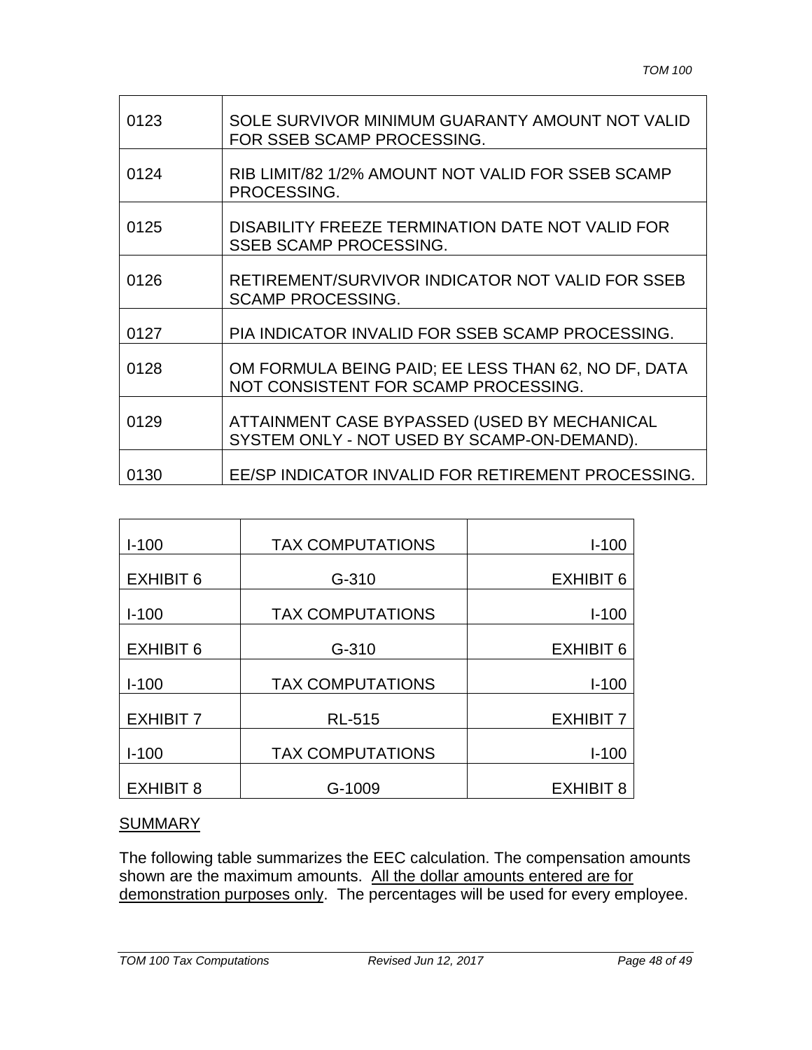| | |
|---|---|
| 0123 | SOLE SURVIVOR MINIMUM GUARANTY AMOUNT NOT VALID FOR SSEB SCAMP PROCESSING. |
| 0124 | RIB LIMIT/82 1/2% AMOUNT NOT VALID FOR SSEB SCAMP PROCESSING. |
| 0125 | DISABILITY FREEZE TERMINATION DATE NOT VALID FOR SSEB SCAMP PROCESSING. |
| 0126 | RETIREMENT/SURVIVOR INDICATOR NOT VALID FOR SSEB SCAMP PROCESSING. |
| 0127 | PIA INDICATOR INVALID FOR SSEB SCAMP PROCESSING. |
| 0128 | OM FORMULA BEING PAID; EE LESS THAN 62, NO DF, DATA NOT CONSISTENT FOR SCAMP PROCESSING. |
| 0129 | ATTAINMENT CASE BYPASSED (USED BY MECHANICAL SYSTEM ONLY - NOT USED BY SCAMP-ON-DEMAND). |
| 0130 | EE/SP INDICATOR INVALID FOR RETIREMENT PROCESSING. |

| | | |
|---|---|---|
| I-100 | TAX COMPUTATIONS | I-100 |
| EXHIBIT 6 | G-310 | EXHIBIT 6 |
| I-100 | TAX COMPUTATIONS | I-100 |
| EXHIBIT 6 | G-310 | EXHIBIT 6 |
| I-100 | TAX COMPUTATIONS | I-100 |
| EXHIBIT 7 | RL-515 | EXHIBIT 7 |
| I-100 | TAX COMPUTATIONS | I-100 |
| EXHIBIT 8 | G-1009 | EXHIBIT 8 |

SUMMARY

The following table summarizes the EEC calculation. The compensation amounts shown are the maximum amounts. All the dollar amounts entered are for demonstration purposes only. The percentages will be used for every employee.